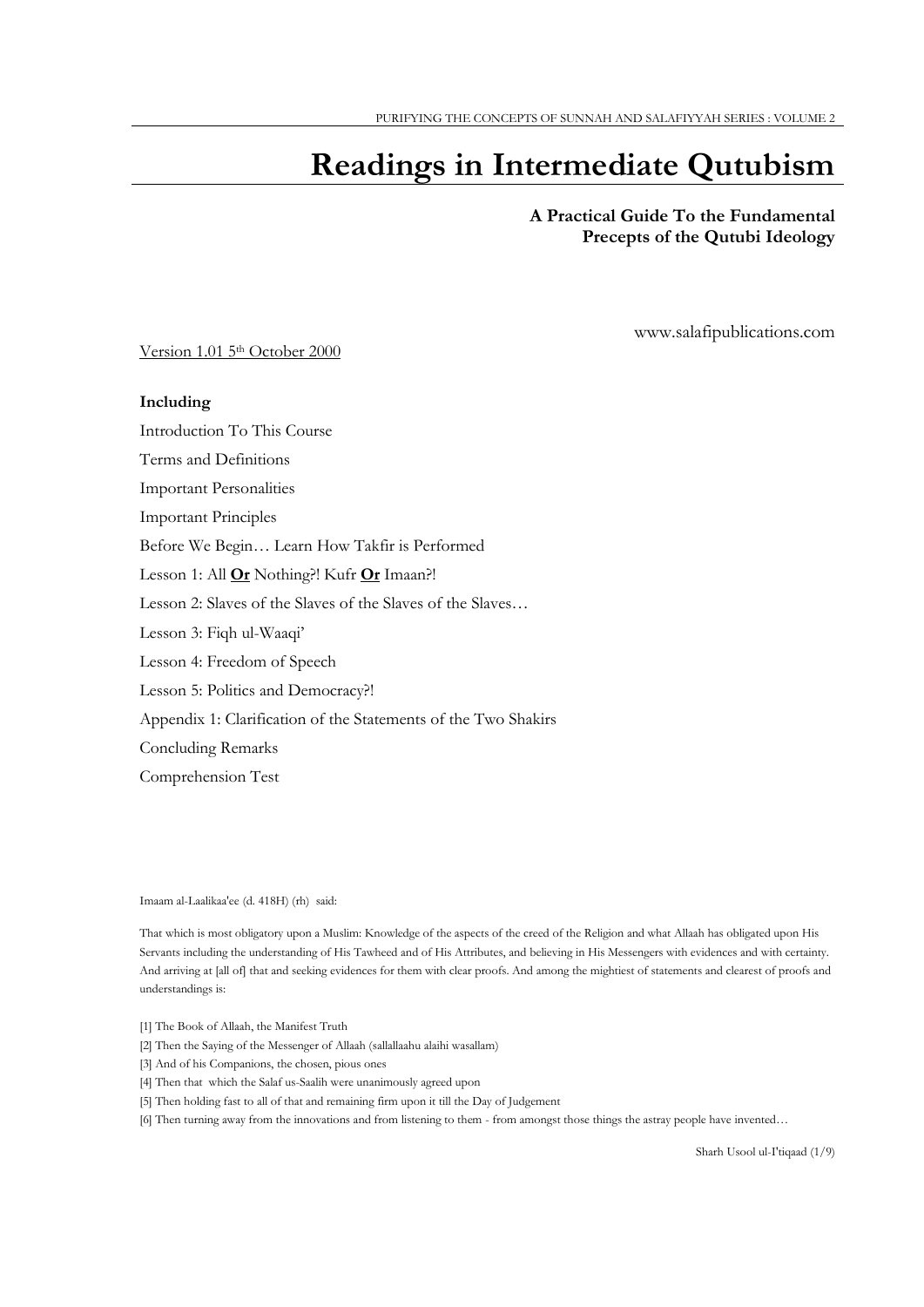PURIFYING THE CONCEPTS OF SUNNAH AND SALAFIYYAH SERIES : VOLUME 2

# Readings in Intermediate Qutubism

**A Practical Guide To the Fundamental Precepts of the Qutubi Ideology**

www.salafipublications.com

Version 1.01 5th October 2000

**Including**

Introduction To This Course

Terms and Definitions

Important Personalities

Important Principles

Before We Begin… Learn How Takfir is Performed

Lesson 1: All **Or** Nothing?! Kufr **Or** Imaan?!

Lesson 2: Slaves of the Slaves of the Slaves of the Slaves…

Lesson 3: Fiqh ul-Waaqi'

Lesson 4: Freedom of Speech

Lesson 5: Politics and Democracy?!

Appendix 1: Clarification of the Statements of the Two Shakirs

Concluding Remarks

Comprehension Test

Imaam al-Laalikaa'ee (d. 418H) (rh) said:

That which is most obligatory upon a Muslim: Knowledge of the aspects of the creed of the Religion and what Allaah has obligated upon His Servants including the understanding of His Tawheed and of His Attributes, and believing in His Messengers with evidences and with certainty. And arriving at [all of] that and seeking evidences for them with clear proofs. And among the mightiest of statements and clearest of proofs and understandings is:

[1] The Book of Allaah, the Manifest Truth

[2] Then the Saying of the Messenger of Allaah (sallallaahu alaihi wasallam)

[3] And of his Companions, the chosen, pious ones

[4] Then that which the Salaf us-Saalih were unanimously agreed upon

[5] Then holding fast to all of that and remaining firm upon it till the Day of Judgement

[6] Then turning away from the innovations and from listening to them - from amongst those things the astray people have invented…

Sharh Usool ul-I'tiqaad (1/9)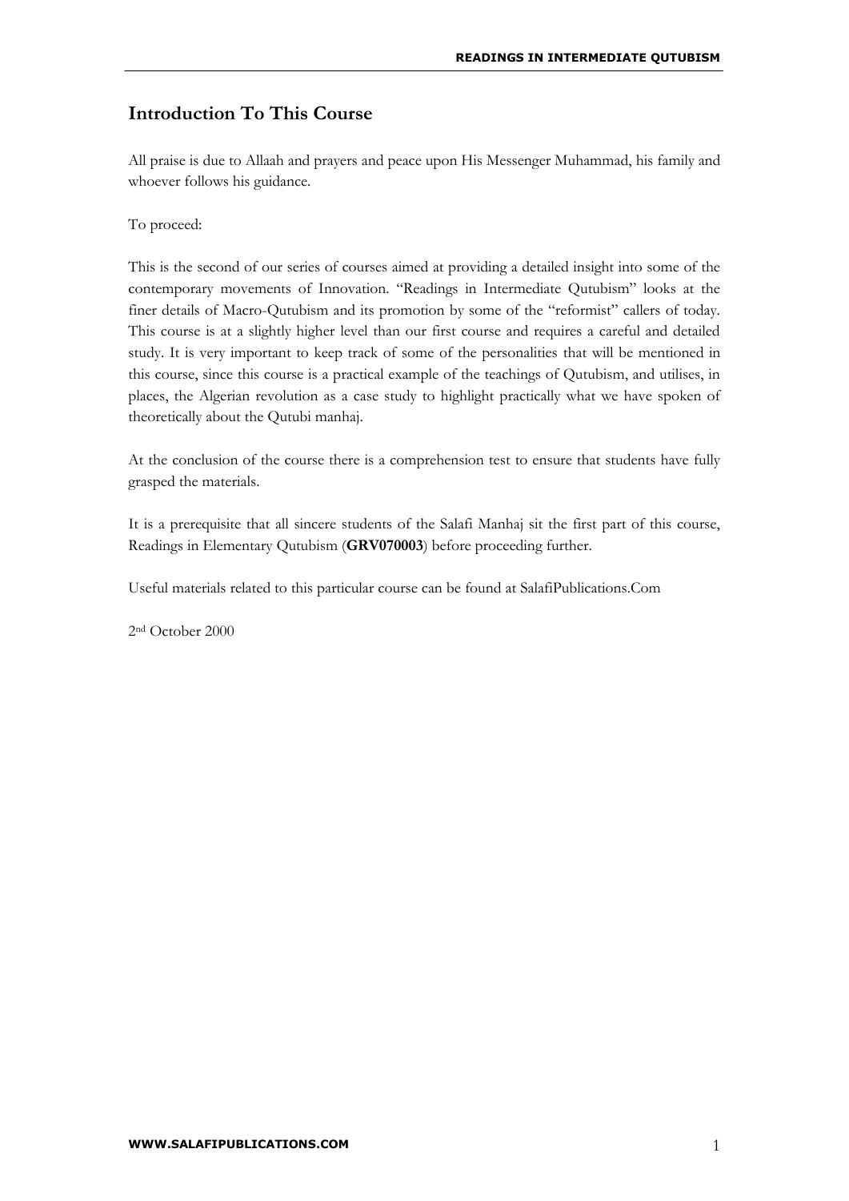## Introduction To This Course

All praise is due to Allaah and prayers and peace upon His Messenger Muhammad, his family and whoever follows his guidance.

To proceed:

This is the second of our series of courses aimed at providing a detailed insight into some of the contemporary movements of Innovation. "Readings in Intermediate Qutubism" looks at the finer details of Macro-Qutubism and its promotion by some of the "reformist" callers of today. This course is at a slightly higher level than our first course and requires a careful and detailed study. It is very important to keep track of some of the personalities that will be mentioned in this course, since this course is a practical example of the teachings of Qutubism, and utilises, in places, the Algerian revolution as a case study to highlight practically what we have spoken of theoretically about the Qutubi manhaj.

At the conclusion of the course there is a comprehension test to ensure that students have fully grasped the materials.

It is a prerequisite that all sincere students of the Salafi Manhaj sit the first part of this course, Readings in Elementary Qutubism (**GRV070003**) before proceeding further.

Useful materials related to this particular course can be found at SalafiPublications.Com

2nd October 2000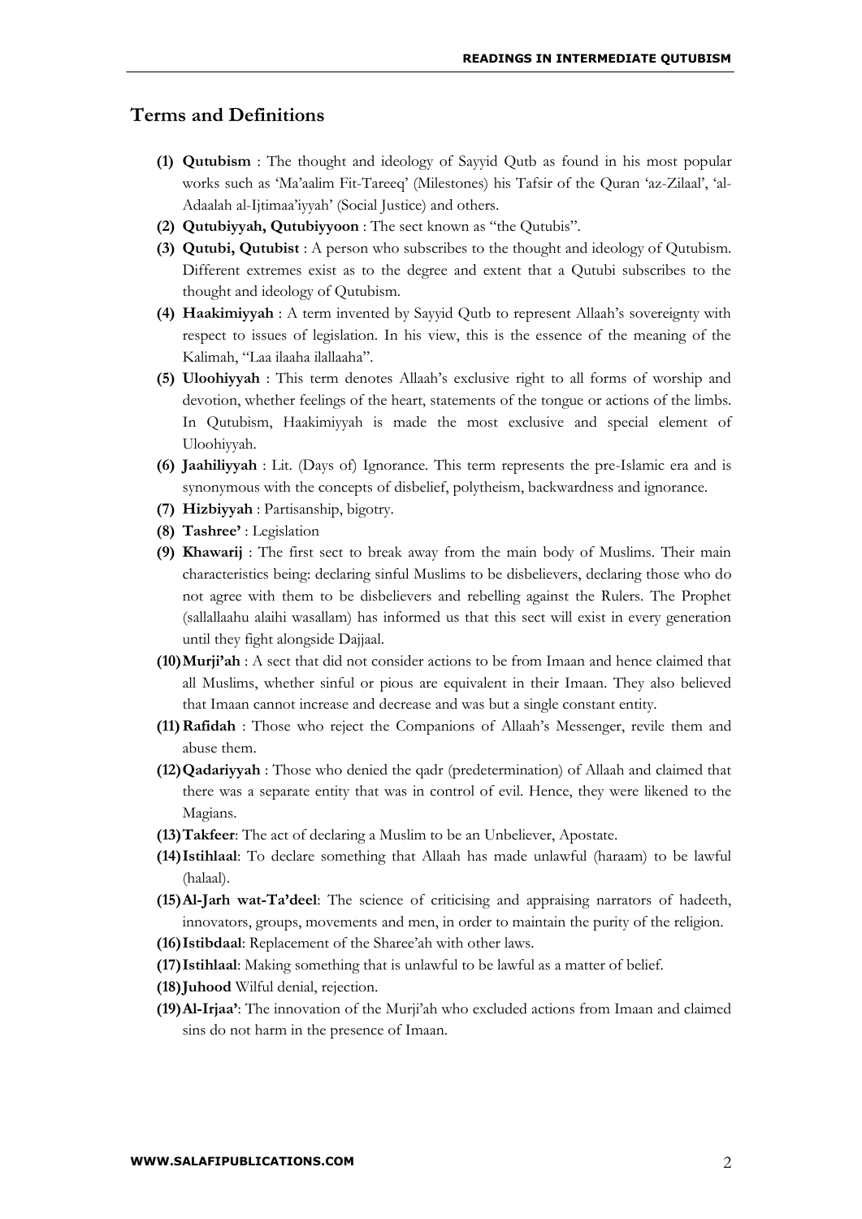## Terms and Definitions

1. **Qutubism** : The thought and ideology of Sayyid Qutb as found in his most popular works such as 'Ma'aalim Fit-Tareeq' (Milestones) his Tafsir of the Quran 'az-Zilaal', 'al-Adaalah al-Ijtimaa'iyyah' (Social Justice) and others.
2. **Qutubiyyah, Qutubiyyoon** : The sect known as "the Qutubis".
3. **Qutubi, Qutubist** : A person who subscribes to the thought and ideology of Qutubism. Different extremes exist as to the degree and extent that a Qutubi subscribes to the thought and ideology of Qutubism.
4. **Haakimiyyah** : A term invented by Sayyid Qutb to represent Allaah's sovereignty with respect to issues of legislation. In his view, this is the essence of the meaning of the Kalimah, "Laa ilaaha ilallaaha".
5. **Uloohiyyah** : This term denotes Allaah's exclusive right to all forms of worship and devotion, whether feelings of the heart, statements of the tongue or actions of the limbs. In Qutubism, Haakimiyyah is made the most exclusive and special element of Uloohiyyah.
6. **Jaahiliyyah** : Lit. (Days of) Ignorance. This term represents the pre-Islamic era and is synonymous with the concepts of disbelief, polytheism, backwardness and ignorance.
7. **Hizbiyyah** : Partisanship, bigotry.
8. **Tashree'** : Legislation
9. **Khawarij** : The first sect to break away from the main body of Muslims. Their main characteristics being: declaring sinful Muslims to be disbelievers, declaring those who do not agree with them to be disbelievers and rebelling against the Rulers. The Prophet (sallallaahu alaihi wasallam) has informed us that this sect will exist in every generation until they fight alongside Dajjaal.
10. **Murji'ah** : A sect that did not consider actions to be from Imaan and hence claimed that all Muslims, whether sinful or pious are equivalent in their Imaan. They also believed that Imaan cannot increase and decrease and was but a single constant entity.
11. **Rafidah** : Those who reject the Companions of Allaah's Messenger, revile them and abuse them.
12. **Qadariyyah** : Those who denied the qadr (predetermination) of Allaah and claimed that there was a separate entity that was in control of evil. Hence, they were likened to the Magians.
13. **Takfeer**: The act of declaring a Muslim to be an Unbeliever, Apostate.
14. **Istihlaal**: To declare something that Allaah has made unlawful (haraam) to be lawful (halaal).
15. **Al-Jarh wat-Ta'deel**: The science of criticising and appraising narrators of hadeeth, innovators, groups, movements and men, in order to maintain the purity of the religion.
16. **Istibdaal**: Replacement of the Sharee'ah with other laws.
17. **Istihlaal**: Making something that is unlawful to be lawful as a matter of belief.
18. **Juhood** Wilful denial, rejection.
19. **Al-Irjaa'**: The innovation of the Murji'ah who excluded actions from Imaan and claimed sins do not harm in the presence of Imaan.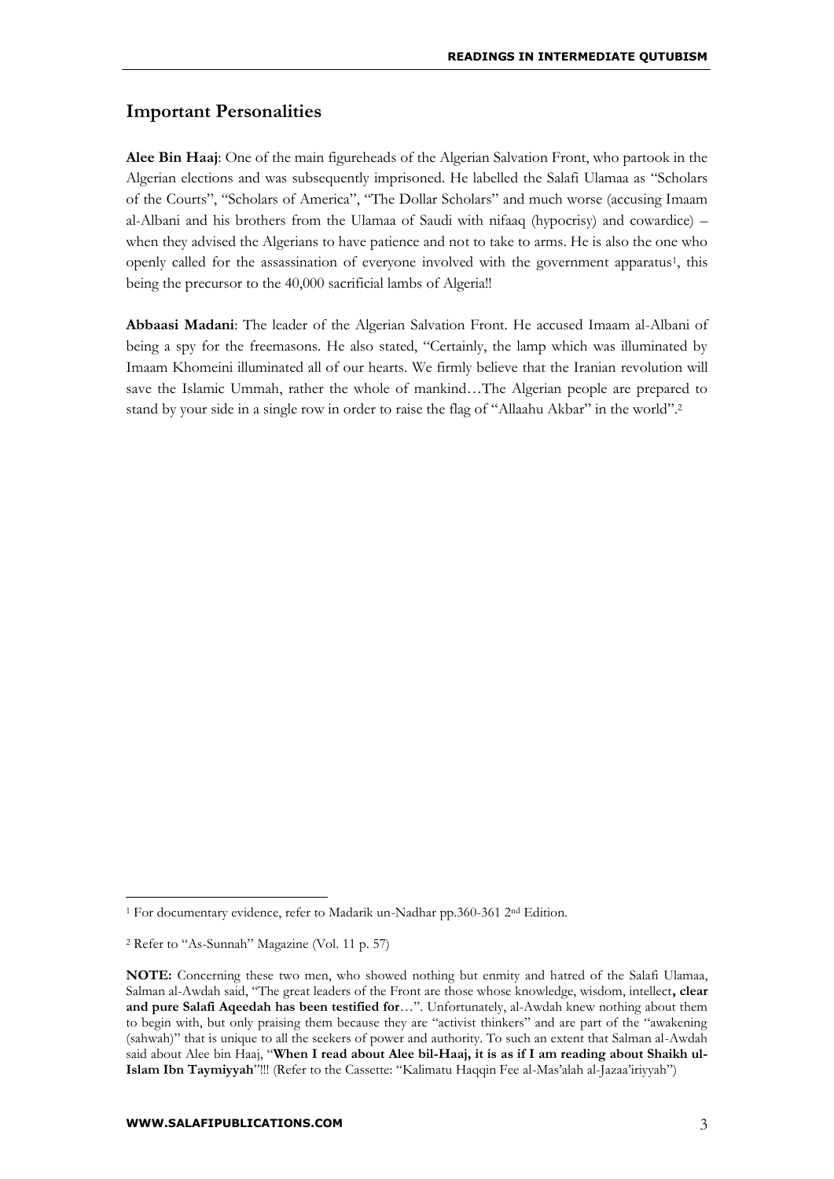## Important Personalities

**Alee Bin Haaj**: One of the main figureheads of the Algerian Salvation Front, who partook in the Algerian elections and was subsequently imprisoned. He labelled the Salafi Ulamaa as "Scholars of the Courts", "Scholars of America", "The Dollar Scholars" and much worse (accusing Imaam al-Albani and his brothers from the Ulamaa of Saudi with nifaaq (hypocrisy) and cowardice) – when they advised the Algerians to have patience and not to take to arms. He is also the one who openly called for the assassination of everyone involved with the government apparatus[1], this being the precursor to the 40,000 sacrificial lambs of Algeria!!

**Abbaasi Madani**: The leader of the Algerian Salvation Front. He accused Imaam al-Albani of being a spy for the freemasons. He also stated, "Certainly, the lamp which was illuminated by Imaam Khomeini illuminated all of our hearts. We firmly believe that the Iranian revolution will save the Islamic Ummah, rather the whole of mankind…The Algerian people are prepared to stand by your side in a single row in order to raise the flag of "Allaahu Akbar" in the world".[2]

---

[1] For documentary evidence, refer to Madarik un-Nadhar pp.360-361 2nd Edition.

[2] Refer to "As-Sunnah" Magazine (Vol. 11 p. 57)

**NOTE:** Concerning these two men, who showed nothing but enmity and hatred of the Salafi Ulamaa, Salman al-Awdah said, "The great leaders of the Front are those whose knowledge, wisdom, intellect**, clear and pure Salafi Aqeedah has been testified for**…". Unfortunately, al-Awdah knew nothing about them to begin with, but only praising them because they are "activist thinkers" and are part of the "awakening (sahwah)" that is unique to all the seekers of power and authority. To such an extent that Salman al-Awdah said about Alee bin Haaj, "**When I read about Alee bil-Haaj, it is as if I am reading about Shaikh ul-Islam Ibn Taymiyyah**"!!! (Refer to the Cassette: "Kalimatu Haqqin Fee al-Mas'alah al-Jazaa'iriyyah")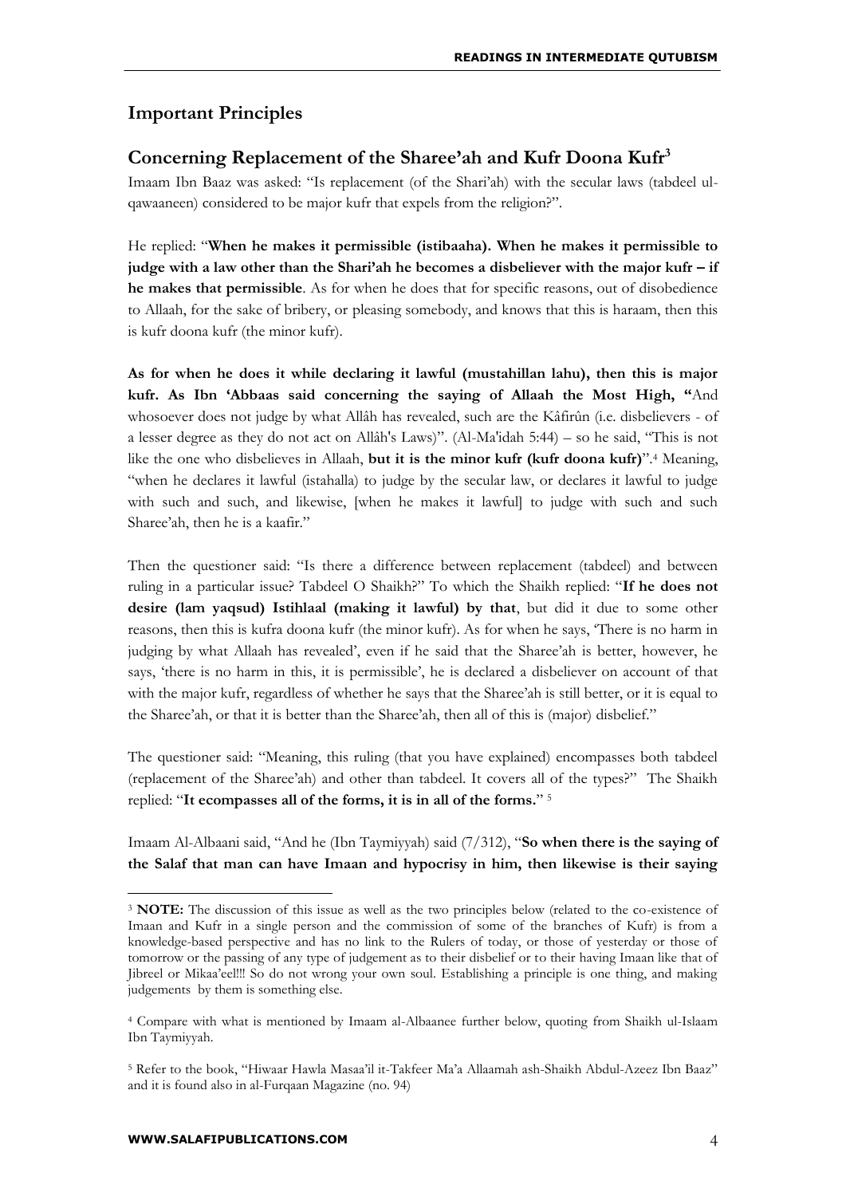## Important Principles

## Concerning Replacement of the Sharee'ah and Kufr Doona Kufr[3]

Imaam Ibn Baaz was asked: "Is replacement (of the Shari'ah) with the secular laws (tabdeel ul-qawaaneen) considered to be major kufr that expels from the religion?".

He replied: "**When he makes it permissible (istibaaha). When he makes it permissible to judge with a law other than the Shari'ah he becomes a disbeliever with the major kufr – if he makes that permissible**. As for when he does that for specific reasons, out of disobedience to Allaah, for the sake of bribery, or pleasing somebody, and knows that this is haraam, then this is kufr doona kufr (the minor kufr).

**As for when he does it while declaring it lawful (mustahillan lahu), then this is major kufr. As Ibn 'Abbaas said concerning the saying of Allaah the Most High, "**And whosoever does not judge by what Allâh has revealed, such are the Kâfirûn (i.e. disbelievers - of a lesser degree as they do not act on Allâh's Laws)". (Al-Ma'idah 5:44) – so he said, "This is not like the one who disbelieves in Allaah, **but it is the minor kufr (kufr doona kufr)**".[4] Meaning, "when he declares it lawful (istahalla) to judge by the secular law, or declares it lawful to judge with such and such, and likewise, [when he makes it lawful] to judge with such and such Sharee'ah, then he is a kaafir."

Then the questioner said: "Is there a difference between replacement (tabdeel) and between ruling in a particular issue? Tabdeel O Shaikh?" To which the Shaikh replied: "**If he does not desire (lam yaqsud) Istihlaal (making it lawful) by that**, but did it due to some other reasons, then this is kufra doona kufr (the minor kufr). As for when he says, 'There is no harm in judging by what Allaah has revealed', even if he said that the Sharee'ah is better, however, he says, 'there is no harm in this, it is permissible', he is declared a disbeliever on account of that with the major kufr, regardless of whether he says that the Sharee'ah is still better, or it is equal to the Sharee'ah, or that it is better than the Sharee'ah, then all of this is (major) disbelief."

The questioner said: "Meaning, this ruling (that you have explained) encompasses both tabdeel (replacement of the Sharee'ah) and other than tabdeel. It covers all of the types?" The Shaikh replied: "**It ecompasses all of the forms, it is in all of the forms.**" [5]

Imaam Al-Albaani said, "And he (Ibn Taymiyyah) said (7/312), "**So when there is the saying of the Salaf that man can have Imaan and hypocrisy in him, then likewise is their saying**

---

[3] **NOTE:** The discussion of this issue as well as the two principles below (related to the co-existence of Imaan and Kufr in a single person and the commission of some of the branches of Kufr) is from a knowledge-based perspective and has no link to the Rulers of today, or those of yesterday or those of tomorrow or the passing of any type of judgement as to their disbelief or to their having Imaan like that of Jibreel or Mikaa'eel!!! So do not wrong your own soul. Establishing a principle is one thing, and making judgements by them is something else.

[4] Compare with what is mentioned by Imaam al-Albaanee further below, quoting from Shaikh ul-Islaam Ibn Taymiyyah.

[5] Refer to the book, "Hiwaar Hawla Masaa'il it-Takfeer Ma'a Allaamah ash-Shaikh Abdul-Azeez Ibn Baaz" and it is found also in al-Furqaan Magazine (no. 94)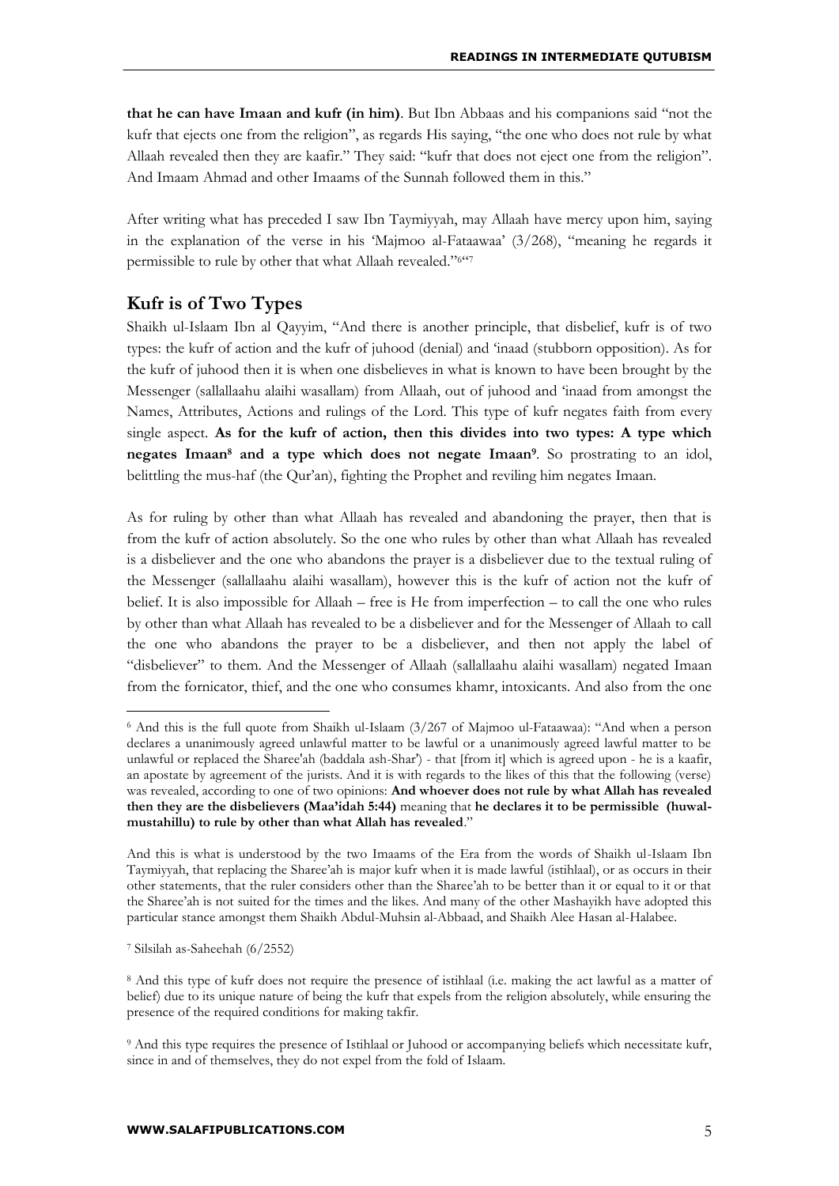**that he can have Imaan and kufr (in him)**. But Ibn Abbaas and his companions said "not the kufr that ejects one from the religion", as regards His saying, "the one who does not rule by what Allaah revealed then they are kaafir." They said: "kufr that does not eject one from the religion". And Imaam Ahmad and other Imaams of the Sunnah followed them in this."

After writing what has preceded I saw Ibn Taymiyyah, may Allaah have mercy upon him, saying in the explanation of the verse in his 'Majmoo al-Fataawaa' (3/268), "meaning he regards it permissible to rule by other that what Allaah revealed."[6]"[7]

## Kufr is of Two Types

Shaikh ul-Islaam Ibn al Qayyim, "And there is another principle, that disbelief, kufr is of two types: the kufr of action and the kufr of juhood (denial) and 'inaad (stubborn opposition). As for the kufr of juhood then it is when one disbelieves in what is known to have been brought by the Messenger (sallallaahu alaihi wasallam) from Allaah, out of juhood and 'inaad from amongst the Names, Attributes, Actions and rulings of the Lord. This type of kufr negates faith from every single aspect. **As for the kufr of action, then this divides into two types: A type which negates Imaan[8] and a type which does not negate Imaan[9]**. So prostrating to an idol, belittling the mus-haf (the Qur'an), fighting the Prophet and reviling him negates Imaan.

As for ruling by other than what Allaah has revealed and abandoning the prayer, then that is from the kufr of action absolutely. So the one who rules by other than what Allaah has revealed is a disbeliever and the one who abandons the prayer is a disbeliever due to the textual ruling of the Messenger (sallallaahu alaihi wasallam), however this is the kufr of action not the kufr of belief. It is also impossible for Allaah – free is He from imperfection – to call the one who rules by other than what Allaah has revealed to be a disbeliever and for the Messenger of Allaah to call the one who abandons the prayer to be a disbeliever, and then not apply the label of "disbeliever" to them. And the Messenger of Allaah (sallallaahu alaihi wasallam) negated Imaan from the fornicator, thief, and the one who consumes khamr, intoxicants. And also from the one

---

[6] And this is the full quote from Shaikh ul-Islaam (3/267 of Majmoo ul-Fataawaa): "And when a person declares a unanimously agreed unlawful matter to be lawful or a unanimously agreed lawful matter to be unlawful or replaced the Sharee'ah (baddala ash-Shar') - that [from it] which is agreed upon - he is a kaafir, an apostate by agreement of the jurists. And it is with regards to the likes of this that the following (verse) was revealed, according to one of two opinions: **And whoever does not rule by what Allah has revealed then they are the disbelievers (Maa'idah 5:44)** meaning that **he declares it to be permissible (huwal-mustahillu) to rule by other than what Allah has revealed**."

And this is what is understood by the two Imaams of the Era from the words of Shaikh ul-Islaam Ibn Taymiyyah, that replacing the Sharee'ah is major kufr when it is made lawful (istihlaal), or as occurs in their other statements, that the ruler considers other than the Sharee'ah to be better than it or equal to it or that the Sharee'ah is not suited for the times and the likes. And many of the other Mashayikh have adopted this particular stance amongst them Shaikh Abdul-Muhsin al-Abbaad, and Shaikh Alee Hasan al-Halabee.

[7] Silsilah as-Saheehah (6/2552)

[8] And this type of kufr does not require the presence of istihlaal (i.e. making the act lawful as a matter of belief) due to its unique nature of being the kufr that expels from the religion absolutely, while ensuring the presence of the required conditions for making takfir.

[9] And this type requires the presence of Istihlaal or Juhood or accompanying beliefs which necessitate kufr, since in and of themselves, they do not expel from the fold of Islaam.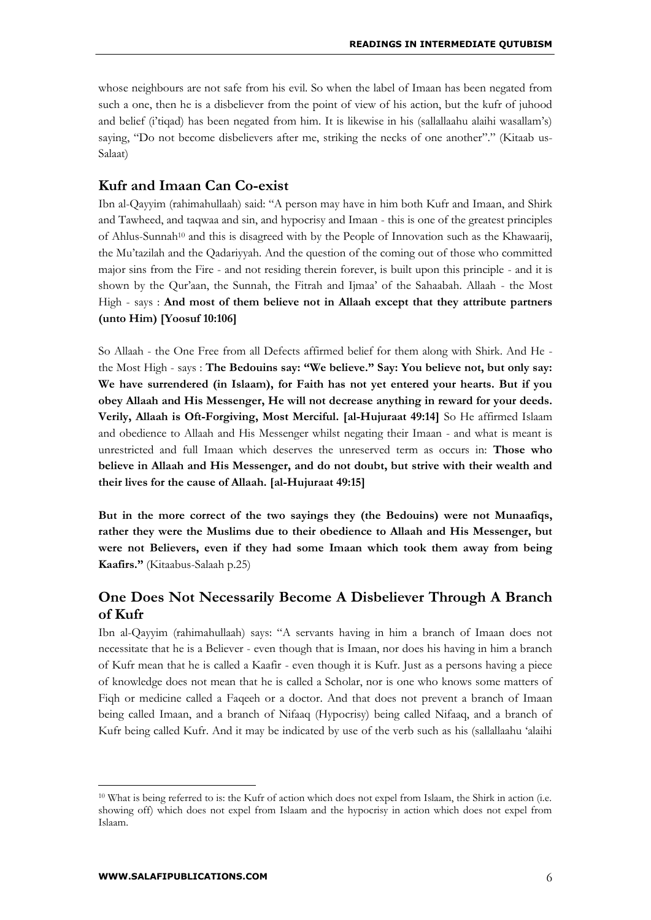whose neighbours are not safe from his evil. So when the label of Imaan has been negated from such a one, then he is a disbeliever from the point of view of his action, but the kufr of juhood and belief (i'tiqad) has been negated from him. It is likewise in his (sallallaahu alaihi wasallam's) saying, "Do not become disbelievers after me, striking the necks of one another"." (Kitaab us-Salaat)

## Kufr and Imaan Can Co-exist

Ibn al-Qayyim (rahimahullaah) said: "A person may have in him both Kufr and Imaan, and Shirk and Tawheed, and taqwaa and sin, and hypocrisy and Imaan - this is one of the greatest principles of Ahlus-Sunnah[10] and this is disagreed with by the People of Innovation such as the Khawaarij, the Mu'tazilah and the Qadariyyah. And the question of the coming out of those who committed major sins from the Fire - and not residing therein forever, is built upon this principle - and it is shown by the Qur'aan, the Sunnah, the Fitrah and Ijmaa' of the Sahaabah. Allaah - the Most High - says : **And most of them believe not in Allaah except that they attribute partners (unto Him) [Yoosuf 10:106]**

So Allaah - the One Free from all Defects affirmed belief for them along with Shirk. And He - the Most High - says : **The Bedouins say: "We believe." Say: You believe not, but only say: We have surrendered (in Islaam), for Faith has not yet entered your hearts. But if you obey Allaah and His Messenger, He will not decrease anything in reward for your deeds. Verily, Allaah is Oft-Forgiving, Most Merciful. [al-Hujuraat 49:14]** So He affirmed Islaam and obedience to Allaah and His Messenger whilst negating their Imaan - and what is meant is unrestricted and full Imaan which deserves the unreserved term as occurs in: **Those who believe in Allaah and His Messenger, and do not doubt, but strive with their wealth and their lives for the cause of Allaah. [al-Hujuraat 49:15]**

**But in the more correct of the two sayings they (the Bedouins) were not Munaafiqs, rather they were the Muslims due to their obedience to Allaah and His Messenger, but were not Believers, even if they had some Imaan which took them away from being Kaafirs."** (Kitaabus-Salaah p.25)

## One Does Not Necessarily Become A Disbeliever Through A Branch of Kufr

Ibn al-Qayyim (rahimahullaah) says: "A servants having in him a branch of Imaan does not necessitate that he is a Believer - even though that is Imaan, nor does his having in him a branch of Kufr mean that he is called a Kaafir - even though it is Kufr. Just as a persons having a piece of knowledge does not mean that he is called a Scholar, nor is one who knows some matters of Fiqh or medicine called a Faqeeh or a doctor. And that does not prevent a branch of Imaan being called Imaan, and a branch of Nifaaq (Hypocrisy) being called Nifaaq, and a branch of Kufr being called Kufr. And it may be indicated by use of the verb such as his (sallallaahu 'alaihi

---

[10] What is being referred to is: the Kufr of action which does not expel from Islaam, the Shirk in action (i.e. showing off) which does not expel from Islaam and the hypocrisy in action which does not expel from Islaam.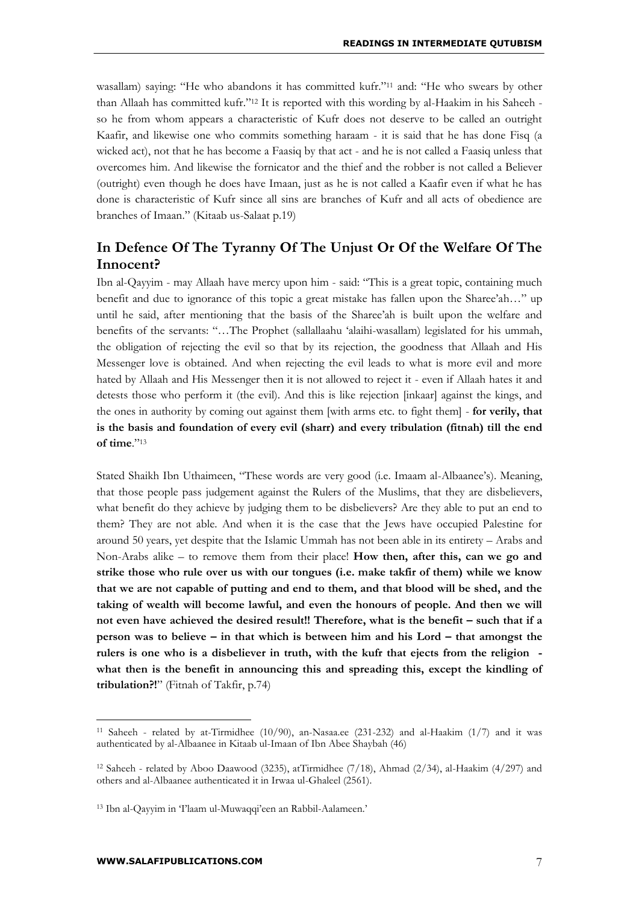wasallam) saying: "He who abandons it has committed kufr."[11] and: "He who swears by other than Allaah has committed kufr."[12] It is reported with this wording by al-Haakim in his Saheeh - so he from whom appears a characteristic of Kufr does not deserve to be called an outright Kaafir, and likewise one who commits something haraam - it is said that he has done Fisq (a wicked act), not that he has become a Faasiq by that act - and he is not called a Faasiq unless that overcomes him. And likewise the fornicator and the thief and the robber is not called a Believer (outright) even though he does have Imaan, just as he is not called a Kaafir even if what he has done is characteristic of Kufr since all sins are branches of Kufr and all acts of obedience are branches of Imaan." (Kitaab us-Salaat p.19)

## In Defence Of The Tyranny Of The Unjust Or Of the Welfare Of The Innocent?

Ibn al-Qayyim - may Allaah have mercy upon him - said: "This is a great topic, containing much benefit and due to ignorance of this topic a great mistake has fallen upon the Sharee'ah…" up until he said, after mentioning that the basis of the Sharee'ah is built upon the welfare and benefits of the servants: "…The Prophet (sallallaahu 'alaihi-wasallam) legislated for his ummah, the obligation of rejecting the evil so that by its rejection, the goodness that Allaah and His Messenger love is obtained. And when rejecting the evil leads to what is more evil and more hated by Allaah and His Messenger then it is not allowed to reject it - even if Allaah hates it and detests those who perform it (the evil). And this is like rejection [inkaar] against the kings, and the ones in authority by coming out against them [with arms etc. to fight them] - **for verily, that is the basis and foundation of every evil (sharr) and every tribulation (fitnah) till the end of time**."[13]

Stated Shaikh Ibn Uthaimeen, "These words are very good (i.e. Imaam al-Albaanee's). Meaning, that those people pass judgement against the Rulers of the Muslims, that they are disbelievers, what benefit do they achieve by judging them to be disbelievers? Are they able to put an end to them? They are not able. And when it is the case that the Jews have occupied Palestine for around 50 years, yet despite that the Islamic Ummah has not been able in its entirety – Arabs and Non-Arabs alike – to remove them from their place! **How then, after this, can we go and strike those who rule over us with our tongues (i.e. make takfir of them) while we know that we are not capable of putting and end to them, and that blood will be shed, and the taking of wealth will become lawful, and even the honours of people. And then we will not even have achieved the desired result!! Therefore, what is the benefit – such that if a person was to believe – in that which is between him and his Lord – that amongst the rulers is one who is a disbeliever in truth, with the kufr that ejects from the religion - what then is the benefit in announcing this and spreading this, except the kindling of tribulation?!**" (Fitnah of Takfir, p.74)

---

[11] Saheeh - related by at-Tirmidhee (10/90), an-Nasaa.ee (231-232) and al-Haakim (1/7) and it was authenticated by al-Albaanee in Kitaab ul-Imaan of Ibn Abee Shaybah (46)

[12] Saheeh - related by Aboo Daawood (3235), atTirmidhee (7/18), Ahmad (2/34), al-Haakim (4/297) and others and al-Albaanee authenticated it in Irwaa ul-Ghaleel (2561).

[13] Ibn al-Qayyim in 'I'laam ul-Muwaqqi'een an Rabbil-Aalameen.'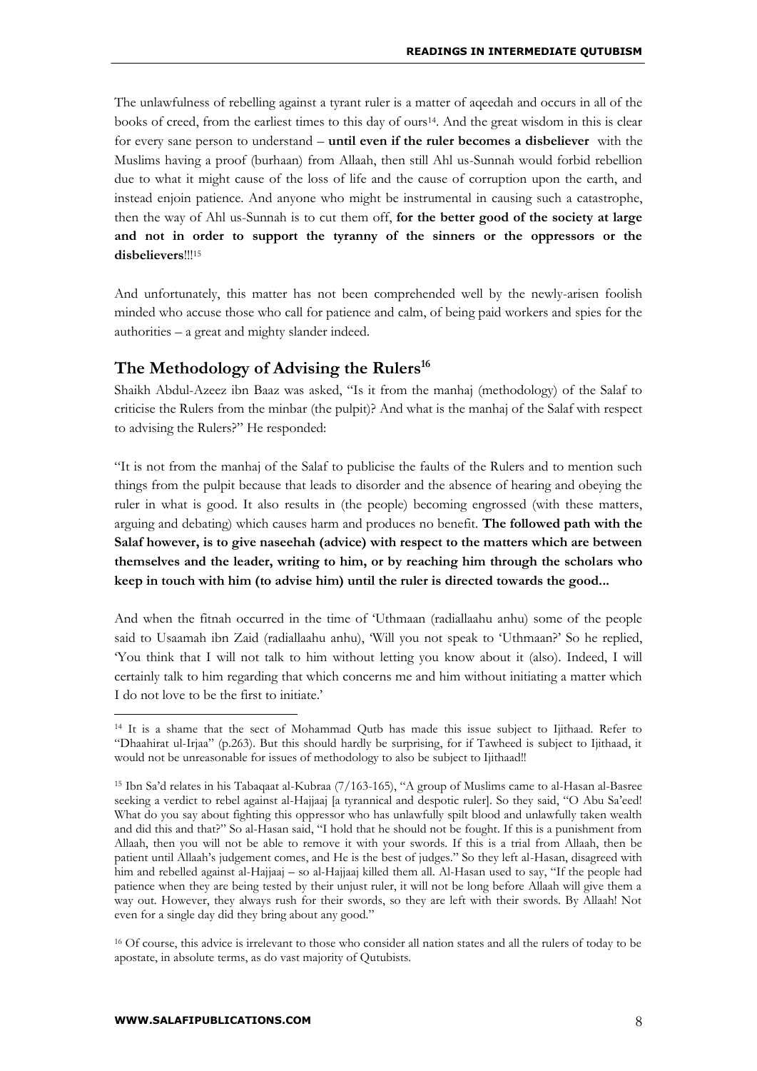The unlawfulness of rebelling against a tyrant ruler is a matter of aqeedah and occurs in all of the books of creed, from the earliest times to this day of ours[14]. And the great wisdom in this is clear for every sane person to understand – **until even if the ruler becomes a disbeliever** with the Muslims having a proof (burhaan) from Allaah, then still Ahl us-Sunnah would forbid rebellion due to what it might cause of the loss of life and the cause of corruption upon the earth, and instead enjoin patience. And anyone who might be instrumental in causing such a catastrophe, then the way of Ahl us-Sunnah is to cut them off, **for the better good of the society at large and not in order to support the tyranny of the sinners or the oppressors or the disbelievers**!!![15]

And unfortunately, this matter has not been comprehended well by the newly-arisen foolish minded who accuse those who call for patience and calm, of being paid workers and spies for the authorities – a great and mighty slander indeed.

## The Methodology of Advising the Rulers[16]

Shaikh Abdul-Azeez ibn Baaz was asked, "Is it from the manhaj (methodology) of the Salaf to criticise the Rulers from the minbar (the pulpit)? And what is the manhaj of the Salaf with respect to advising the Rulers?" He responded:

"It is not from the manhaj of the Salaf to publicise the faults of the Rulers and to mention such things from the pulpit because that leads to disorder and the absence of hearing and obeying the ruler in what is good. It also results in (the people) becoming engrossed (with these matters, arguing and debating) which causes harm and produces no benefit. **The followed path with the Salaf however, is to give naseehah (advice) with respect to the matters which are between themselves and the leader, writing to him, or by reaching him through the scholars who keep in touch with him (to advise him) until the ruler is directed towards the good...**

And when the fitnah occurred in the time of 'Uthmaan (radiallaahu anhu) some of the people said to Usaamah ibn Zaid (radiallaahu anhu), 'Will you not speak to 'Uthmaan?' So he replied, 'You think that I will not talk to him without letting you know about it (also). Indeed, I will certainly talk to him regarding that which concerns me and him without initiating a matter which I do not love to be the first to initiate.'

---

[14] It is a shame that the sect of Mohammad Qutb has made this issue subject to Ijithaad. Refer to "Dhaahirat ul-Irjaa" (p.263). But this should hardly be surprising, for if Tawheed is subject to Ijithaad, it would not be unreasonable for issues of methodology to also be subject to Ijithaad!!

[15] Ibn Sa'd relates in his Tabaqaat al-Kubraa (7/163-165), "A group of Muslims came to al-Hasan al-Basree seeking a verdict to rebel against al-Hajjaaj [a tyrannical and despotic ruler]. So they said, "O Abu Sa'eed! What do you say about fighting this oppressor who has unlawfully spilt blood and unlawfully taken wealth and did this and that?" So al-Hasan said, "I hold that he should not be fought. If this is a punishment from Allaah, then you will not be able to remove it with your swords. If this is a trial from Allaah, then be patient until Allaah's judgement comes, and He is the best of judges." So they left al-Hasan, disagreed with him and rebelled against al-Hajjaaj – so al-Hajjaaj killed them all. Al-Hasan used to say, "If the people had patience when they are being tested by their unjust ruler, it will not be long before Allaah will give them a way out. However, they always rush for their swords, so they are left with their swords. By Allaah! Not even for a single day did they bring about any good."

[16] Of course, this advice is irrelevant to those who consider all nation states and all the rulers of today to be apostate, in absolute terms, as do vast majority of Qutubists.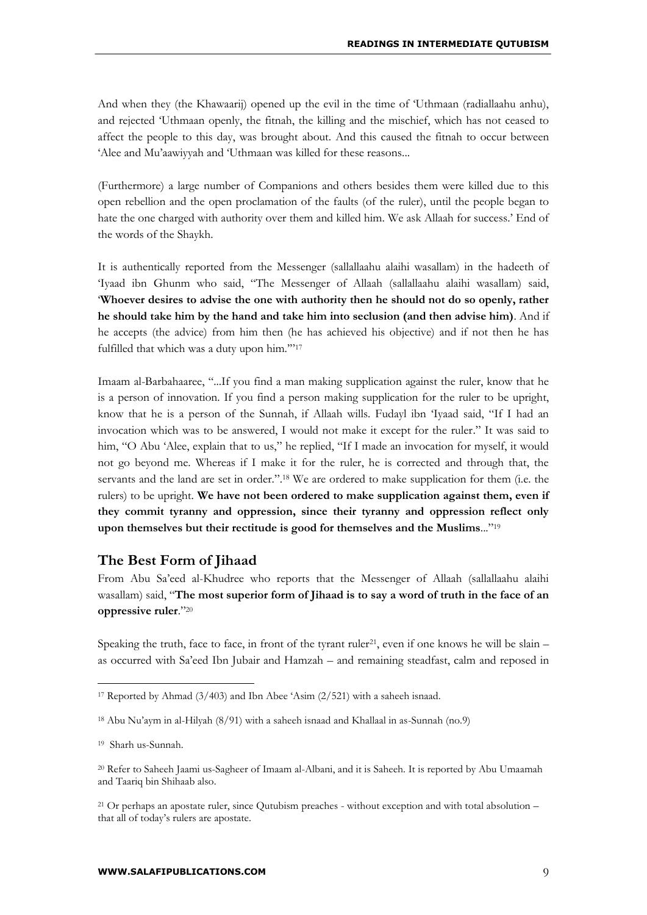And when they (the Khawaarij) opened up the evil in the time of 'Uthmaan (radiallaahu anhu), and rejected 'Uthmaan openly, the fitnah, the killing and the mischief, which has not ceased to affect the people to this day, was brought about. And this caused the fitnah to occur between 'Alee and Mu'aawiyyah and 'Uthmaan was killed for these reasons...

(Furthermore) a large number of Companions and others besides them were killed due to this open rebellion and the open proclamation of the faults (of the ruler), until the people began to hate the one charged with authority over them and killed him. We ask Allaah for success.' End of the words of the Shaykh.

It is authentically reported from the Messenger (sallallaahu alaihi wasallam) in the hadeeth of 'Iyaad ibn Ghunm who said, "The Messenger of Allaah (sallallaahu alaihi wasallam) said, '**Whoever desires to advise the one with authority then he should not do so openly, rather he should take him by the hand and take him into seclusion (and then advise him)**. And if he accepts (the advice) from him then (he has achieved his objective) and if not then he has fulfilled that which was a duty upon him.'"[17]

Imaam al-Barbahaaree, "...If you find a man making supplication against the ruler, know that he is a person of innovation. If you find a person making supplication for the ruler to be upright, know that he is a person of the Sunnah, if Allaah wills. Fudayl ibn 'Iyaad said, "If I had an invocation which was to be answered, I would not make it except for the ruler." It was said to him, "O Abu 'Alee, explain that to us," he replied, "If I made an invocation for myself, it would not go beyond me. Whereas if I make it for the ruler, he is corrected and through that, the servants and the land are set in order.".[18] We are ordered to make supplication for them (i.e. the rulers) to be upright. **We have not been ordered to make supplication against them, even if they commit tyranny and oppression, since their tyranny and oppression reflect only upon themselves but their rectitude is good for themselves and the Muslims**..."[19]

## The Best Form of Jihaad

From Abu Sa'eed al-Khudree who reports that the Messenger of Allaah (sallallaahu alaihi wasallam) said, "**The most superior form of Jihaad is to say a word of truth in the face of an oppressive ruler**."[20]

Speaking the truth, face to face, in front of the tyrant ruler[21], even if one knows he will be slain – as occurred with Sa'eed Ibn Jubair and Hamzah – and remaining steadfast, calm and reposed in

---

[17] Reported by Ahmad (3/403) and Ibn Abee 'Asim (2/521) with a saheeh isnaad.

[18] Abu Nu'aym in al-Hilyah (8/91) with a saheeh isnaad and Khallaal in as-Sunnah (no.9)

[19] Sharh us-Sunnah.

[20] Refer to Saheeh Jaami us-Sagheer of Imaam al-Albani, and it is Saheeh. It is reported by Abu Umaamah and Taariq bin Shihaab also.

[21] Or perhaps an apostate ruler, since Qutubism preaches - without exception and with total absolution – that all of today's rulers are apostate.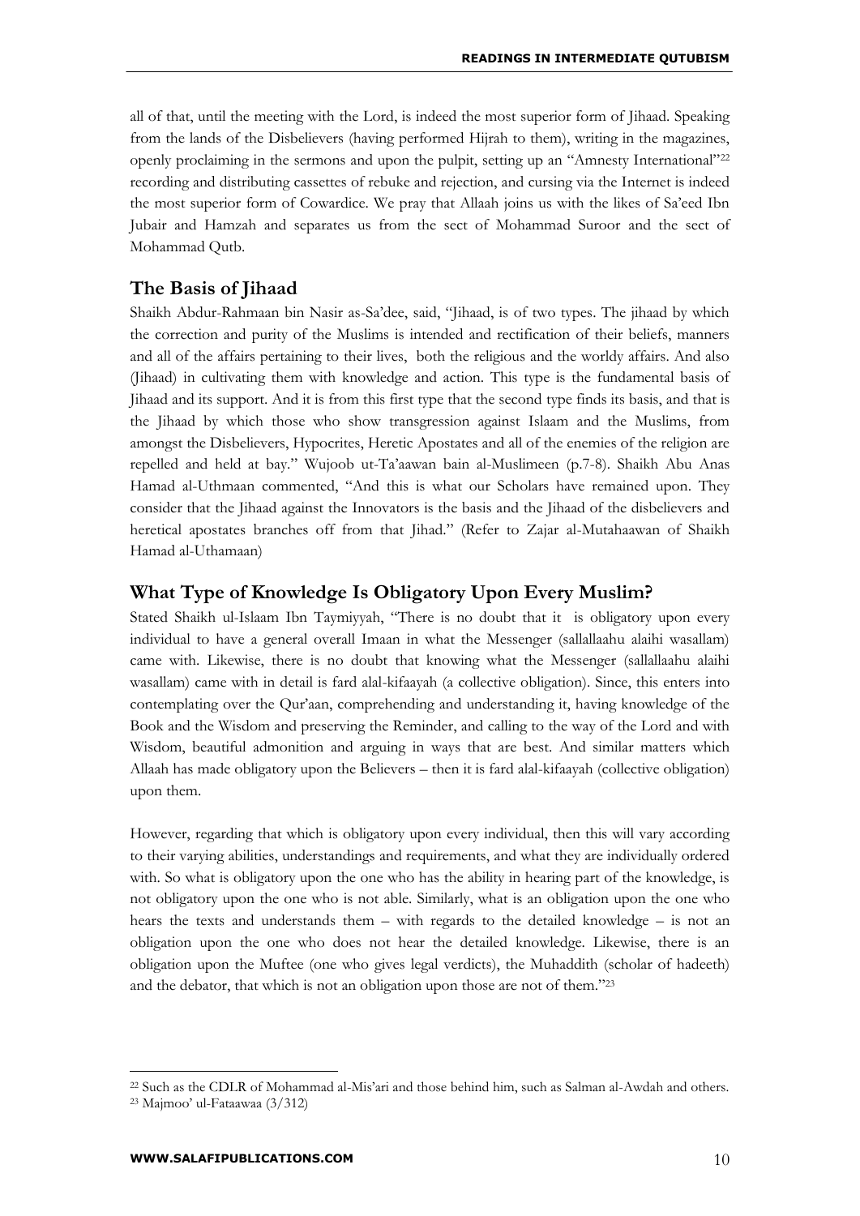all of that, until the meeting with the Lord, is indeed the most superior form of Jihaad. Speaking from the lands of the Disbelievers (having performed Hijrah to them), writing in the magazines, openly proclaiming in the sermons and upon the pulpit, setting up an "Amnesty International"[22] recording and distributing cassettes of rebuke and rejection, and cursing via the Internet is indeed the most superior form of Cowardice. We pray that Allaah joins us with the likes of Sa'eed Ibn Jubair and Hamzah and separates us from the sect of Mohammad Suroor and the sect of Mohammad Qutb.

## The Basis of Jihaad

Shaikh Abdur-Rahmaan bin Nasir as-Sa'dee, said, "Jihaad, is of two types. The jihaad by which the correction and purity of the Muslims is intended and rectification of their beliefs, manners and all of the affairs pertaining to their lives, both the religious and the worldy affairs. And also (Jihaad) in cultivating them with knowledge and action. This type is the fundamental basis of Jihaad and its support. And it is from this first type that the second type finds its basis, and that is the Jihaad by which those who show transgression against Islaam and the Muslims, from amongst the Disbelievers, Hypocrites, Heretic Apostates and all of the enemies of the religion are repelled and held at bay." Wujoob ut-Ta'aawan bain al-Muslimeen (p.7-8). Shaikh Abu Anas Hamad al-Uthmaan commented, "And this is what our Scholars have remained upon. They consider that the Jihaad against the Innovators is the basis and the Jihaad of the disbelievers and heretical apostates branches off from that Jihad." (Refer to Zajar al-Mutahaawan of Shaikh Hamad al-Uthamaan)

## What Type of Knowledge Is Obligatory Upon Every Muslim?

Stated Shaikh ul-Islaam Ibn Taymiyyah, "There is no doubt that it is obligatory upon every individual to have a general overall Imaan in what the Messenger (sallallaahu alaihi wasallam) came with. Likewise, there is no doubt that knowing what the Messenger (sallallaahu alaihi wasallam) came with in detail is fard alal-kifaayah (a collective obligation). Since, this enters into contemplating over the Qur'aan, comprehending and understanding it, having knowledge of the Book and the Wisdom and preserving the Reminder, and calling to the way of the Lord and with Wisdom, beautiful admonition and arguing in ways that are best. And similar matters which Allaah has made obligatory upon the Believers – then it is fard alal-kifaayah (collective obligation) upon them.

However, regarding that which is obligatory upon every individual, then this will vary according to their varying abilities, understandings and requirements, and what they are individually ordered with. So what is obligatory upon the one who has the ability in hearing part of the knowledge, is not obligatory upon the one who is not able. Similarly, what is an obligation upon the one who hears the texts and understands them – with regards to the detailed knowledge – is not an obligation upon the one who does not hear the detailed knowledge. Likewise, there is an obligation upon the Muftee (one who gives legal verdicts), the Muhaddith (scholar of hadeeth) and the debator, that which is not an obligation upon those are not of them."[23]

---

[22] Such as the CDLR of Mohammad al-Mis'ari and those behind him, such as Salman al-Awdah and others.

[23] Majmoo' ul-Fataawaa (3/312)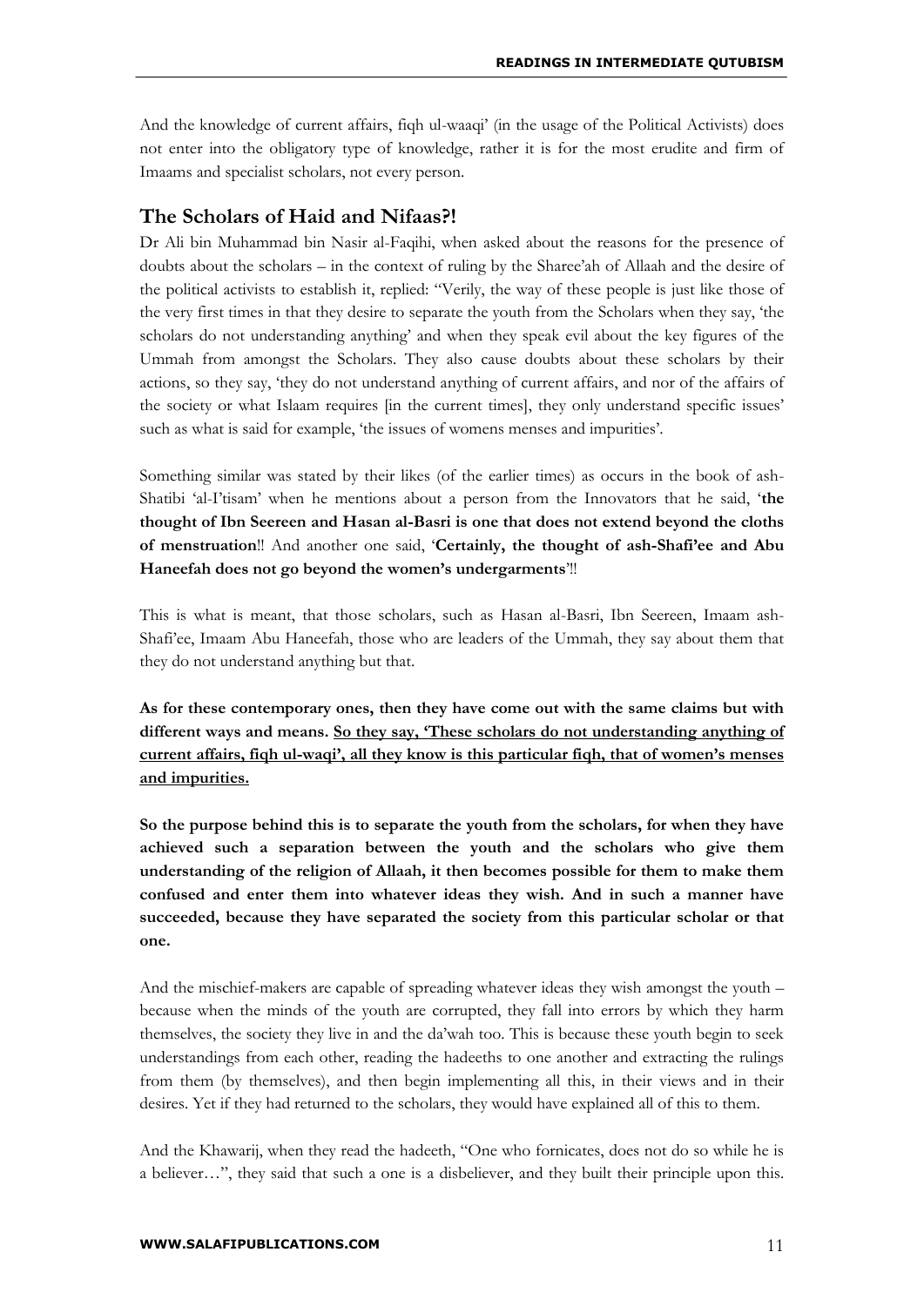And the knowledge of current affairs, fiqh ul-waaqi' (in the usage of the Political Activists) does not enter into the obligatory type of knowledge, rather it is for the most erudite and firm of Imaams and specialist scholars, not every person.

## The Scholars of Haid and Nifaas?!

Dr Ali bin Muhammad bin Nasir al-Faqihi, when asked about the reasons for the presence of doubts about the scholars – in the context of ruling by the Sharee'ah of Allaah and the desire of the political activists to establish it, replied: "Verily, the way of these people is just like those of the very first times in that they desire to separate the youth from the Scholars when they say, 'the scholars do not understanding anything' and when they speak evil about the key figures of the Ummah from amongst the Scholars. They also cause doubts about these scholars by their actions, so they say, 'they do not understand anything of current affairs, and nor of the affairs of the society or what Islaam requires [in the current times], they only understand specific issues' such as what is said for example, 'the issues of womens menses and impurities'.

Something similar was stated by their likes (of the earlier times) as occurs in the book of ash-Shatibi 'al-I'tisam' when he mentions about a person from the Innovators that he said, '**the thought of Ibn Seereen and Hasan al-Basri is one that does not extend beyond the cloths of menstruation**'!! And another one said, '**Certainly, the thought of ash-Shafi'ee and Abu Haneefah does not go beyond the women's undergarments**'!!

This is what is meant, that those scholars, such as Hasan al-Basri, Ibn Seereen, Imaam ash-Shafi'ee, Imaam Abu Haneefah, those who are leaders of the Ummah, they say about them that they do not understand anything but that.

**As for these contemporary ones, then they have come out with the same claims but with different ways and means. <u>So they say, 'These scholars do not understanding anything of current affairs, fiqh ul-waqi', all they know is this particular fiqh, that of women's menses and impurities.</u>**

**So the purpose behind this is to separate the youth from the scholars, for when they have achieved such a separation between the youth and the scholars who give them understanding of the religion of Allaah, it then becomes possible for them to make them confused and enter them into whatever ideas they wish. And in such a manner have succeeded, because they have separated the society from this particular scholar or that one.**

And the mischief-makers are capable of spreading whatever ideas they wish amongst the youth – because when the minds of the youth are corrupted, they fall into errors by which they harm themselves, the society they live in and the da'wah too. This is because these youth begin to seek understandings from each other, reading the hadeeths to one another and extracting the rulings from them (by themselves), and then begin implementing all this, in their views and in their desires. Yet if they had returned to the scholars, they would have explained all of this to them.

And the Khawarij, when they read the hadeeth, "One who fornicates, does not do so while he is a believer…", they said that such a one is a disbeliever, and they built their principle upon this.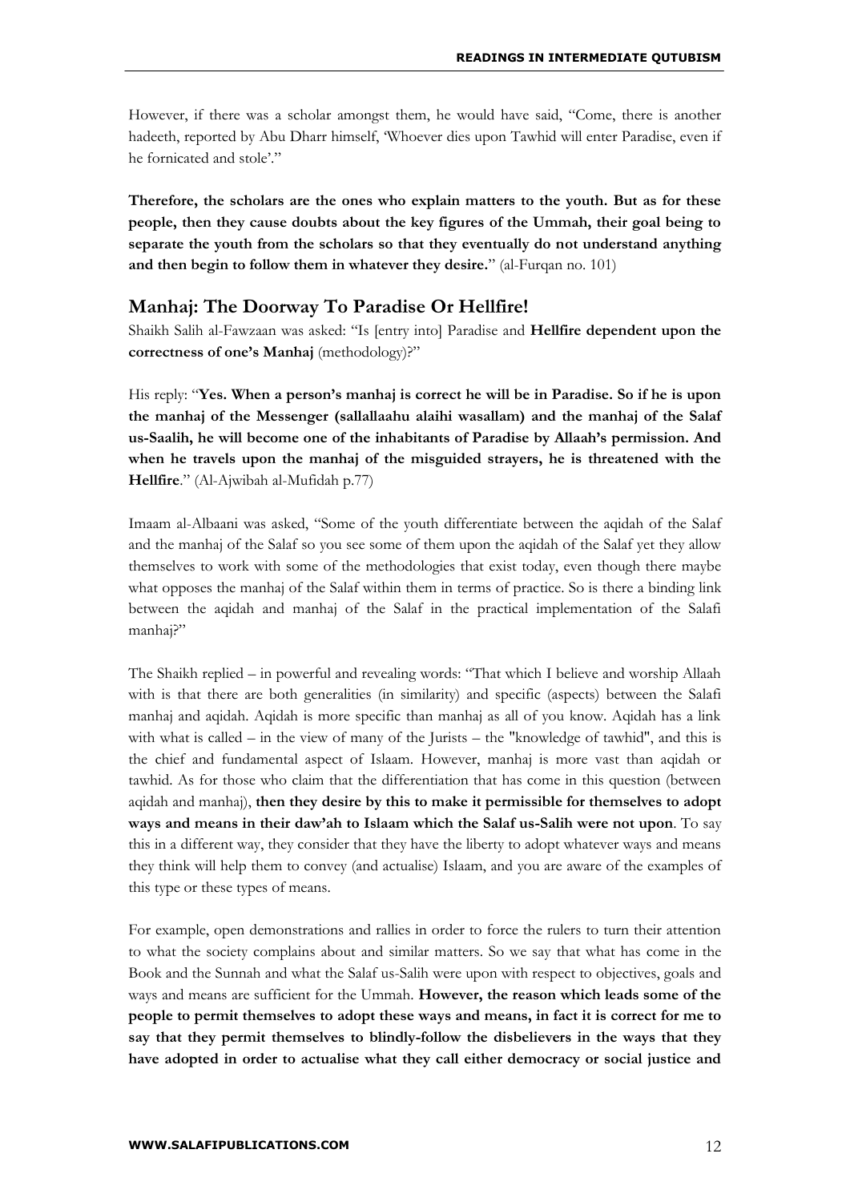However, if there was a scholar amongst them, he would have said, "Come, there is another hadeeth, reported by Abu Dharr himself, 'Whoever dies upon Tawhid will enter Paradise, even if he fornicated and stole'."

**Therefore, the scholars are the ones who explain matters to the youth. But as for these people, then they cause doubts about the key figures of the Ummah, their goal being to separate the youth from the scholars so that they eventually do not understand anything and then begin to follow them in whatever they desire.**" (al-Furqan no. 101)

## Manhaj: The Doorway To Paradise Or Hellfire!

Shaikh Salih al-Fawzaan was asked: "Is [entry into] Paradise and **Hellfire dependent upon the correctness of one's Manhaj** (methodology)?"

His reply: "**Yes. When a person's manhaj is correct he will be in Paradise. So if he is upon the manhaj of the Messenger (sallallaahu alaihi wasallam) and the manhaj of the Salaf us-Saalih, he will become one of the inhabitants of Paradise by Allaah's permission. And when he travels upon the manhaj of the misguided strayers, he is threatened with the Hellfire**." (Al-Ajwibah al-Mufidah p.77)

Imaam al-Albaani was asked, "Some of the youth differentiate between the aqidah of the Salaf and the manhaj of the Salaf so you see some of them upon the aqidah of the Salaf yet they allow themselves to work with some of the methodologies that exist today, even though there maybe what opposes the manhaj of the Salaf within them in terms of practice. So is there a binding link between the aqidah and manhaj of the Salaf in the practical implementation of the Salafi manhaj?"

The Shaikh replied – in powerful and revealing words: "That which I believe and worship Allaah with is that there are both generalities (in similarity) and specific (aspects) between the Salafi manhaj and aqidah. Aqidah is more specific than manhaj as all of you know. Aqidah has a link with what is called – in the view of many of the Jurists – the "knowledge of tawhid", and this is the chief and fundamental aspect of Islaam. However, manhaj is more vast than aqidah or tawhid. As for those who claim that the differentiation that has come in this question (between aqidah and manhaj), **then they desire by this to make it permissible for themselves to adopt ways and means in their daw'ah to Islaam which the Salaf us-Salih were not upon**. To say this in a different way, they consider that they have the liberty to adopt whatever ways and means they think will help them to convey (and actualise) Islaam, and you are aware of the examples of this type or these types of means.

For example, open demonstrations and rallies in order to force the rulers to turn their attention to what the society complains about and similar matters. So we say that what has come in the Book and the Sunnah and what the Salaf us-Salih were upon with respect to objectives, goals and ways and means are sufficient for the Ummah. **However, the reason which leads some of the people to permit themselves to adopt these ways and means, in fact it is correct for me to say that they permit themselves to blindly-follow the disbelievers in the ways that they have adopted in order to actualise what they call either democracy or social justice and**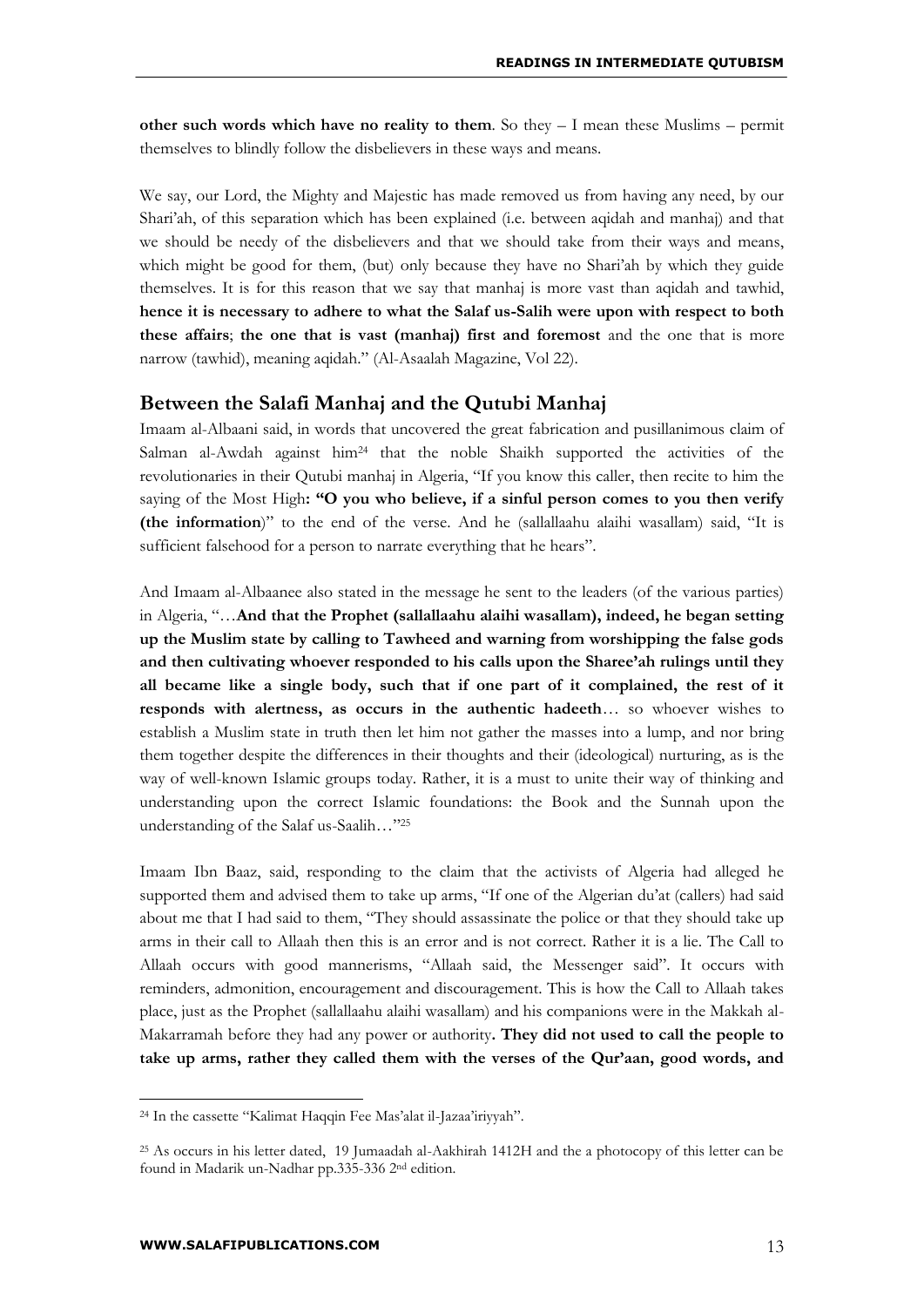**other such words which have no reality to them**. So they – I mean these Muslims – permit themselves to blindly follow the disbelievers in these ways and means.

We say, our Lord, the Mighty and Majestic has made removed us from having any need, by our Shari'ah, of this separation which has been explained (i.e. between aqidah and manhaj) and that we should be needy of the disbelievers and that we should take from their ways and means, which might be good for them, (but) only because they have no Shari'ah by which they guide themselves. It is for this reason that we say that manhaj is more vast than aqidah and tawhid, **hence it is necessary to adhere to what the Salaf us-Salih were upon with respect to both these affairs**; **the one that is vast (manhaj) first and foremost** and the one that is more narrow (tawhid), meaning aqidah." (Al-Asaalah Magazine, Vol 22).

## Between the Salafi Manhaj and the Qutubi Manhaj

Imaam al-Albaani said, in words that uncovered the great fabrication and pusillanimous claim of Salman al-Awdah against him[24] that the noble Shaikh supported the activities of the revolutionaries in their Qutubi manhaj in Algeria, "If you know this caller, then recite to him the saying of the Most High**: "O you who believe, if a sinful person comes to you then verify (the information**)" to the end of the verse. And he (sallallaahu alaihi wasallam) said, "It is sufficient falsehood for a person to narrate everything that he hears".

And Imaam al-Albaanee also stated in the message he sent to the leaders (of the various parties) in Algeria, "…**And that the Prophet (sallallaahu alaihi wasallam), indeed, he began setting up the Muslim state by calling to Tawheed and warning from worshipping the false gods and then cultivating whoever responded to his calls upon the Sharee'ah rulings until they all became like a single body, such that if one part of it complained, the rest of it responds with alertness, as occurs in the authentic hadeeth**… so whoever wishes to establish a Muslim state in truth then let him not gather the masses into a lump, and nor bring them together despite the differences in their thoughts and their (ideological) nurturing, as is the way of well-known Islamic groups today. Rather, it is a must to unite their way of thinking and understanding upon the correct Islamic foundations: the Book and the Sunnah upon the understanding of the Salaf us-Saalih…"[25]

Imaam Ibn Baaz, said, responding to the claim that the activists of Algeria had alleged he supported them and advised them to take up arms, "If one of the Algerian du'at (callers) had said about me that I had said to them, "They should assassinate the police or that they should take up arms in their call to Allaah then this is an error and is not correct. Rather it is a lie. The Call to Allaah occurs with good mannerisms, "Allaah said, the Messenger said". It occurs with reminders, admonition, encouragement and discouragement. This is how the Call to Allaah takes place, just as the Prophet (sallallaahu alaihi wasallam) and his companions were in the Makkah al-Makarramah before they had any power or authority**. They did not used to call the people to take up arms, rather they called them with the verses of the Qur'aan, good words, and**

---

[24] In the cassette "Kalimat Haqqin Fee Mas'alat il-Jazaa'iriyyah".

[25] As occurs in his letter dated, 19 Jumaadah al-Aakhirah 1412H and the a photocopy of this letter can be found in Madarik un-Nadhar pp.335-336 2nd edition.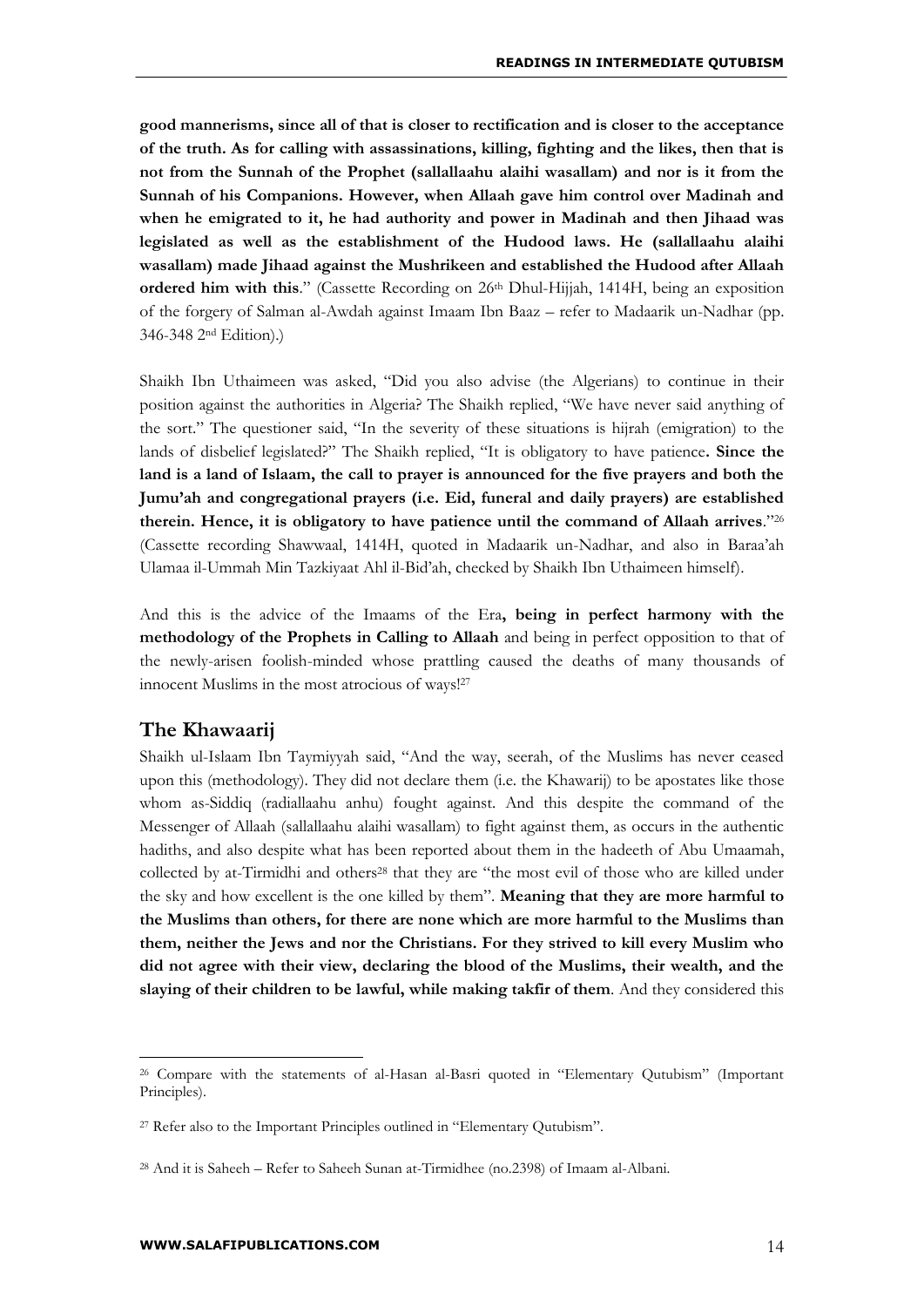**good mannerisms, since all of that is closer to rectification and is closer to the acceptance of the truth. As for calling with assassinations, killing, fighting and the likes, then that is not from the Sunnah of the Prophet (sallallaahu alaihi wasallam) and nor is it from the Sunnah of his Companions. However, when Allaah gave him control over Madinah and when he emigrated to it, he had authority and power in Madinah and then Jihaad was legislated as well as the establishment of the Hudood laws. He (sallallaahu alaihi wasallam) made Jihaad against the Mushrikeen and established the Hudood after Allaah ordered him with this**." (Cassette Recording on 26th Dhul-Hijjah, 1414H, being an exposition of the forgery of Salman al-Awdah against Imaam Ibn Baaz – refer to Madaarik un-Nadhar (pp. 346-348 2nd Edition).)

Shaikh Ibn Uthaimeen was asked, "Did you also advise (the Algerians) to continue in their position against the authorities in Algeria? The Shaikh replied, "We have never said anything of the sort." The questioner said, "In the severity of these situations is hijrah (emigration) to the lands of disbelief legislated?" The Shaikh replied, "It is obligatory to have patience**. Since the land is a land of Islaam, the call to prayer is announced for the five prayers and both the Jumu'ah and congregational prayers (i.e. Eid, funeral and daily prayers) are established therein. Hence, it is obligatory to have patience until the command of Allaah arrives**."[26] (Cassette recording Shawwaal, 1414H, quoted in Madaarik un-Nadhar, and also in Baraa'ah Ulamaa il-Ummah Min Tazkiyaat Ahl il-Bid'ah, checked by Shaikh Ibn Uthaimeen himself).

And this is the advice of the Imaams of the Era**, being in perfect harmony with the methodology of the Prophets in Calling to Allaah** and being in perfect opposition to that of the newly-arisen foolish-minded whose prattling caused the deaths of many thousands of innocent Muslims in the most atrocious of ways![27]

## The Khawaarij

Shaikh ul-Islaam Ibn Taymiyyah said, "And the way, seerah, of the Muslims has never ceased upon this (methodology). They did not declare them (i.e. the Khawarij) to be apostates like those whom as-Siddiq (radiallaahu anhu) fought against. And this despite the command of the Messenger of Allaah (sallallaahu alaihi wasallam) to fight against them, as occurs in the authentic hadiths, and also despite what has been reported about them in the hadeeth of Abu Umaamah, collected by at-Tirmidhi and others[28] that they are "the most evil of those who are killed under the sky and how excellent is the one killed by them". **Meaning that they are more harmful to the Muslims than others, for there are none which are more harmful to the Muslims than them, neither the Jews and nor the Christians. For they strived to kill every Muslim who did not agree with their view, declaring the blood of the Muslims, their wealth, and the slaying of their children to be lawful, while making takfir of them**. And they considered this

---

[26] Compare with the statements of al-Hasan al-Basri quoted in "Elementary Qutubism" (Important Principles).

[27] Refer also to the Important Principles outlined in "Elementary Qutubism".

[28] And it is Saheeh – Refer to Saheeh Sunan at-Tirmidhee (no.2398) of Imaam al-Albani.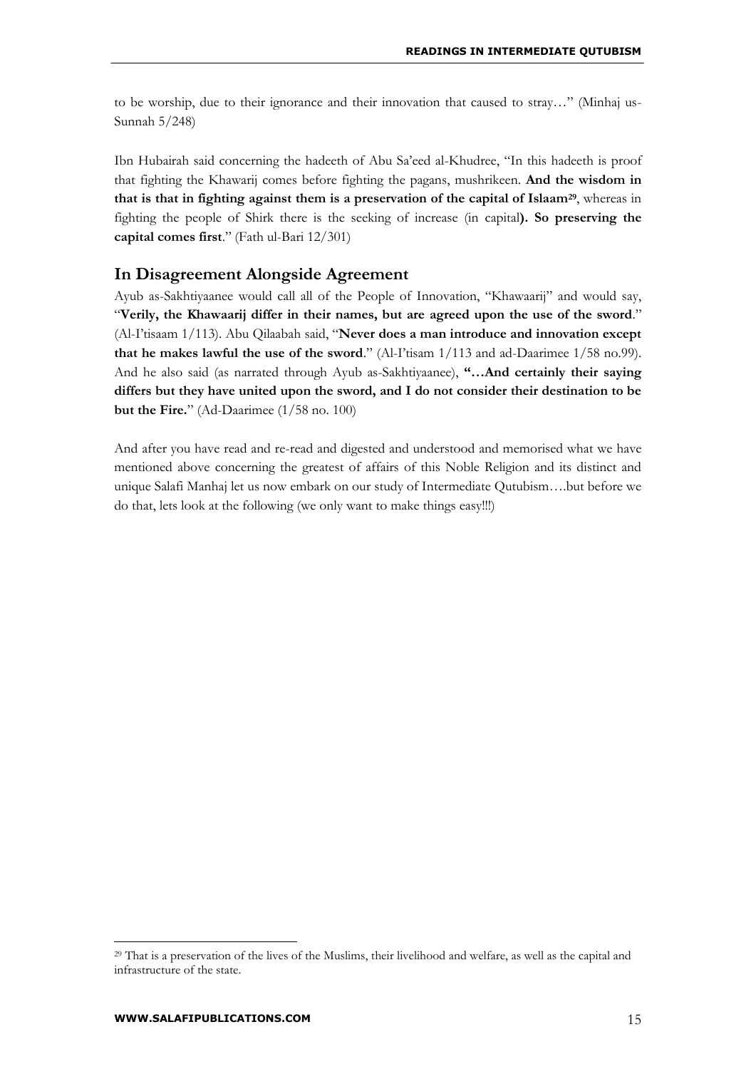to be worship, due to their ignorance and their innovation that caused to stray…" (Minhaj us-Sunnah 5/248)

Ibn Hubairah said concerning the hadeeth of Abu Sa'eed al-Khudree, "In this hadeeth is proof that fighting the Khawarij comes before fighting the pagans, mushrikeen. **And the wisdom in that is that in fighting against them is a preservation of the capital of Islaam**[29], whereas in fighting the people of Shirk there is the seeking of increase (in capital**). So preserving the capital comes first**." (Fath ul-Bari 12/301)

## In Disagreement Alongside Agreement

Ayub as-Sakhtiyaanee would call all of the People of Innovation, "Khawaarij" and would say, "**Verily, the Khawaarij differ in their names, but are agreed upon the use of the sword**." (Al-I'tisaam 1/113). Abu Qilaabah said, "**Never does a man introduce and innovation except that he makes lawful the use of the sword**." (Al-I'tisam 1/113 and ad-Daarimee 1/58 no.99). And he also said (as narrated through Ayub as-Sakhtiyaanee), **"…And certainly their saying differs but they have united upon the sword, and I do not consider their destination to be but the Fire.**" (Ad-Daarimee (1/58 no. 100)

And after you have read and re-read and digested and understood and memorised what we have mentioned above concerning the greatest of affairs of this Noble Religion and its distinct and unique Salafi Manhaj let us now embark on our study of Intermediate Qutubism….but before we do that, lets look at the following (we only want to make things easy!!!)

---

[29] That is a preservation of the lives of the Muslims, their livelihood and welfare, as well as the capital and infrastructure of the state.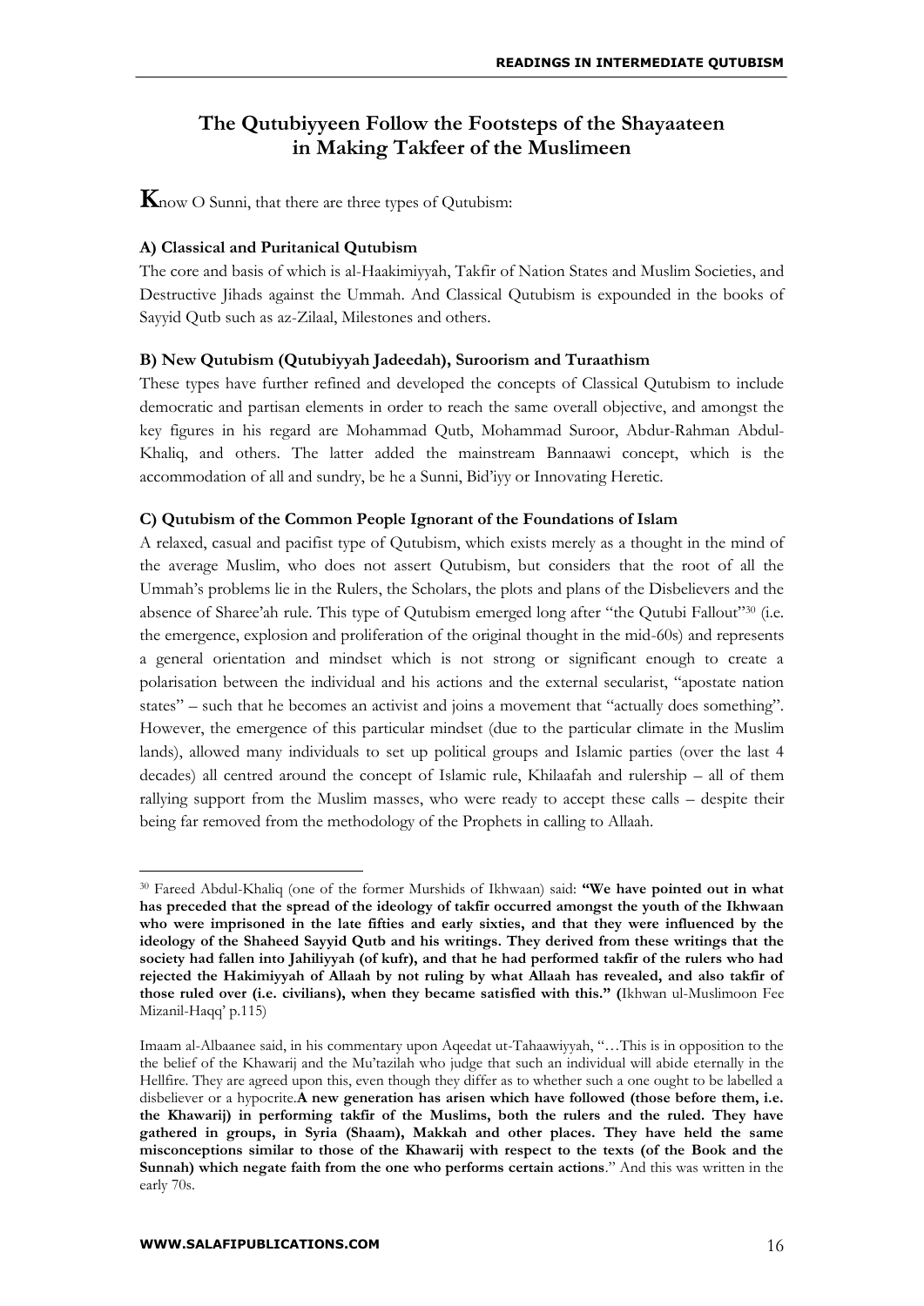## The Qutubiyyeen Follow the Footsteps of the Shayaateen in Making Takfeer of the Muslimeen

**K**now O Sunni, that there are three types of Qutubism:

**A) Classical and Puritanical Qutubism**

The core and basis of which is al-Haakimiyyah, Takfir of Nation States and Muslim Societies, and Destructive Jihads against the Ummah. And Classical Qutubism is expounded in the books of Sayyid Qutb such as az-Zilaal, Milestones and others.

**B) New Qutubism (Qutubiyyah Jadeedah), Suroorism and Turaathism**

These types have further refined and developed the concepts of Classical Qutubism to include democratic and partisan elements in order to reach the same overall objective, and amongst the key figures in his regard are Mohammad Qutb, Mohammad Suroor, Abdur-Rahman Abdul-Khaliq, and others. The latter added the mainstream Bannaawi concept, which is the accommodation of all and sundry, be he a Sunni, Bid'iyy or Innovating Heretic.

**C) Qutubism of the Common People Ignorant of the Foundations of Islam**

A relaxed, casual and pacifist type of Qutubism, which exists merely as a thought in the mind of the average Muslim, who does not assert Qutubism, but considers that the root of all the Ummah's problems lie in the Rulers, the Scholars, the plots and plans of the Disbelievers and the absence of Sharee'ah rule. This type of Qutubism emerged long after "the Qutubi Fallout"[30] (i.e. the emergence, explosion and proliferation of the original thought in the mid-60s) and represents a general orientation and mindset which is not strong or significant enough to create a polarisation between the individual and his actions and the external secularist, "apostate nation states" – such that he becomes an activist and joins a movement that "actually does something". However, the emergence of this particular mindset (due to the particular climate in the Muslim lands), allowed many individuals to set up political groups and Islamic parties (over the last 4 decades) all centred around the concept of Islamic rule, Khilaafah and rulership – all of them rallying support from the Muslim masses, who were ready to accept these calls – despite their being far removed from the methodology of the Prophets in calling to Allaah.

---

[30] Fareed Abdul-Khaliq (one of the former Murshids of Ikhwaan) said: **"We have pointed out in what has preceded that the spread of the ideology of takfir occurred amongst the youth of the Ikhwaan who were imprisoned in the late fifties and early sixties, and that they were influenced by the ideology of the Shaheed Sayyid Qutb and his writings. They derived from these writings that the society had fallen into Jahiliyyah (of kufr), and that he had performed takfir of the rulers who had rejected the Hakimiyyah of Allaah by not ruling by what Allaah has revealed, and also takfir of those ruled over (i.e. civilians), when they became satisfied with this." (**Ikhwan ul-Muslimoon Fee Mizanil-Haqq' p.115)

Imaam al-Albaanee said, in his commentary upon Aqeedat ut-Tahaawiyyah, "…This is in opposition to the belief of the Khawarij and the Mu'tazilah who judge that such an individual will abide eternally in the Hellfire. They are agreed upon this, even though they differ as to whether such a one ought to be labelled a disbeliever or a hypocrite.**A new generation has arisen which have followed (those before them, i.e. the Khawarij) in performing takfir of the Muslims, both the rulers and the ruled. They have gathered in groups, in Syria (Shaam), Makkah and other places. They have held the same misconceptions similar to those of the Khawarij with respect to the texts (of the Book and the Sunnah) which negate faith from the one who performs certain actions**." And this was written in the early 70s.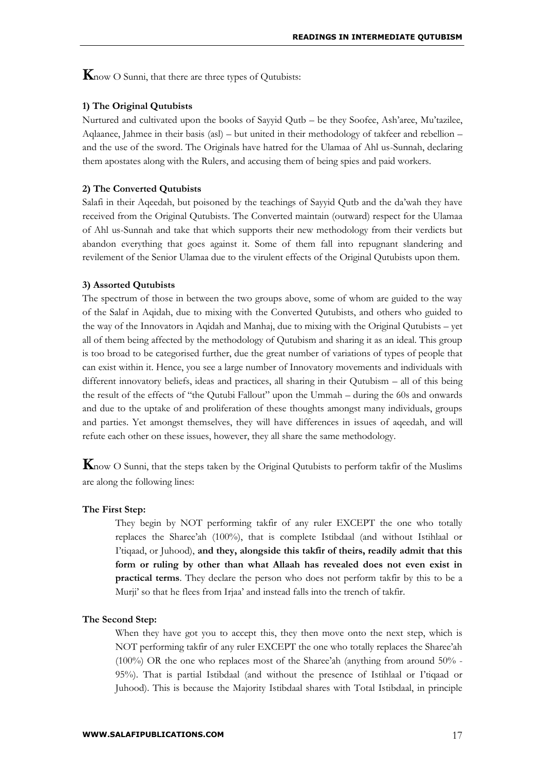**K**now O Sunni, that there are three types of Qutubists:

**1) The Original Qutubists**

Nurtured and cultivated upon the books of Sayyid Qutb – be they Soofee, Ash'aree, Mu'tazilee, Aqlaanee, Jahmee in their basis (asl) – but united in their methodology of takfeer and rebellion – and the use of the sword. The Originals have hatred for the Ulamaa of Ahl us-Sunnah, declaring them apostates along with the Rulers, and accusing them of being spies and paid workers.

**2) The Converted Qutubists**

Salafi in their Aqeedah, but poisoned by the teachings of Sayyid Qutb and the da'wah they have received from the Original Qutubists. The Converted maintain (outward) respect for the Ulamaa of Ahl us-Sunnah and take that which supports their new methodology from their verdicts but abandon everything that goes against it. Some of them fall into repugnant slandering and revilement of the Senior Ulamaa due to the virulent effects of the Original Qutubists upon them.

**3) Assorted Qutubists**

The spectrum of those in between the two groups above, some of whom are guided to the way of the Salaf in Aqidah, due to mixing with the Converted Qutubists, and others who guided to the way of the Innovators in Aqidah and Manhaj, due to mixing with the Original Qutubists – yet all of them being affected by the methodology of Qutubism and sharing it as an ideal. This group is too broad to be categorised further, due the great number of variations of types of people that can exist within it. Hence, you see a large number of Innovatory movements and individuals with different innovatory beliefs, ideas and practices, all sharing in their Qutubism – all of this being the result of the effects of "the Qutubi Fallout" upon the Ummah – during the 60s and onwards and due to the uptake of and proliferation of these thoughts amongst many individuals, groups and parties. Yet amongst themselves, they will have differences in issues of aqeedah, and will refute each other on these issues, however, they all share the same methodology.

**K**now O Sunni, that the steps taken by the Original Qutubists to perform takfir of the Muslims are along the following lines:

**The First Step:**

They begin by NOT performing takfir of any ruler EXCEPT the one who totally replaces the Sharee'ah (100%), that is complete Istibdaal (and without Istihlaal or I'tiqaad, or Juhood), **and they, alongside this takfir of theirs, readily admit that this form or ruling by other than what Allaah has revealed does not even exist in practical terms**. They declare the person who does not perform takfir by this to be a Murji' so that he flees from Irjaa' and instead falls into the trench of takfir.

**The Second Step:**

When they have got you to accept this, they then move onto the next step, which is NOT performing takfir of any ruler EXCEPT the one who totally replaces the Sharee'ah (100%) OR the one who replaces most of the Sharee'ah (anything from around 50% - 95%). That is partial Istibdaal (and without the presence of Istihlaal or I'tiqaad or Juhood). This is because the Majority Istibdaal shares with Total Istibdaal, in principle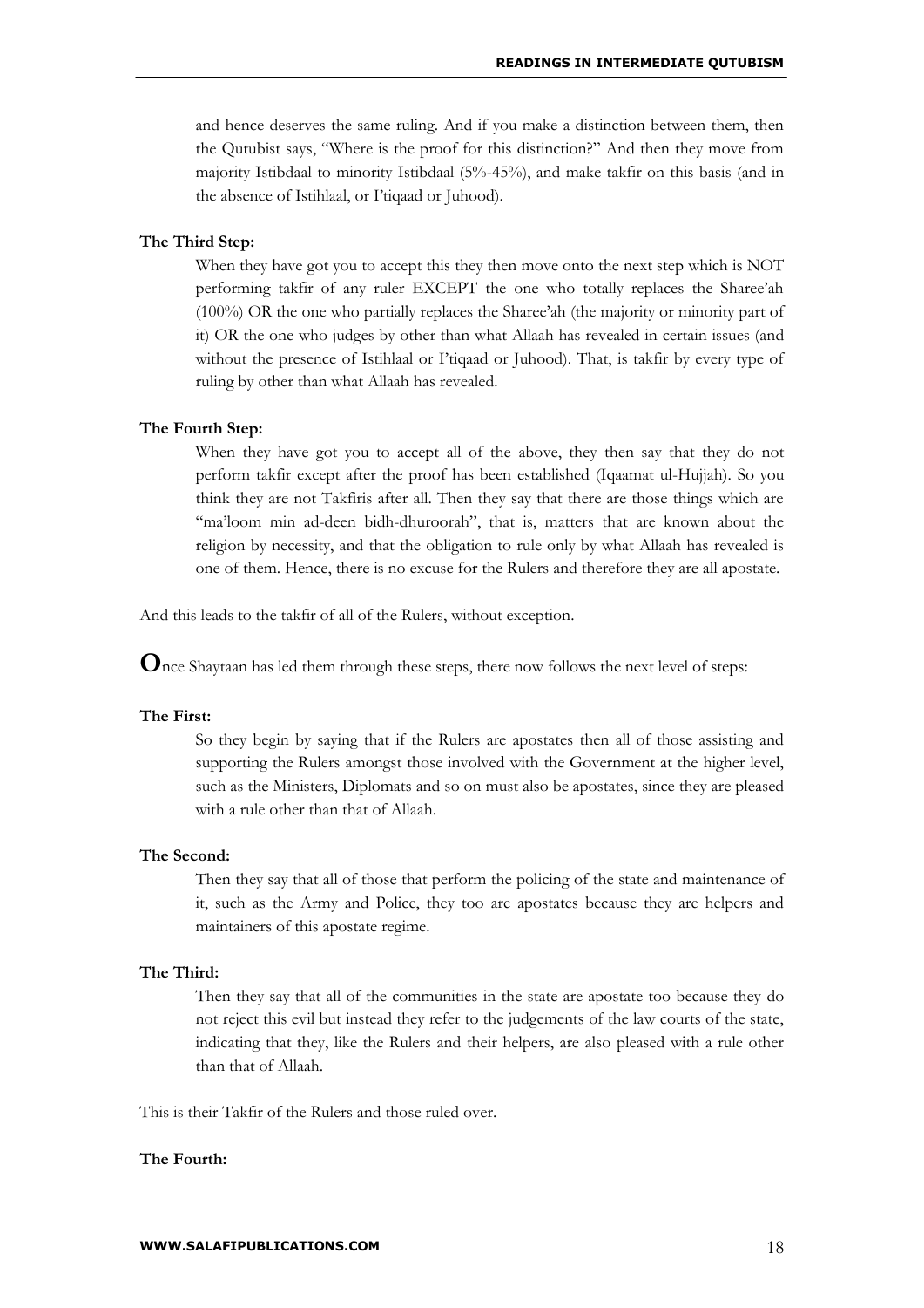and hence deserves the same ruling. And if you make a distinction between them, then the Qutubist says, "Where is the proof for this distinction?" And then they move from majority Istibdaal to minority Istibdaal (5%-45%), and make takfir on this basis (and in the absence of Istihlaal, or I'tiqaad or Juhood).

**The Third Step:**

When they have got you to accept this they then move onto the next step which is NOT performing takfir of any ruler EXCEPT the one who totally replaces the Sharee'ah (100%) OR the one who partially replaces the Sharee'ah (the majority or minority part of it) OR the one who judges by other than what Allaah has revealed in certain issues (and without the presence of Istihlaal or I'tiqaad or Juhood). That, is takfir by every type of ruling by other than what Allaah has revealed.

**The Fourth Step:**

When they have got you to accept all of the above, they then say that they do not perform takfir except after the proof has been established (Iqaamat ul-Hujjah). So you think they are not Takfiris after all. Then they say that there are those things which are "ma'loom min ad-deen bidh-dhuroorah", that is, matters that are known about the religion by necessity, and that the obligation to rule only by what Allaah has revealed is one of them. Hence, there is no excuse for the Rulers and therefore they are all apostate.

And this leads to the takfir of all of the Rulers, without exception.

**O**nce Shaytaan has led them through these steps, there now follows the next level of steps:

**The First:**

So they begin by saying that if the Rulers are apostates then all of those assisting and supporting the Rulers amongst those involved with the Government at the higher level, such as the Ministers, Diplomats and so on must also be apostates, since they are pleased with a rule other than that of Allaah.

**The Second:**

Then they say that all of those that perform the policing of the state and maintenance of it, such as the Army and Police, they too are apostates because they are helpers and maintainers of this apostate regime.

**The Third:**

Then they say that all of the communities in the state are apostate too because they do not reject this evil but instead they refer to the judgements of the law courts of the state, indicating that they, like the Rulers and their helpers, are also pleased with a rule other than that of Allaah.

This is their Takfir of the Rulers and those ruled over.

**The Fourth:**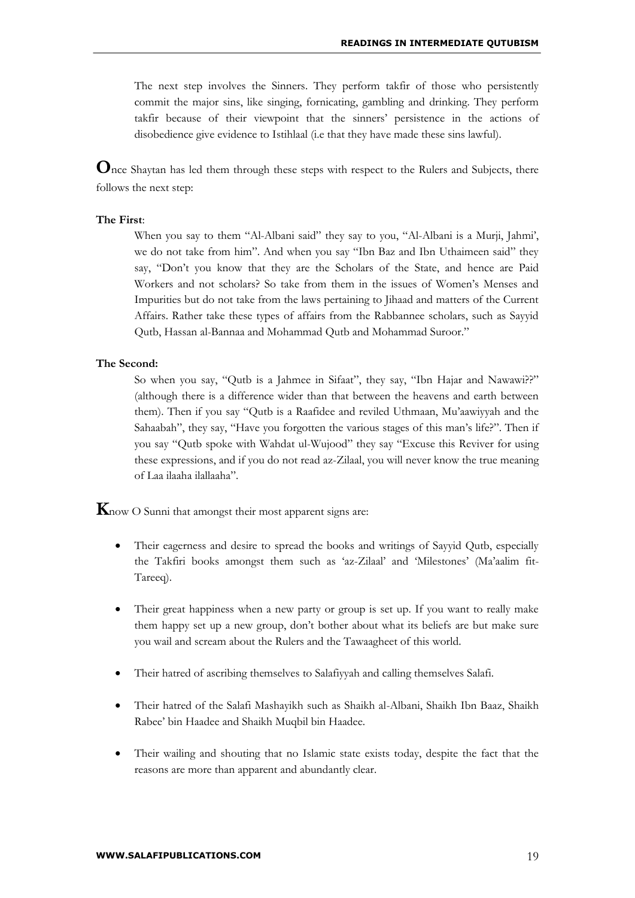The next step involves the Sinners. They perform takfir of those who persistently commit the major sins, like singing, fornicating, gambling and drinking. They perform takfir because of their viewpoint that the sinners' persistence in the actions of disobedience give evidence to Istihlaal (i.e that they have made these sins lawful).

**O**nce Shaytan has led them through these steps with respect to the Rulers and Subjects, there follows the next step:

**The First**:

When you say to them "Al-Albani said" they say to you, "Al-Albani is a Murji, Jahmi', we do not take from him". And when you say "Ibn Baz and Ibn Uthaimeen said" they say, "Don't you know that they are the Scholars of the State, and hence are Paid Workers and not scholars? So take from them in the issues of Women's Menses and Impurities but do not take from the laws pertaining to Jihaad and matters of the Current Affairs. Rather take these types of affairs from the Rabbannee scholars, such as Sayyid Qutb, Hassan al-Bannaa and Mohammad Qutb and Mohammad Suroor."

**The Second:**

So when you say, "Qutb is a Jahmee in Sifaat", they say, "Ibn Hajar and Nawawi??" (although there is a difference wider than that between the heavens and earth between them). Then if you say "Qutb is a Raafidee and reviled Uthmaan, Mu'aawiyyah and the Sahaabah", they say, "Have you forgotten the various stages of this man's life?". Then if you say "Qutb spoke with Wahdat ul-Wujood" they say "Excuse this Reviver for using these expressions, and if you do not read az-Zilaal, you will never know the true meaning of Laa ilaaha ilallaaha".

**K**now O Sunni that amongst their most apparent signs are:

- Their eagerness and desire to spread the books and writings of Sayyid Qutb, especially the Takfiri books amongst them such as 'az-Zilaal' and 'Milestones' (Ma'aalim fit-Tareeq).
- Their great happiness when a new party or group is set up. If you want to really make them happy set up a new group, don't bother about what its beliefs are but make sure you wail and scream about the Rulers and the Tawaagheet of this world.
- Their hatred of ascribing themselves to Salafiyyah and calling themselves Salafi.
- Their hatred of the Salafi Mashayikh such as Shaikh al-Albani, Shaikh Ibn Baaz, Shaikh Rabee' bin Haadee and Shaikh Muqbil bin Haadee.
- Their wailing and shouting that no Islamic state exists today, despite the fact that the reasons are more than apparent and abundantly clear.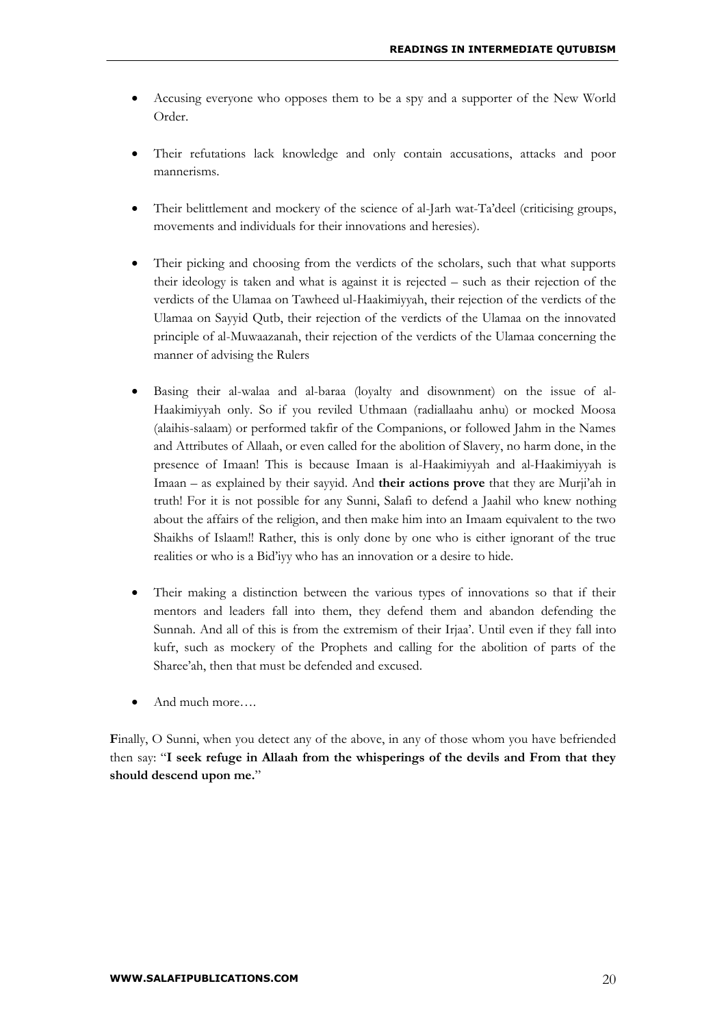- Accusing everyone who opposes them to be a spy and a supporter of the New World Order.

- Their refutations lack knowledge and only contain accusations, attacks and poor mannerisms.

- Their belittlement and mockery of the science of al-Jarh wat-Ta'deel (criticising groups, movements and individuals for their innovations and heresies).

- Their picking and choosing from the verdicts of the scholars, such that what supports their ideology is taken and what is against it is rejected – such as their rejection of the verdicts of the Ulamaa on Tawheed ul-Haakimiyyah, their rejection of the verdicts of the Ulamaa on Sayyid Qutb, their rejection of the verdicts of the Ulamaa on the innovated principle of al-Muwaazanah, their rejection of the verdicts of the Ulamaa concerning the manner of advising the Rulers

- Basing their al-walaa and al-baraa (loyalty and disownment) on the issue of al-Haakimiyyah only. So if you reviled Uthmaan (radiallaahu anhu) or mocked Moosa (alaihis-salaam) or performed takfir of the Companions, or followed Jahm in the Names and Attributes of Allaah, or even called for the abolition of Slavery, no harm done, in the presence of Imaan! This is because Imaan is al-Haakimiyyah and al-Haakimiyyah is Imaan – as explained by their sayyid. And **their actions prove** that they are Murji'ah in truth! For it is not possible for any Sunni, Salafi to defend a Jaahil who knew nothing about the affairs of the religion, and then make him into an Imaam equivalent to the two Shaikhs of Islaam!! Rather, this is only done by one who is either ignorant of the true realities or who is a Bid'iyy who has an innovation or a desire to hide.

- Their making a distinction between the various types of innovations so that if their mentors and leaders fall into them, they defend them and abandon defending the Sunnah. And all of this is from the extremism of their Irjaa'. Until even if they fall into kufr, such as mockery of the Prophets and calling for the abolition of parts of the Sharee'ah, then that must be defended and excused.

- And much more….

**F**inally, O Sunni, when you detect any of the above, in any of those whom you have befriended then say: "**I seek refuge in Allaah from the whisperings of the devils and From that they should descend upon me.**"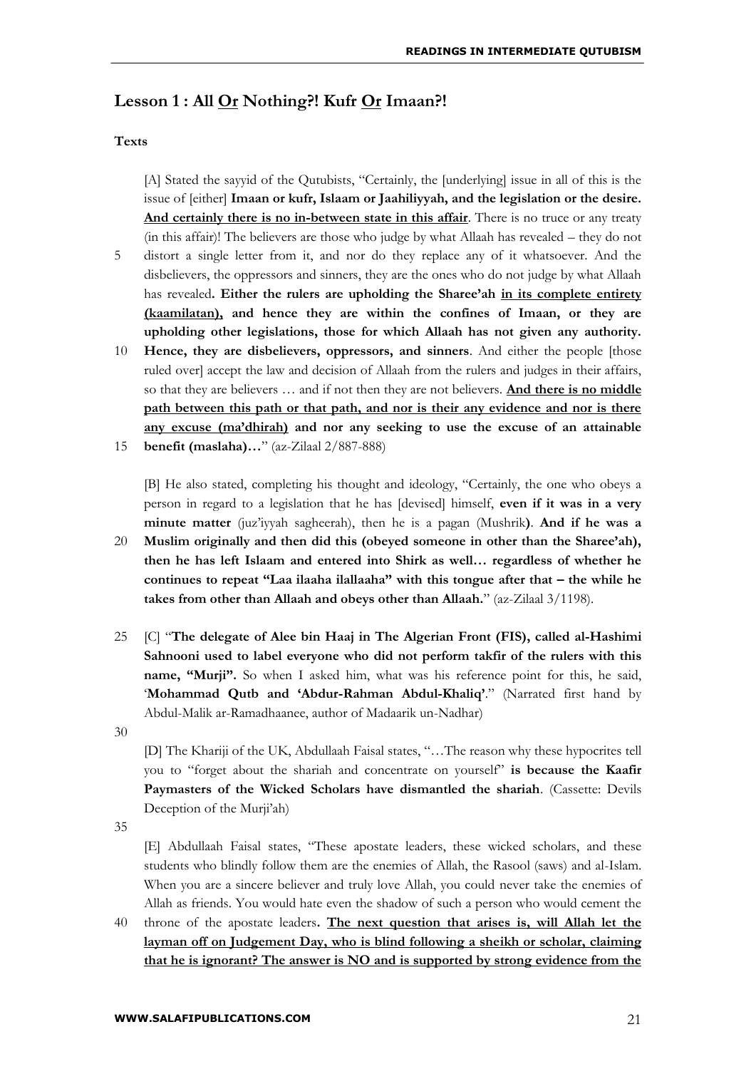## Lesson 1 : All Or Nothing?! Kufr Or Imaan?!

**Texts**

[A] Stated the sayyid of the Qutubists, "Certainly, the [underlying] issue in all of this is the issue of [either] **Imaan or kufr, Islaam or Jaahiliyyah, and the legislation or the desire. <u>And certainly there is no in-between state in this affair</u>**. There is no truce or any treaty (in this affair)! The believers are those who judge by what Allaah has revealed – they do not distort a single letter from it, and nor do they replace any of it whatsoever. And the disbelievers, the oppressors and sinners, they are the ones who do not judge by what Allaah has revealed**. Either the rulers are upholding the Sharee'ah <u>in its complete entirety (kaamilatan),</u> and hence they are within the confines of Imaan, or they are upholding other legislations, those for which Allaah has not given any authority. Hence, they are disbelievers, oppressors, and sinners**. And either the people [those ruled over] accept the law and decision of Allaah from the rulers and judges in their affairs, so that they are believers … and if not then they are not believers. **<u>And there is no middle path between this path or that path, and nor is their any evidence and nor is there any excuse (ma'dhirah)</u> and nor any seeking to use the excuse of an attainable benefit (maslaha)…**" (az-Zilaal 2/887-888)

[B] He also stated, completing his thought and ideology, "Certainly, the one who obeys a person in regard to a legislation that he has [devised] himself, **even if it was in a very minute matter** (juz'iyyah sagheerah), then he is a pagan (Mushrik**)**. **And if he was a Muslim originally and then did this (obeyed someone in other than the Sharee'ah), then he has left Islaam and entered into Shirk as well… regardless of whether he continues to repeat "Laa ilaaha ilallaaha" with this tongue after that – the while he takes from other than Allaah and obeys other than Allaah.**" (az-Zilaal 3/1198).

[C] "**The delegate of Alee bin Haaj in The Algerian Front (FIS), called al-Hashimi Sahnooni used to label everyone who did not perform takfir of the rulers with this name, "Murji".** So when I asked him, what was his reference point for this, he said, '**Mohammad Qutb and 'Abdur-Rahman Abdul-Khaliq'**." (Narrated first hand by Abdul-Malik ar-Ramadhaanee, author of Madaarik un-Nadhar)

[D] The Khariji of the UK, Abdullaah Faisal states, "…The reason why these hypocrites tell you to "forget about the shariah and concentrate on yourself" **is because the Kaafir Paymasters of the Wicked Scholars have dismantled the shariah**. (Cassette: Devils Deception of the Murji'ah)

[E] Abdullaah Faisal states, "These apostate leaders, these wicked scholars, and these students who blindly follow them are the enemies of Allah, the Rasool (saws) and al-Islam. When you are a sincere believer and truly love Allah, you could never take the enemies of Allah as friends. You would hate even the shadow of such a person who would cement the throne of the apostate leaders**. <u>The next question that arises is, will Allah let the layman off on Judgement Day, who is blind following a sheikh or scholar, claiming that he is ignorant? The answer is NO and is supported by strong evidence from the</u>**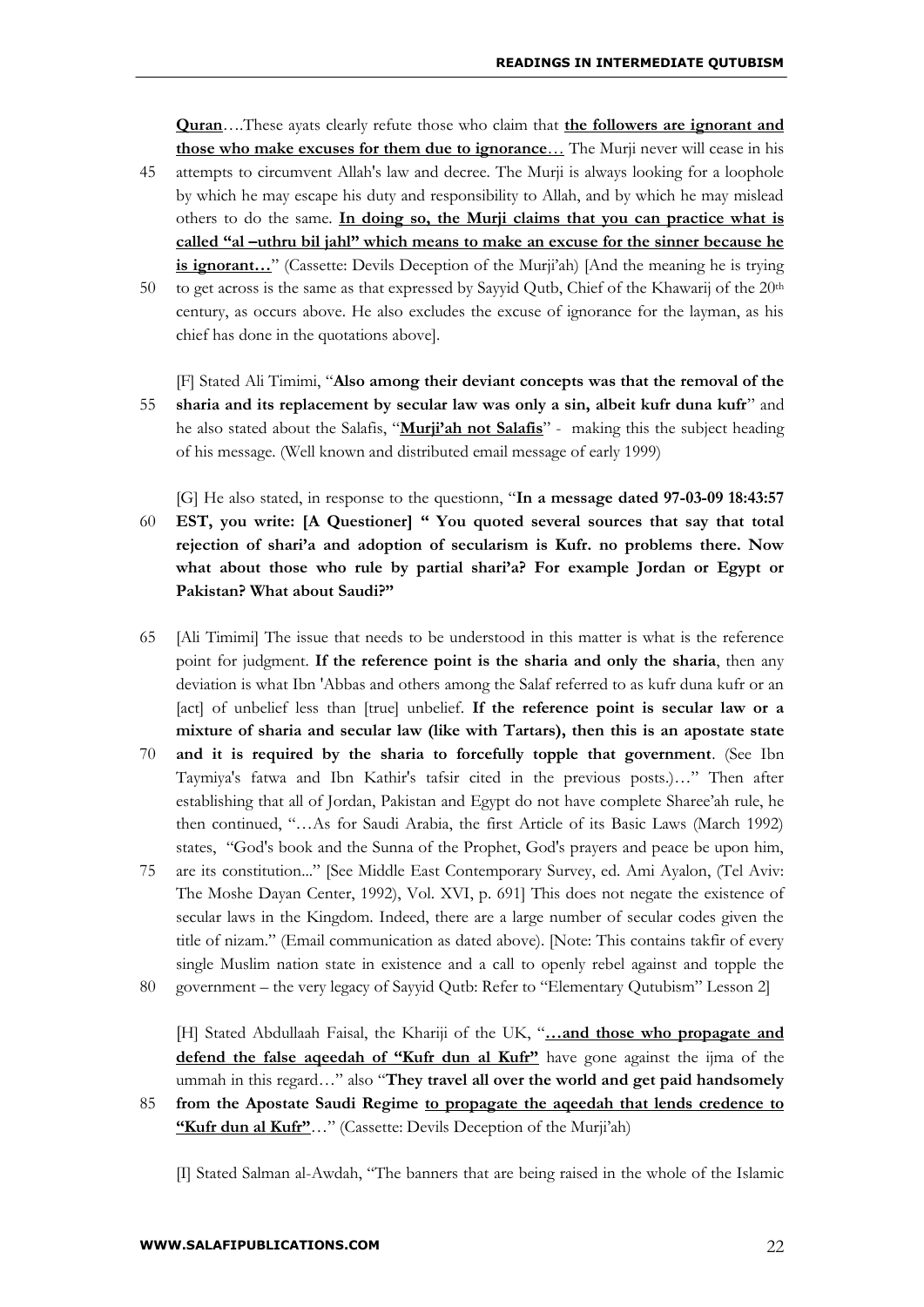**Quran**….These ayats clearly refute those who claim that **<u>the followers are ignorant and those who make excuses for them due to ignorance</u>**… The Murji never will cease in his attempts to circumvent Allah's law and decree. The Murji is always looking for a loophole by which he may escape his duty and responsibility to Allah, and by which he may mislead others to do the same. **<u>In doing so, the Murji claims that you can practice what is called "al –uthru bil jahl" which means to make an excuse for the sinner because he is ignorant…</u>**" (Cassette: Devils Deception of the Murji'ah) [And the meaning he is trying to get across is the same as that expressed by Sayyid Qutb, Chief of the Khawarij of the 20th century, as occurs above. He also excludes the excuse of ignorance for the layman, as his chief has done in the quotations above].

[F] Stated Ali Timimi, "**Also among their deviant concepts was that the removal of the sharia and its replacement by secular law was only a sin, albeit kufr duna kufr**" and he also stated about the Salafis, "**<u>Murji'ah not Salafis</u>**" - making this the subject heading of his message. (Well known and distributed email message of early 1999)

[G] He also stated, in response to the questionn, "**In a message dated 97-03-09 18:43:57 EST, you write: [A Questioner] " You quoted several sources that say that total rejection of shari'a and adoption of secularism is Kufr. no problems there. Now what about those who rule by partial shari'a? For example Jordan or Egypt or Pakistan? What about Saudi?"**

[Ali Timimi] The issue that needs to be understood in this matter is what is the reference point for judgment. **If the reference point is the sharia and only the sharia**, then any deviation is what Ibn 'Abbas and others among the Salaf referred to as kufr duna kufr or an [act] of unbelief less than [true] unbelief. **If the reference point is secular law or a mixture of sharia and secular law (like with Tartars), then this is an apostate state and it is required by the sharia to forcefully topple that government**. (See Ibn Taymiya's fatwa and Ibn Kathir's tafsir cited in the previous posts.)…" Then after establishing that all of Jordan, Pakistan and Egypt do not have complete Sharee'ah rule, he then continued, "…As for Saudi Arabia, the first Article of its Basic Laws (March 1992) states, "God's book and the Sunna of the Prophet, God's prayers and peace be upon him, are its constitution..." [See Middle East Contemporary Survey, ed. Ami Ayalon, (Tel Aviv: The Moshe Dayan Center, 1992), Vol. XVI, p. 691] This does not negate the existence of secular laws in the Kingdom. Indeed, there are a large number of secular codes given the title of nizam." (Email communication as dated above). [Note: This contains takfir of every single Muslim nation state in existence and a call to openly rebel against and topple the government – the very legacy of Sayyid Qutb: Refer to "Elementary Qutubism" Lesson 2]

[H] Stated Abdullaah Faisal, the Khariji of the UK, "**<u>…and those who propagate and defend the false aqeedah of "Kufr dun al Kufr"</u>** have gone against the ijma of the ummah in this regard…" also "**They travel all over the world and get paid handsomely from the Apostate Saudi Regime <u>to propagate the aqeedah that lends credence to "Kufr dun al Kufr"</u>**…" (Cassette: Devils Deception of the Murji'ah)

[I] Stated Salman al-Awdah, "The banners that are being raised in the whole of the Islamic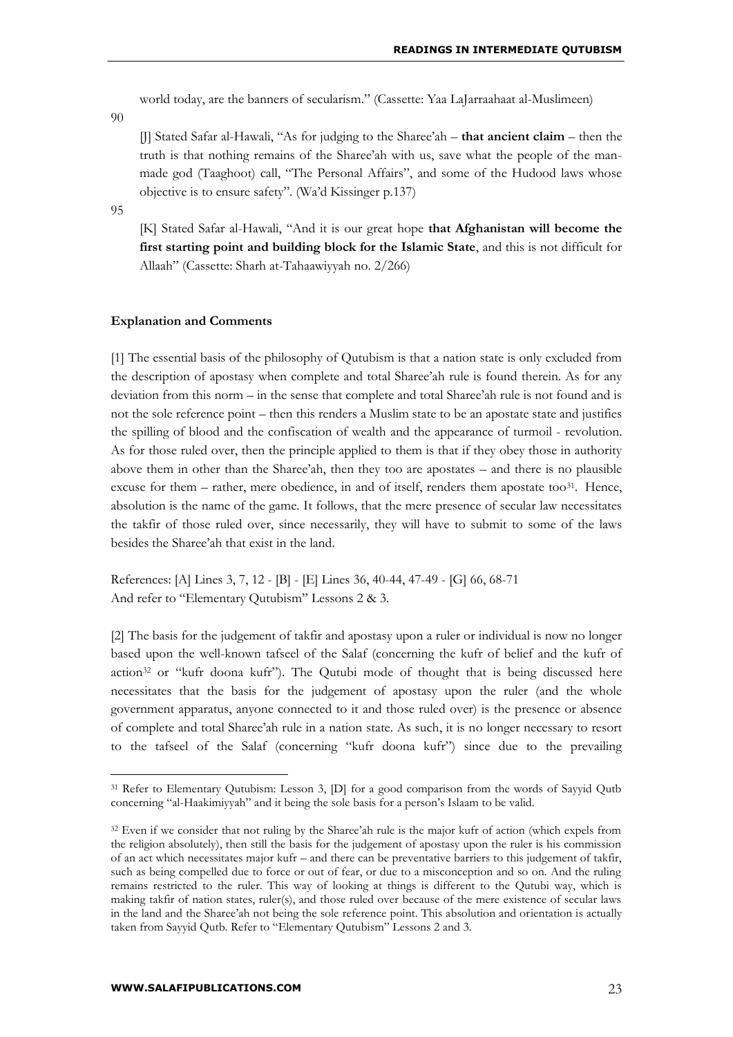world today, are the banners of secularism." (Cassette: Yaa LaJarraahaat al-Muslimeen)

90

[J] Stated Safar al-Hawali, "As for judging to the Sharee'ah – **that ancient claim** – then the truth is that nothing remains of the Sharee'ah with us, save what the people of the man-made god (Taaghoot) call, "The Personal Affairs", and some of the Hudood laws whose objective is to ensure safety". (Wa'd Kissinger p.137)

95

[K] Stated Safar al-Hawali, "And it is our great hope **that Afghanistan will become the first starting point and building block for the Islamic State**, and this is not difficult for Allaah" (Cassette: Sharh at-Tahaawiyyah no. 2/266)

**Explanation and Comments**

[1] The essential basis of the philosophy of Qutubism is that a nation state is only excluded from the description of apostasy when complete and total Sharee'ah rule is found therein. As for any deviation from this norm – in the sense that complete and total Sharee'ah rule is not found and is not the sole reference point – then this renders a Muslim state to be an apostate state and justifies the spilling of blood and the confiscation of wealth and the appearance of turmoil - revolution. As for those ruled over, then the principle applied to them is that if they obey those in authority above them in other than the Sharee'ah, then they too are apostates – and there is no plausible excuse for them – rather, mere obedience, in and of itself, renders them apostate too[31]. Hence, absolution is the name of the game. It follows, that the mere presence of secular law necessitates the takfir of those ruled over, since necessarily, they will have to submit to some of the laws besides the Sharee'ah that exist in the land.

References: [A] Lines 3, 7, 12 - [B] - [E] Lines 36, 40-44, 47-49 - [G] 66, 68-71
And refer to "Elementary Qutubism" Lessons 2 & 3.

[2] The basis for the judgement of takfir and apostasy upon a ruler or individual is now no longer based upon the well-known tafseel of the Salaf (concerning the kufr of belief and the kufr of action[32] or "kufr doona kufr"). The Qutubi mode of thought that is being discussed here necessitates that the basis for the judgement of apostasy upon the ruler (and the whole government apparatus, anyone connected to it and those ruled over) is the presence or absence of complete and total Sharee'ah rule in a nation state. As such, it is no longer necessary to resort to the tafseel of the Salaf (concerning "kufr doona kufr") since due to the prevailing

---

[31] Refer to Elementary Qutubism: Lesson 3, [D] for a good comparison from the words of Sayyid Qutb concerning "al-Haakimiyyah" and it being the sole basis for a person's Islaam to be valid.

[32] Even if we consider that not ruling by the Sharee'ah rule is the major kufr of action (which expels from the religion absolutely), then still the basis for the judgement of apostasy upon the ruler is his commission of an act which necessitates major kufr – and there can be preventative barriers to this judgement of takfir, such as being compelled due to force or out of fear, or due to a misconception and so on. And the ruling remains restricted to the ruler. This way of looking at things is different to the Qutubi way, which is making takfir of nation states, ruler(s), and those ruled over because of the mere existence of secular laws in the land and the Sharee'ah not being the sole reference point. This absolution and orientation is actually taken from Sayyid Qutb. Refer to "Elementary Qutubism" Lessons 2 and 3.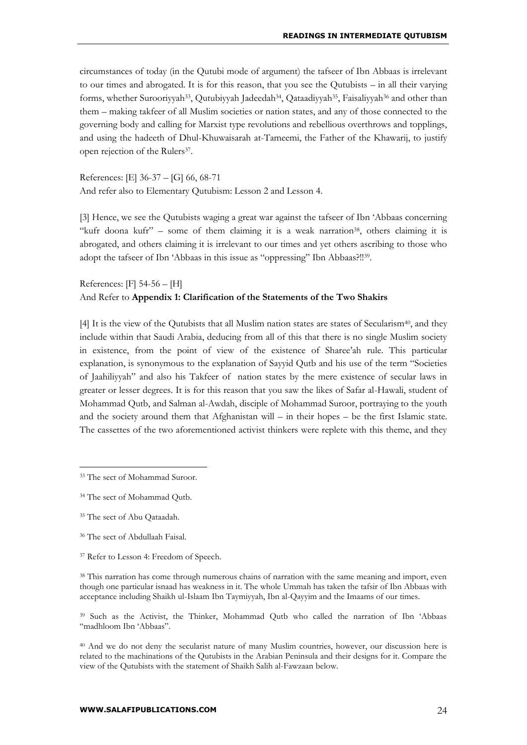circumstances of today (in the Qutubi mode of argument) the tafseer of Ibn Abbaas is irrelevant to our times and abrogated. It is for this reason, that you see the Qutubists – in all their varying forms, whether Surooriyyah[33], Qutubiyyah Jadeedah[34], Qataadiyyah[35], Faisaliyyah[36] and other than them – making takfeer of all Muslim societies or nation states, and any of those connected to the governing body and calling for Marxist type revolutions and rebellious overthrows and topplings, and using the hadeeth of Dhul-Khuwaisarah at-Tameemi, the Father of the Khawarij, to justify open rejection of the Rulers[37].

References: [E] 36-37 – [G] 66, 68-71
And refer also to Elementary Qutubism: Lesson 2 and Lesson 4.

[3] Hence, we see the Qutubists waging a great war against the tafseer of Ibn 'Abbaas concerning "kufr doona kufr" – some of them claiming it is a weak narration[38], others claiming it is abrogated, and others claiming it is irrelevant to our times and yet others ascribing to those who adopt the tafseer of Ibn 'Abbaas in this issue as "oppressing" Ibn Abbaas?!![39].

References: [F] 54-56 – [H]
And Refer to **Appendix 1: Clarification of the Statements of the Two Shakirs**

[4] It is the view of the Qutubists that all Muslim nation states are states of Secularism[40], and they include within that Saudi Arabia, deducing from all of this that there is no single Muslim society in existence, from the point of view of the existence of Sharee'ah rule. This particular explanation, is synonymous to the explanation of Sayyid Qutb and his use of the term "Societies of Jaahiliyyah" and also his Takfeer of nation states by the mere existence of secular laws in greater or lesser degrees. It is for this reason that you saw the likes of Safar al-Hawali, student of Mohammad Qutb, and Salman al-Awdah, disciple of Mohammad Suroor, portraying to the youth and the society around them that Afghanistan will – in their hopes – be the first Islamic state. The cassettes of the two aforementioned activist thinkers were replete with this theme, and they

---

[33] The sect of Mohammad Suroor.

[34] The sect of Mohammad Qutb.

[35] The sect of Abu Qataadah.

[36] The sect of Abdullaah Faisal.

[37] Refer to Lesson 4: Freedom of Speech.

[38] This narration has come through numerous chains of narration with the same meaning and import, even though one particular isnaad has weakness in it. The whole Ummah has taken the tafsir of Ibn Abbaas with acceptance including Shaikh ul-Islaam Ibn Taymiyyah, Ibn al-Qayyim and the Imaams of our times.

[39] Such as the Activist, the Thinker, Mohammad Qutb who called the narration of Ibn 'Abbaas "madhloom Ibn 'Abbaas".

[40] And we do not deny the secularist nature of many Muslim countries, however, our discussion here is related to the machinations of the Qutubists in the Arabian Peninsula and their designs for it. Compare the view of the Qutubists with the statement of Shaikh Salih al-Fawzaan below.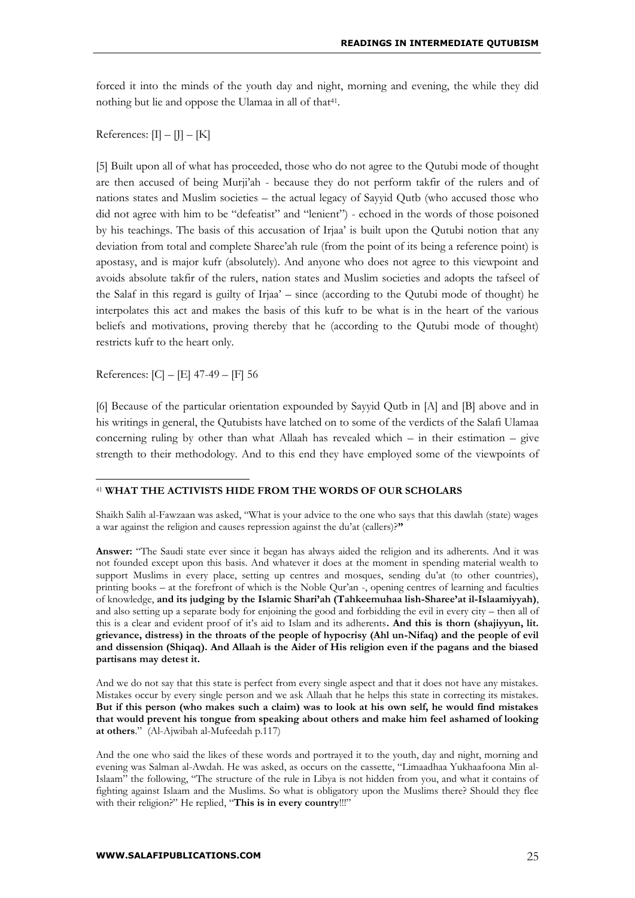forced it into the minds of the youth day and night, morning and evening, the while they did nothing but lie and oppose the Ulamaa in all of that[41].

References: [I] – [J] – [K]

[5] Built upon all of what has proceeded, those who do not agree to the Qutubi mode of thought are then accused of being Murji'ah - because they do not perform takfir of the rulers and of nations states and Muslim societies – the actual legacy of Sayyid Qutb (who accused those who did not agree with him to be "defeatist" and "lenient") - echoed in the words of those poisoned by his teachings. The basis of this accusation of Irjaa' is built upon the Qutubi notion that any deviation from total and complete Sharee'ah rule (from the point of its being a reference point) is apostasy, and is major kufr (absolutely). And anyone who does not agree to this viewpoint and avoids absolute takfir of the rulers, nation states and Muslim societies and adopts the tafseel of the Salaf in this regard is guilty of Irjaa' – since (according to the Qutubi mode of thought) he interpolates this act and makes the basis of this kufr to be what is in the heart of the various beliefs and motivations, proving thereby that he (according to the Qutubi mode of thought) restricts kufr to the heart only.

References: [C] – [E] 47-49 – [F] 56

[6] Because of the particular orientation expounded by Sayyid Qutb in [A] and [B] above and in his writings in general, the Qutubists have latched on to some of the verdicts of the Salafi Ulamaa concerning ruling by other than what Allaah has revealed which – in their estimation – give strength to their methodology. And to this end they have employed some of the viewpoints of

---

[41] **WHAT THE ACTIVISTS HIDE FROM THE WORDS OF OUR SCHOLARS**

Shaikh Salih al-Fawzaan was asked, "What is your advice to the one who says that this dawlah (state) wages a war against the religion and causes repression against the du'at (callers)?**"**

**Answer:** "The Saudi state ever since it began has always aided the religion and its adherents. And it was not founded except upon this basis. And whatever it does at the moment in spending material wealth to support Muslims in every place, setting up centres and mosques, sending du'at (to other countries), printing books – at the forefront of which is the Noble Qur'an -, opening centres of learning and faculties of knowledge, **and its judging by the Islamic Shari'ah (Tahkeemuhaa lish-Sharee'at il-Islaamiyyah)**, and also setting up a separate body for enjoining the good and forbidding the evil in every city – then all of this is a clear and evident proof of it's aid to Islam and its adherents**. And this is thorn (shajiyyun, lit. grievance, distress) in the throats of the people of hypocrisy (Ahl un-Nifaq) and the people of evil and dissension (Shiqaq). And Allaah is the Aider of His religion even if the pagans and the biased partisans may detest it.**

And we do not say that this state is perfect from every single aspect and that it does not have any mistakes. Mistakes occur by every single person and we ask Allaah that he helps this state in correcting its mistakes. **But if this person (who makes such a claim) was to look at his own self, he would find mistakes that would prevent his tongue from speaking about others and make him feel ashamed of looking at others**." (Al-Ajwibah al-Mufeedah p.117)

And the one who said the likes of these words and portrayed it to the youth, day and night, morning and evening was Salman al-Awdah. He was asked, as occurs on the cassette, "Limaadhaa Yukhaafoona Min al-Islaam" the following, "The structure of the rule in Libya is not hidden from you, and what it contains of fighting against Islaam and the Muslims. So what is obligatory upon the Muslims there? Should they flee with their religion?" He replied, "**This is in every country**!!!"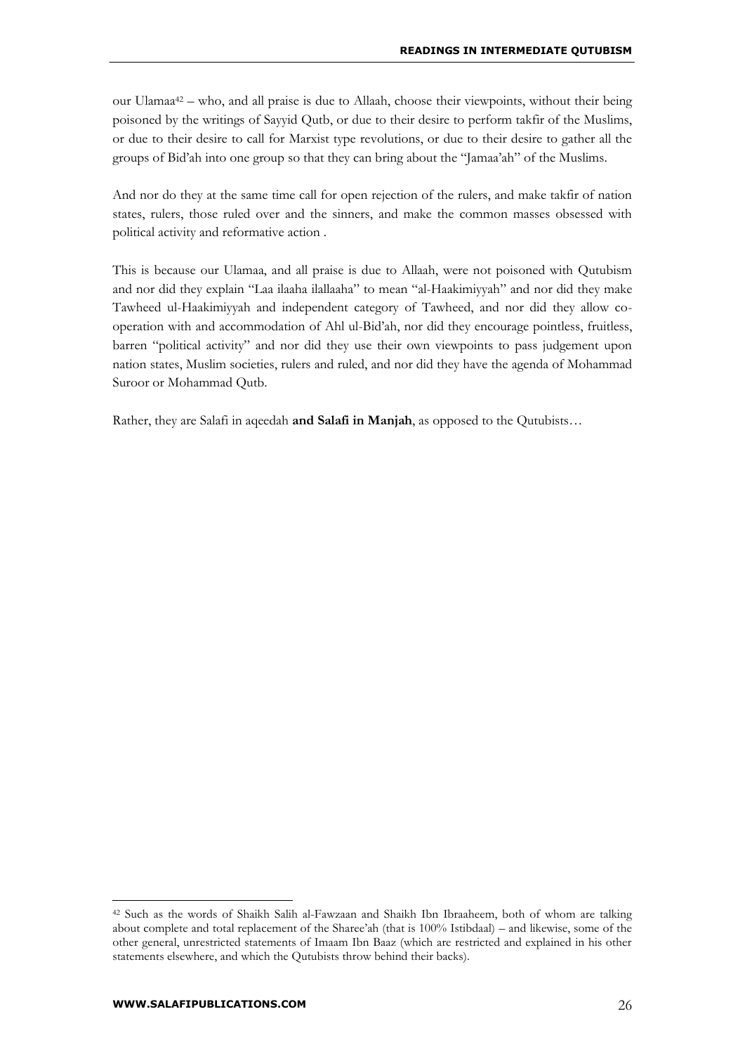our Ulamaa[42] – who, and all praise is due to Allaah, choose their viewpoints, without their being poisoned by the writings of Sayyid Qutb, or due to their desire to perform takfir of the Muslims, or due to their desire to call for Marxist type revolutions, or due to their desire to gather all the groups of Bid'ah into one group so that they can bring about the "Jamaa'ah" of the Muslims.

And nor do they at the same time call for open rejection of the rulers, and make takfir of nation states, rulers, those ruled over and the sinners, and make the common masses obsessed with political activity and reformative action .

This is because our Ulamaa, and all praise is due to Allaah, were not poisoned with Qutubism and nor did they explain "Laa ilaaha ilallaaha" to mean "al-Haakimiyyah" and nor did they make Tawheed ul-Haakimiyyah and independent category of Tawheed, and nor did they allow co-operation with and accommodation of Ahl ul-Bid'ah, nor did they encourage pointless, fruitless, barren "political activity" and nor did they use their own viewpoints to pass judgement upon nation states, Muslim societies, rulers and ruled, and nor did they have the agenda of Mohammad Suroor or Mohammad Qutb.

Rather, they are Salafi in aqeedah **and Salafi in Manjah**, as opposed to the Qutubists…

---

[42] Such as the words of Shaikh Salih al-Fawzaan and Shaikh Ibn Ibraaheem, both of whom are talking about complete and total replacement of the Sharee'ah (that is 100% Istibdaal) – and likewise, some of the other general, unrestricted statements of Imaam Ibn Baaz (which are restricted and explained in his other statements elsewhere, and which the Qutubists throw behind their backs).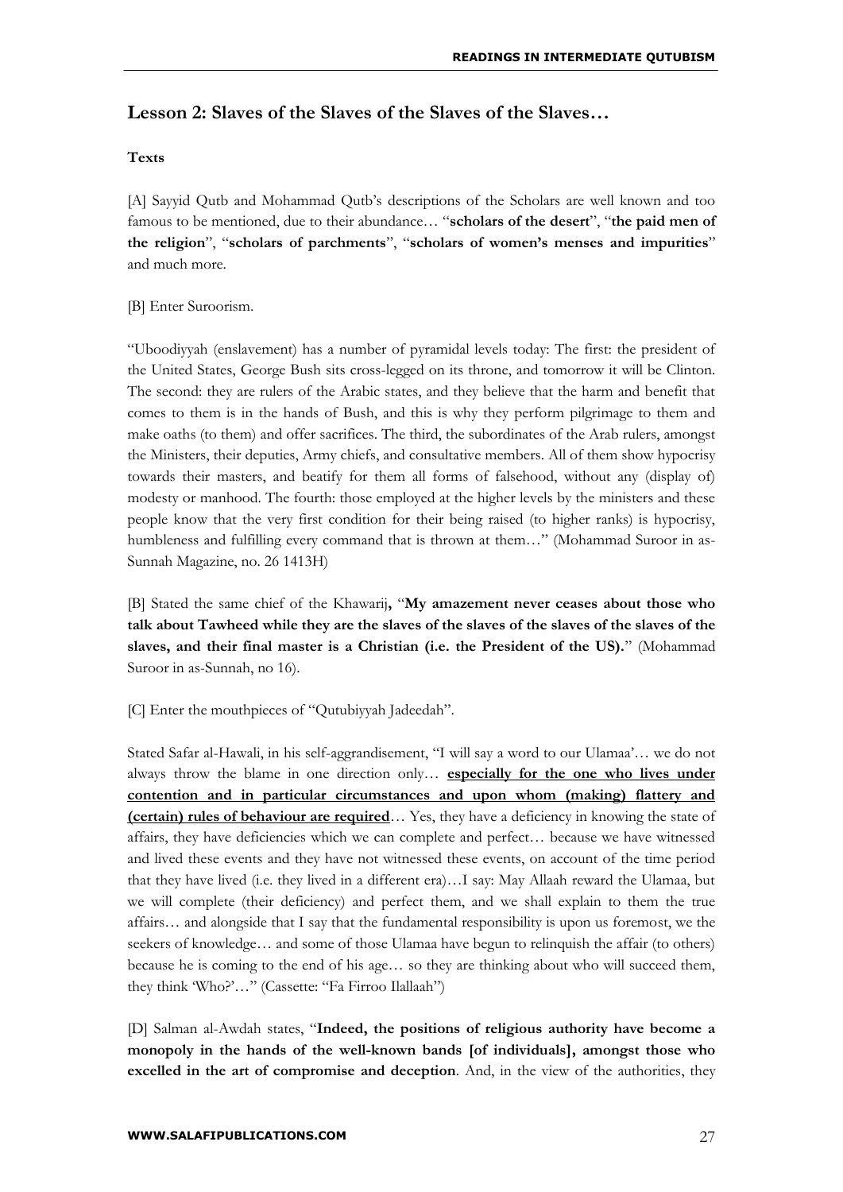## Lesson 2: Slaves of the Slaves of the Slaves of the Slaves…

**Texts**

[A] Sayyid Qutb and Mohammad Qutb's descriptions of the Scholars are well known and too famous to be mentioned, due to their abundance… "**scholars of the desert**", "**the paid men of the religion**", "**scholars of parchments**", "**scholars of women's menses and impurities**" and much more.

[B] Enter Suroorism.

"Uboodiyyah (enslavement) has a number of pyramidal levels today: The first: the president of the United States, George Bush sits cross-legged on its throne, and tomorrow it will be Clinton. The second: they are rulers of the Arabic states, and they believe that the harm and benefit that comes to them is in the hands of Bush, and this is why they perform pilgrimage to them and make oaths (to them) and offer sacrifices. The third, the subordinates of the Arab rulers, amongst the Ministers, their deputies, Army chiefs, and consultative members. All of them show hypocrisy towards their masters, and beatify for them all forms of falsehood, without any (display of) modesty or manhood. The fourth: those employed at the higher levels by the ministers and these people know that the very first condition for their being raised (to higher ranks) is hypocrisy, humbleness and fulfilling every command that is thrown at them…" (Mohammad Suroor in as-Sunnah Magazine, no. 26 1413H)

[B] Stated the same chief of the Khawarij**,** "**My amazement never ceases about those who talk about Tawheed while they are the slaves of the slaves of the slaves of the slaves of the slaves, and their final master is a Christian (i.e. the President of the US).**" (Mohammad Suroor in as-Sunnah, no 16).

[C] Enter the mouthpieces of "Qutubiyyah Jadeedah".

Stated Safar al-Hawali, in his self-aggrandisement, "I will say a word to our Ulamaa'… we do not always throw the blame in one direction only… <u>**especially for the one who lives under contention and in particular circumstances and upon whom (making) flattery and (certain) rules of behaviour are required**</u>… Yes, they have a deficiency in knowing the state of affairs, they have deficiencies which we can complete and perfect… because we have witnessed and lived these events and they have not witnessed these events, on account of the time period that they have lived (i.e. they lived in a different era)…I say: May Allaah reward the Ulamaa, but we will complete (their deficiency) and perfect them, and we shall explain to them the true affairs… and alongside that I say that the fundamental responsibility is upon us foremost, we the seekers of knowledge… and some of those Ulamaa have begun to relinquish the affair (to others) because he is coming to the end of his age… so they are thinking about who will succeed them, they think 'Who?'…" (Cassette: "Fa Firroo Ilallaah")

[D] Salman al-Awdah states, "**Indeed, the positions of religious authority have become a monopoly in the hands of the well-known bands [of individuals], amongst those who excelled in the art of compromise and deception**. And, in the view of the authorities, they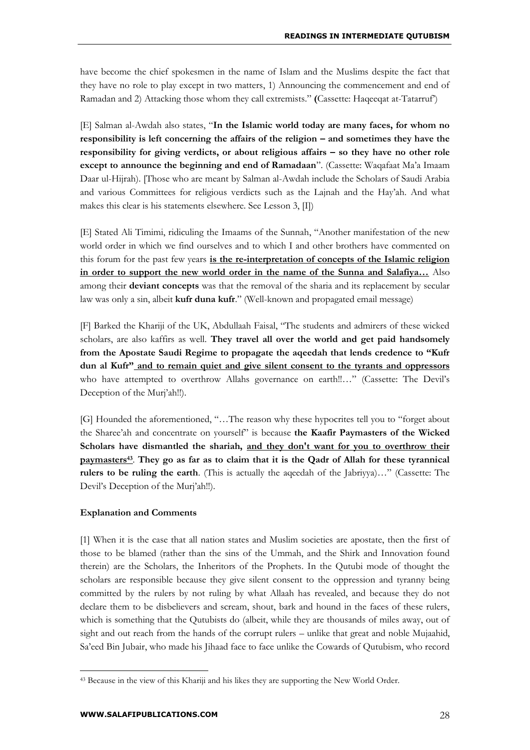have become the chief spokesmen in the name of Islam and the Muslims despite the fact that they have no role to play except in two matters, 1) Announcing the commencement and end of Ramadan and 2) Attacking those whom they call extremists." **(**Cassette: Haqeeqat at-Tatarruf')

[E] Salman al-Awdah also states, "**In the Islamic world today are many faces, for whom no responsibility is left concerning the affairs of the religion – and sometimes they have the responsibility for giving verdicts, or about religious affairs – so they have no other role except to announce the beginning and end of Ramadaan**". (Cassette: Waqafaat Ma'a Imaam Daar ul-Hijrah). [Those who are meant by Salman al-Awdah include the Scholars of Saudi Arabia and various Committees for religious verdicts such as the Lajnah and the Hay'ah. And what makes this clear is his statements elsewhere. See Lesson 3, [I])

[E] Stated Ali Timimi, ridiculing the Imaams of the Sunnah, "Another manifestation of the new world order in which we find ourselves and to which I and other brothers have commented on this forum for the past few years <u>**is the re-interpretation of concepts of the Islamic religion in order to support the new world order in the name of the Sunna and Salafiya…**</u> Also among their **deviant concepts** was that the removal of the sharia and its replacement by secular law was only a sin, albeit **kufr duna kufr**." (Well-known and propagated email message)

[F] Barked the Khariji of the UK, Abdullaah Faisal, "The students and admirers of these wicked scholars, are also kaffirs as well. **They travel all over the world and get paid handsomely from the Apostate Saudi Regime to propagate the aqeedah that lends credence to "Kufr dun al Kufr"** <u>**and to remain quiet and give silent consent to the tyrants and oppressors**</u> who have attempted to overthrow Allahs governance on earth!!…" (Cassette: The Devil's Deception of the Murj'ah!!).

[G] Hounded the aforementioned, "…The reason why these hypocrites tell you to "forget about the Sharee'ah and concentrate on yourself" is because **the Kaafir Paymasters of the Wicked Scholars have dismantled the shariah,** <u>**and they don't want for you to overthrow their paymasters[43]**</u>. **They go as far as to claim that it is the Qadr of Allah for these tyrannical rulers to be ruling the earth**. (This is actually the aqeedah of the Jabriyya)…" (Cassette: The Devil's Deception of the Murj'ah!!).

**Explanation and Comments**

[1] When it is the case that all nation states and Muslim societies are apostate, then the first of those to be blamed (rather than the sins of the Ummah, and the Shirk and Innovation found therein) are the Scholars, the Inheritors of the Prophets. In the Qutubi mode of thought the scholars are responsible because they give silent consent to the oppression and tyranny being committed by the rulers by not ruling by what Allaah has revealed, and because they do not declare them to be disbelievers and scream, shout, bark and hound in the faces of these rulers, which is something that the Qutubists do (albeit, while they are thousands of miles away, out of sight and out reach from the hands of the corrupt rulers – unlike that great and noble Mujaahid, Sa'eed Bin Jubair, who made his Jihaad face to face unlike the Cowards of Qutubism, who record

---

[43] Because in the view of this Khariji and his likes they are supporting the New World Order.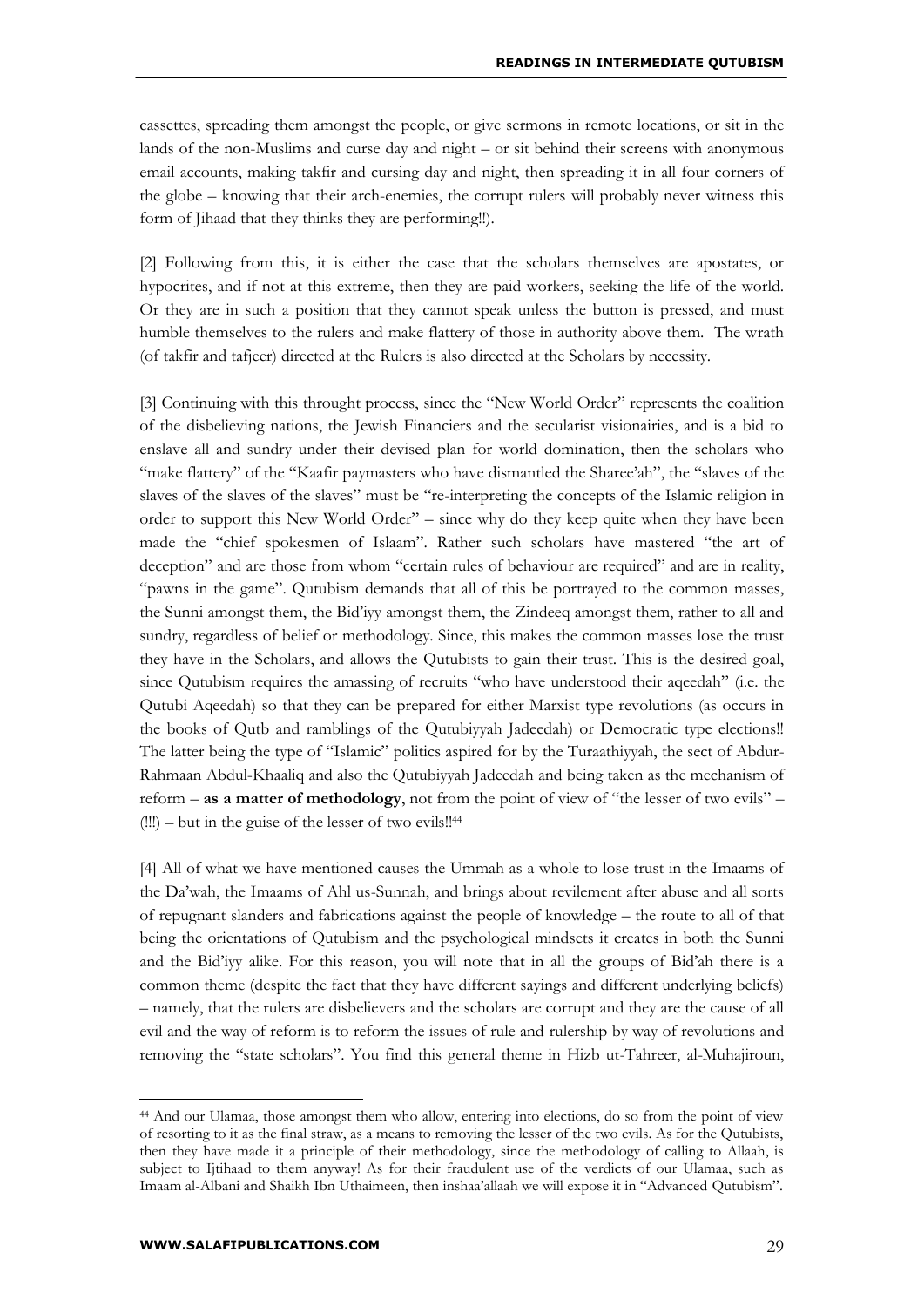cassettes, spreading them amongst the people, or give sermons in remote locations, or sit in the lands of the non-Muslims and curse day and night – or sit behind their screens with anonymous email accounts, making takfir and cursing day and night, then spreading it in all four corners of the globe – knowing that their arch-enemies, the corrupt rulers will probably never witness this form of Jihaad that they thinks they are performing!!).

[2] Following from this, it is either the case that the scholars themselves are apostates, or hypocrites, and if not at this extreme, then they are paid workers, seeking the life of the world. Or they are in such a position that they cannot speak unless the button is pressed, and must humble themselves to the rulers and make flattery of those in authority above them. The wrath (of takfir and tafjeer) directed at the Rulers is also directed at the Scholars by necessity.

[3] Continuing with this throught process, since the "New World Order" represents the coalition of the disbelieving nations, the Jewish Financiers and the secularist visionairies, and is a bid to enslave all and sundry under their devised plan for world domination, then the scholars who "make flattery" of the "Kaafir paymasters who have dismantled the Sharee'ah", the "slaves of the slaves of the slaves of the slaves" must be "re-interpreting the concepts of the Islamic religion in order to support this New World Order" – since why do they keep quite when they have been made the "chief spokesmen of Islaam". Rather such scholars have mastered "the art of deception" and are those from whom "certain rules of behaviour are required" and are in reality, "pawns in the game". Qutubism demands that all of this be portrayed to the common masses, the Sunni amongst them, the Bid'iyy amongst them, the Zindeeq amongst them, rather to all and sundry, regardless of belief or methodology. Since, this makes the common masses lose the trust they have in the Scholars, and allows the Qutubists to gain their trust. This is the desired goal, since Qutubism requires the amassing of recruits "who have understood their aqeedah" (i.e. the Qutubi Aqeedah) so that they can be prepared for either Marxist type revolutions (as occurs in the books of Qutb and ramblings of the Qutubiyyah Jadeedah) or Democratic type elections!! The latter being the type of "Islamic" politics aspired for by the Turaathiyyah, the sect of Abdur-Rahmaan Abdul-Khaaliq and also the Qutubiyyah Jadeedah and being taken as the mechanism of reform – **as a matter of methodology**, not from the point of view of "the lesser of two evils" – (!!!) – but in the guise of the lesser of two evils!![44]

[4] All of what we have mentioned causes the Ummah as a whole to lose trust in the Imaams of the Da'wah, the Imaams of Ahl us-Sunnah, and brings about revilement after abuse and all sorts of repugnant slanders and fabrications against the people of knowledge – the route to all of that being the orientations of Qutubism and the psychological mindsets it creates in both the Sunni and the Bid'iyy alike. For this reason, you will note that in all the groups of Bid'ah there is a common theme (despite the fact that they have different sayings and different underlying beliefs) – namely, that the rulers are disbelievers and the scholars are corrupt and they are the cause of all evil and the way of reform is to reform the issues of rule and rulership by way of revolutions and removing the "state scholars". You find this general theme in Hizb ut-Tahreer, al-Muhajiroun,

---

[44] And our Ulamaa, those amongst them who allow, entering into elections, do so from the point of view of resorting to it as the final straw, as a means to removing the lesser of the two evils. As for the Qutubists, then they have made it a principle of their methodology, since the methodology of calling to Allaah, is subject to Ijtihaad to them anyway! As for their fraudulent use of the verdicts of our Ulamaa, such as Imaam al-Albani and Shaikh Ibn Uthaimeen, then inshaa'allaah we will expose it in "Advanced Qutubism".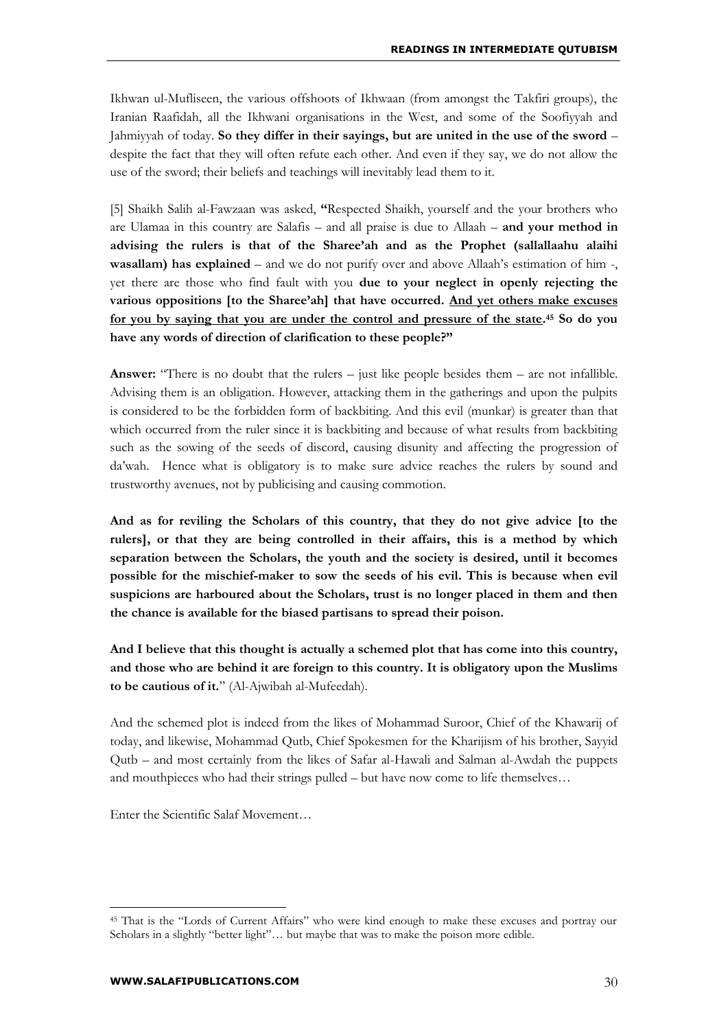Ikhwan ul-Mufliseen, the various offshoots of Ikhwaan (from amongst the Takfiri groups), the Iranian Raafidah, all the Ikhwani organisations in the West, and some of the Soofiyyah and Jahmiyyah of today. **So they differ in their sayings, but are united in the use of the sword** – despite the fact that they will often refute each other. And even if they say, we do not allow the use of the sword; their beliefs and teachings will inevitably lead them to it.

[5] Shaikh Salih al-Fawzaan was asked, **"**Respected Shaikh, yourself and the your brothers who are Ulamaa in this country are Salafis – and all praise is due to Allaah – **and your method in advising the rulers is that of the Sharee'ah and as the Prophet (sallallaahu alaihi wasallam) has explained** – and we do not purify over and above Allaah's estimation of him -, yet there are those who find fault with you **due to your neglect in openly rejecting the various oppositions [to the Sharee'ah] that have occurred. <u>And yet others make excuses for you by saying that you are under the control and pressure of the state</u>.[45] So do you have any words of direction of clarification to these people?"**

**Answer:** "There is no doubt that the rulers – just like people besides them – are not infallible. Advising them is an obligation. However, attacking them in the gatherings and upon the pulpits is considered to be the forbidden form of backbiting. And this evil (munkar) is greater than that which occurred from the ruler since it is backbiting and because of what results from backbiting such as the sowing of the seeds of discord, causing disunity and affecting the progression of da'wah. Hence what is obligatory is to make sure advice reaches the rulers by sound and trustworthy avenues, not by publicising and causing commotion.

**And as for reviling the Scholars of this country, that they do not give advice [to the rulers], or that they are being controlled in their affairs, this is a method by which separation between the Scholars, the youth and the society is desired, until it becomes possible for the mischief-maker to sow the seeds of his evil. This is because when evil suspicions are harboured about the Scholars, trust is no longer placed in them and then the chance is available for the biased partisans to spread their poison.**

**And I believe that this thought is actually a schemed plot that has come into this country, and those who are behind it are foreign to this country. It is obligatory upon the Muslims to be cautious of it.**" (Al-Ajwibah al-Mufeedah).

And the schemed plot is indeed from the likes of Mohammad Suroor, Chief of the Khawarij of today, and likewise, Mohammad Qutb, Chief Spokesmen for the Kharijism of his brother, Sayyid Qutb – and most certainly from the likes of Safar al-Hawali and Salman al-Awdah the puppets and mouthpieces who had their strings pulled – but have now come to life themselves…

Enter the Scientific Salaf Movement…

---

[45] That is the "Lords of Current Affairs" who were kind enough to make these excuses and portray our Scholars in a slightly "better light"… but maybe that was to make the poison more edible.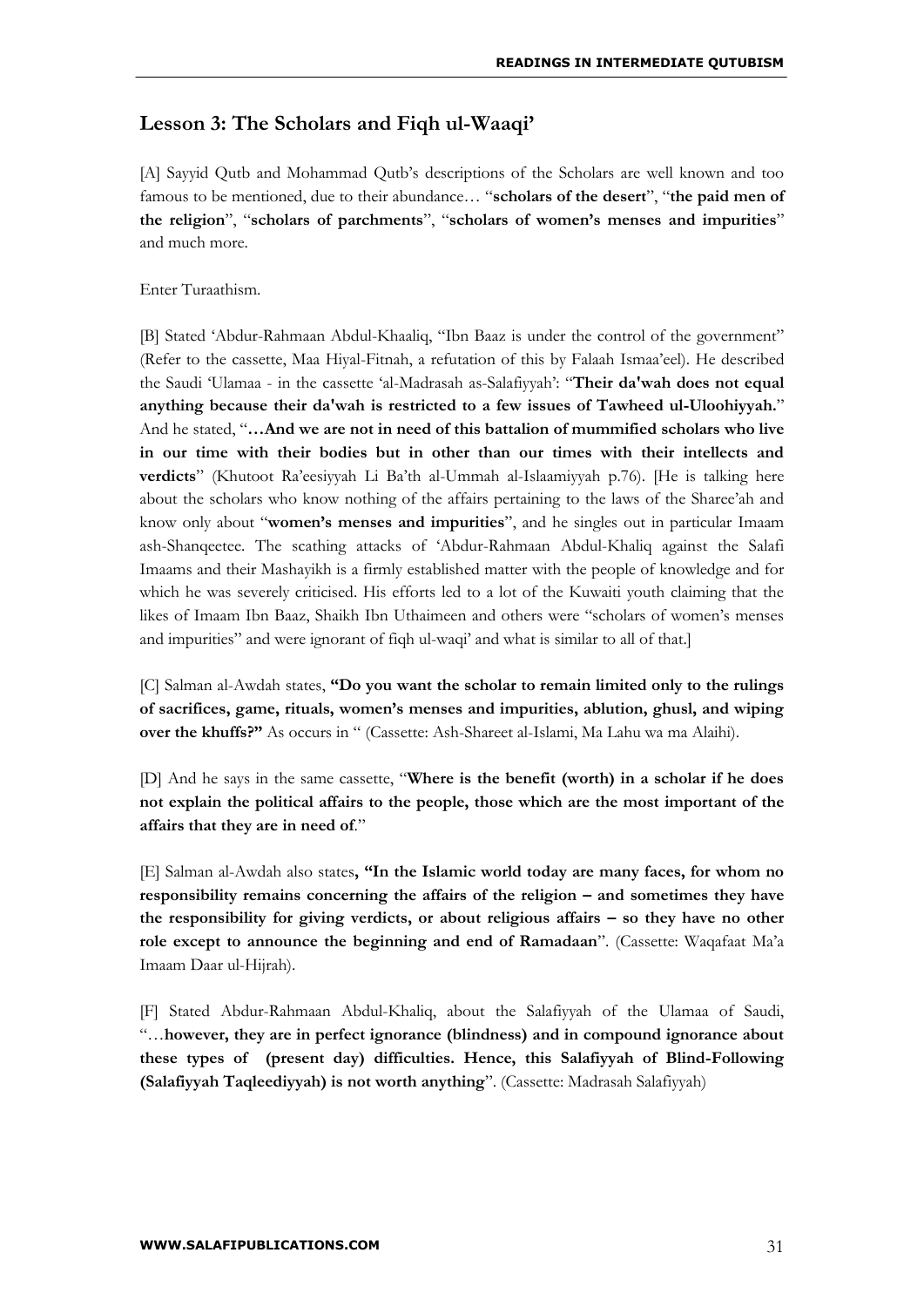## Lesson 3: The Scholars and Fiqh ul-Waaqi'

[A] Sayyid Qutb and Mohammad Qutb's descriptions of the Scholars are well known and too famous to be mentioned, due to their abundance… "**scholars of the desert**", "**the paid men of the religion**", "**scholars of parchments**", "**scholars of women's menses and impurities**" and much more.

Enter Turaathism.

[B] Stated 'Abdur-Rahmaan Abdul-Khaaliq, "Ibn Baaz is under the control of the government" (Refer to the cassette, Maa Hiyal-Fitnah, a refutation of this by Falaah Ismaa'eel). He described the Saudi 'Ulamaa - in the cassette 'al-Madrasah as-Salafiyyah': "**Their da'wah does not equal anything because their da'wah is restricted to a few issues of Tawheed ul-Uloohiyyah.**" And he stated, "**…And we are not in need of this battalion of mummified scholars who live in our time with their bodies but in other than our times with their intellects and verdicts**" (Khutoot Ra'eesiyyah Li Ba'th al-Ummah al-Islaamiyyah p.76). [He is talking here about the scholars who know nothing of the affairs pertaining to the laws of the Sharee'ah and know only about "**women's menses and impurities**", and he singles out in particular Imaam ash-Shanqeetee. The scathing attacks of 'Abdur-Rahmaan Abdul-Khaliq against the Salafi Imaams and their Mashayikh is a firmly established matter with the people of knowledge and for which he was severely criticised. His efforts led to a lot of the Kuwaiti youth claiming that the likes of Imaam Ibn Baaz, Shaikh Ibn Uthaimeen and others were "scholars of women's menses and impurities" and were ignorant of fiqh ul-waqi' and what is similar to all of that.]

[C] Salman al-Awdah states, **"Do you want the scholar to remain limited only to the rulings of sacrifices, game, rituals, women's menses and impurities, ablution, ghusl, and wiping over the khuffs?"** As occurs in " (Cassette: Ash-Shareet al-Islami, Ma Lahu wa ma Alaihi).

[D] And he says in the same cassette, "**Where is the benefit (worth) in a scholar if he does not explain the political affairs to the people, those which are the most important of the affairs that they are in need of**."

[E] Salman al-Awdah also states**, "In the Islamic world today are many faces, for whom no responsibility remains concerning the affairs of the religion – and sometimes they have the responsibility for giving verdicts, or about religious affairs – so they have no other role except to announce the beginning and end of Ramadaan**". (Cassette: Waqafaat Ma'a Imaam Daar ul-Hijrah).

[F] Stated Abdur-Rahmaan Abdul-Khaliq, about the Salafiyyah of the Ulamaa of Saudi, "…**however, they are in perfect ignorance (blindness) and in compound ignorance about these types of (present day) difficulties. Hence, this Salafiyyah of Blind-Following (Salafiyyah Taqleediyyah) is not worth anything**". (Cassette: Madrasah Salafiyyah)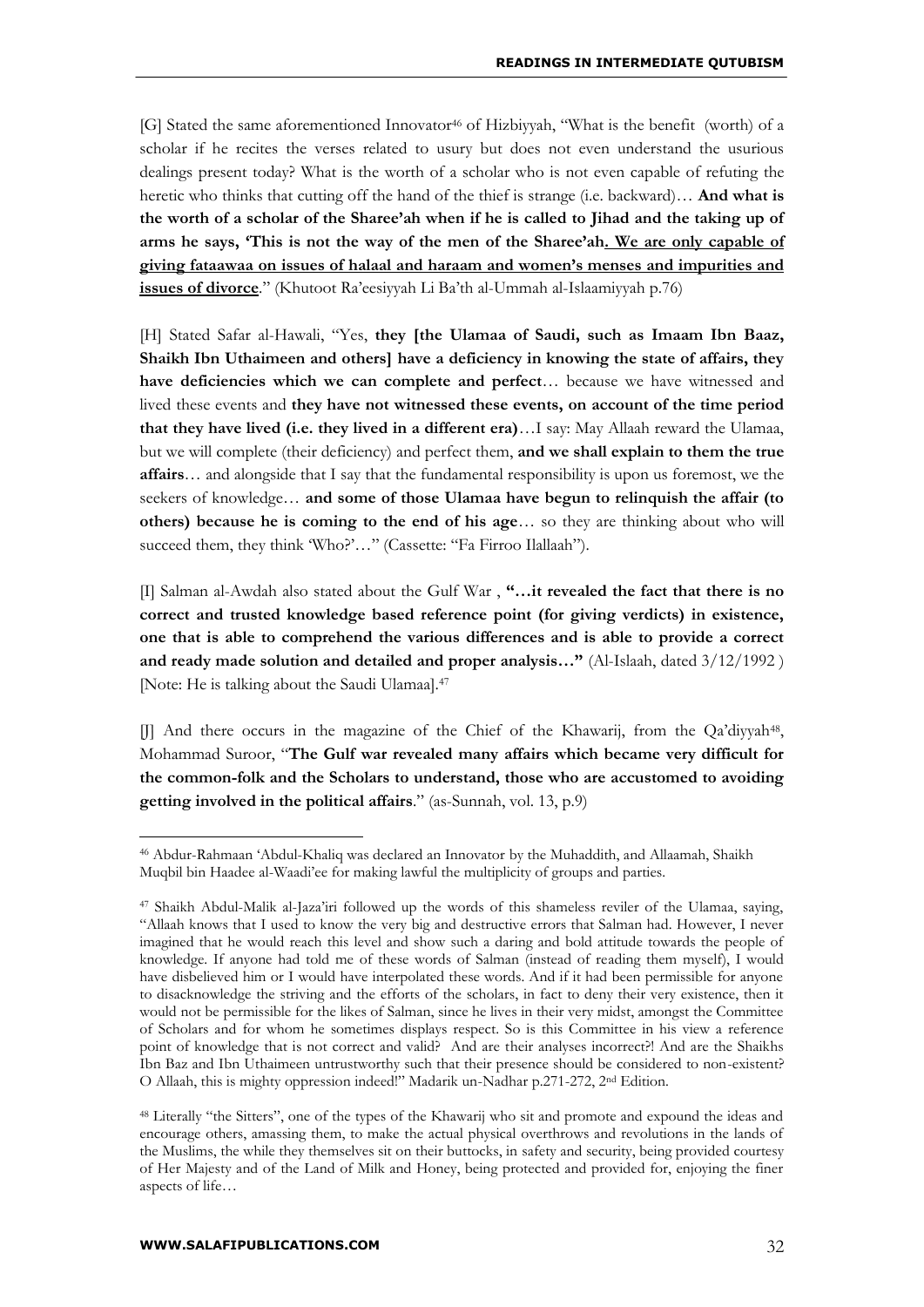[G] Stated the same aforementioned Innovator[46] of Hizbiyyah, "What is the benefit (worth) of a scholar if he recites the verses related to usury but does not even understand the usurious dealings present today? What is the worth of a scholar who is not even capable of refuting the heretic who thinks that cutting off the hand of the thief is strange (i.e. backward)… **And what is the worth of a scholar of the Sharee'ah when if he is called to Jihad and the taking up of arms he says, 'This is not the way of the men of the Sharee'ah. <u>We are only capable of giving fataawaa on issues of halaal and haraam and women's menses and impurities and issues of divorce</u>**." (Khutoot Ra'eesiyyah Li Ba'th al-Ummah al-Islaamiyyah p.76)

[H] Stated Safar al-Hawali, "Yes, **they [the Ulamaa of Saudi, such as Imaam Ibn Baaz, Shaikh Ibn Uthaimeen and others] have a deficiency in knowing the state of affairs, they have deficiencies which we can complete and perfect**… because we have witnessed and lived these events and **they have not witnessed these events, on account of the time period that they have lived (i.e. they lived in a different era)**…I say: May Allaah reward the Ulamaa, but we will complete (their deficiency) and perfect them, **and we shall explain to them the true affairs**… and alongside that I say that the fundamental responsibility is upon us foremost, we the seekers of knowledge… **and some of those Ulamaa have begun to relinquish the affair (to others) because he is coming to the end of his age**… so they are thinking about who will succeed them, they think 'Who?'…" (Cassette: "Fa Firroo Ilallaah").

[I] Salman al-Awdah also stated about the Gulf War , **"…it revealed the fact that there is no correct and trusted knowledge based reference point (for giving verdicts) in existence, one that is able to comprehend the various differences and is able to provide a correct and ready made solution and detailed and proper analysis…"** (Al-Islaah, dated 3/12/1992 ) [Note: He is talking about the Saudi Ulamaa].[47]

[J] And there occurs in the magazine of the Chief of the Khawarij, from the Qa'diyyah[48], Mohammad Suroor, "**The Gulf war revealed many affairs which became very difficult for the common-folk and the Scholars to understand, those who are accustomed to avoiding getting involved in the political affairs**." (as-Sunnah, vol. 13, p.9)

---

[46] Abdur-Rahmaan 'Abdul-Khaliq was declared an Innovator by the Muhaddith, and Allaamah, Shaikh Muqbil bin Haadee al-Waadi'ee for making lawful the multiplicity of groups and parties.

[47] Shaikh Abdul-Malik al-Jaza'iri followed up the words of this shameless reviler of the Ulamaa, saying, "Allaah knows that I used to know the very big and destructive errors that Salman had. However, I never imagined that he would reach this level and show such a daring and bold attitude towards the people of knowledge. If anyone had told me of these words of Salman (instead of reading them myself), I would have disbelieved him or I would have interpolated these words. And if it had been permissible for anyone to disacknowledge the striving and the efforts of the scholars, in fact to deny their very existence, then it would not be permissible for the likes of Salman, since he lives in their very midst, amongst the Committee of Scholars and for whom he sometimes displays respect. So is this Committee in his view a reference point of knowledge that is not correct and valid? And are their analyses incorrect?! And are the Shaikhs Ibn Baz and Ibn Uthaimeen untrustworthy such that their presence should be considered to non-existent? O Allaah, this is mighty oppression indeed!" Madarik un-Nadhar p.271-272, 2nd Edition.

[48] Literally "the Sitters", one of the types of the Khawarij who sit and promote and expound the ideas and encourage others, amassing them, to make the actual physical overthrows and revolutions in the lands of the Muslims, the while they themselves sit on their buttocks, in safety and security, being provided courtesy of Her Majesty and of the Land of Milk and Honey, being protected and provided for, enjoying the finer aspects of life…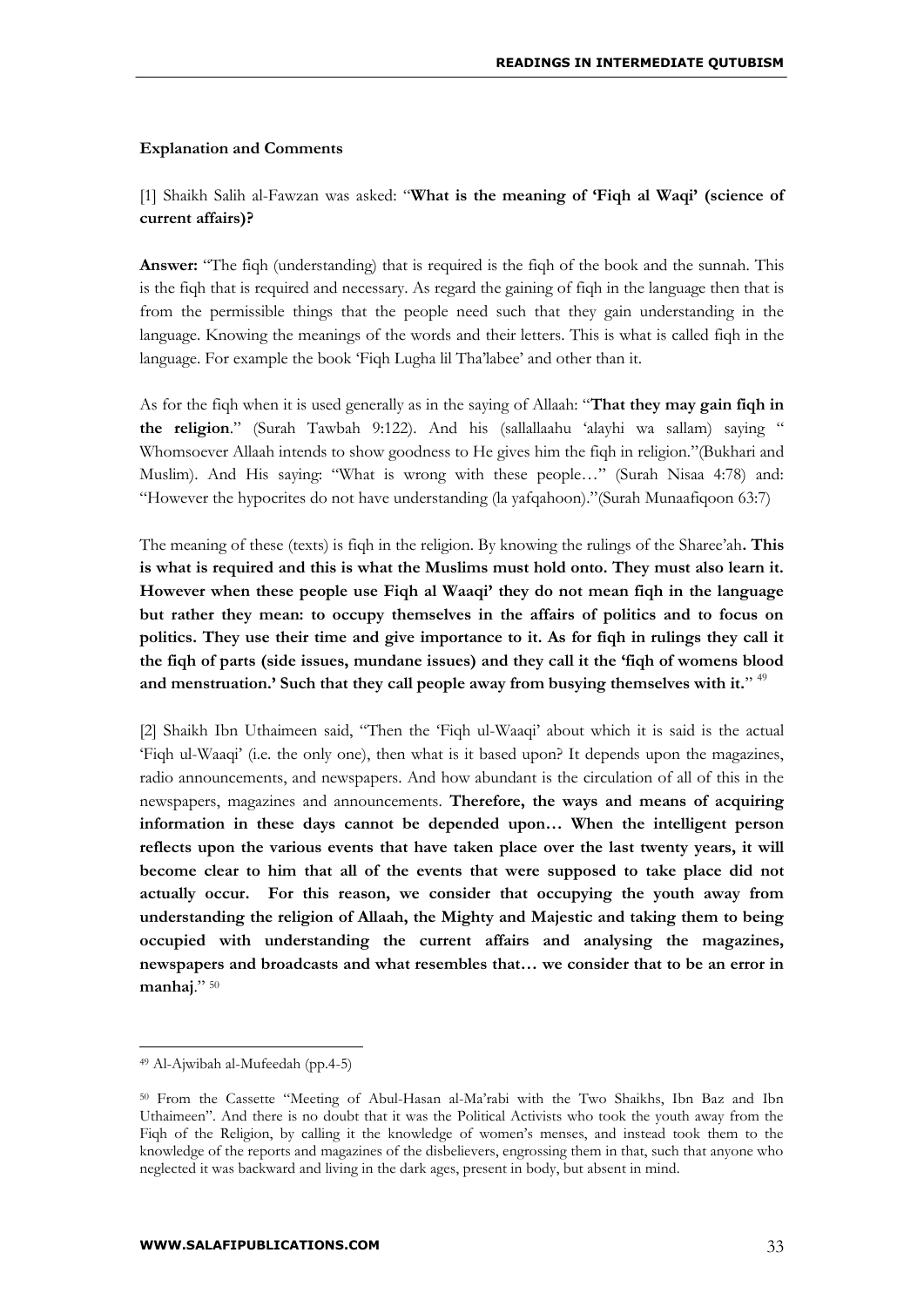**Explanation and Comments**

[1] Shaikh Salih al-Fawzan was asked: "**What is the meaning of 'Fiqh al Waqi' (science of current affairs)?**

**Answer:** "The fiqh (understanding) that is required is the fiqh of the book and the sunnah. This is the fiqh that is required and necessary. As regard the gaining of fiqh in the language then that is from the permissible things that the people need such that they gain understanding in the language. Knowing the meanings of the words and their letters. This is what is called fiqh in the language. For example the book 'Fiqh Lugha lil Tha'labee' and other than it.

As for the fiqh when it is used generally as in the saying of Allaah: "**That they may gain fiqh in the religion**." (Surah Tawbah 9:122). And his (sallallaahu 'alayhi wa sallam) saying " Whomsoever Allaah intends to show goodness to He gives him the fiqh in religion."(Bukhari and Muslim). And His saying: "What is wrong with these people…" (Surah Nisaa 4:78) and: "However the hypocrites do not have understanding (la yafqahoon)."(Surah Munaafiqoon 63:7)

The meaning of these (texts) is fiqh in the religion. By knowing the rulings of the Sharee'ah**. This is what is required and this is what the Muslims must hold onto. They must also learn it. However when these people use Fiqh al Waaqi' they do not mean fiqh in the language but rather they mean: to occupy themselves in the affairs of politics and to focus on politics. They use their time and give importance to it. As for fiqh in rulings they call it the fiqh of parts (side issues, mundane issues) and they call it the 'fiqh of womens blood and menstruation.' Such that they call people away from busying themselves with it.**" [49]

[2] Shaikh Ibn Uthaimeen said, "Then the 'Fiqh ul-Waaqi' about which it is said is the actual 'Fiqh ul-Waaqi' (i.e. the only one), then what is it based upon? It depends upon the magazines, radio announcements, and newspapers. And how abundant is the circulation of all of this in the newspapers, magazines and announcements. **Therefore, the ways and means of acquiring information in these days cannot be depended upon… When the intelligent person reflects upon the various events that have taken place over the last twenty years, it will become clear to him that all of the events that were supposed to take place did not actually occur. For this reason, we consider that occupying the youth away from understanding the religion of Allaah, the Mighty and Majestic and taking them to being occupied with understanding the current affairs and analysing the magazines, newspapers and broadcasts and what resembles that… we consider that to be an error in manhaj**." [50]

---

[49] Al-Ajwibah al-Mufeedah (pp.4-5)

[50] From the Cassette "Meeting of Abul-Hasan al-Ma'rabi with the Two Shaikhs, Ibn Baz and Ibn Uthaimeen". And there is no doubt that it was the Political Activists who took the youth away from the Fiqh of the Religion, by calling it the knowledge of women's menses, and instead took them to the knowledge of the reports and magazines of the disbelievers, engrossing them in that, such that anyone who neglected it was backward and living in the dark ages, present in body, but absent in mind.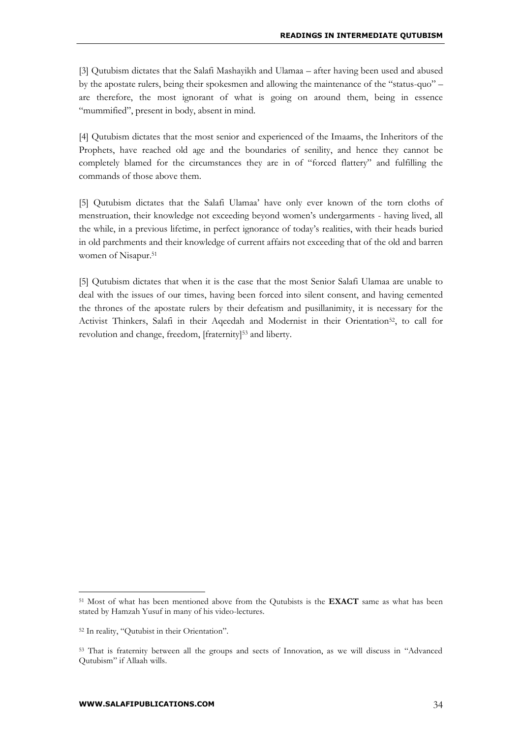[3] Qutubism dictates that the Salafi Mashayikh and Ulamaa – after having been used and abused by the apostate rulers, being their spokesmen and allowing the maintenance of the "status-quo" – are therefore, the most ignorant of what is going on around them, being in essence "mummified", present in body, absent in mind.

[4] Qutubism dictates that the most senior and experienced of the Imaams, the Inheritors of the Prophets, have reached old age and the boundaries of senility, and hence they cannot be completely blamed for the circumstances they are in of "forced flattery" and fulfilling the commands of those above them.

[5] Qutubism dictates that the Salafi Ulamaa' have only ever known of the torn cloths of menstruation, their knowledge not exceeding beyond women's undergarments - having lived, all the while, in a previous lifetime, in perfect ignorance of today's realities, with their heads buried in old parchments and their knowledge of current affairs not exceeding that of the old and barren women of Nisapur.[51]

[5] Qutubism dictates that when it is the case that the most Senior Salafi Ulamaa are unable to deal with the issues of our times, having been forced into silent consent, and having cemented the thrones of the apostate rulers by their defeatism and pusillanimity, it is necessary for the Activist Thinkers, Salafi in their Aqeedah and Modernist in their Orientation[52], to call for revolution and change, freedom, [fraternity][53] and liberty.

---

[51] Most of what has been mentioned above from the Qutubists is the **EXACT** same as what has been stated by Hamzah Yusuf in many of his video-lectures.

[52] In reality, "Qutubist in their Orientation".

[53] That is fraternity between all the groups and sects of Innovation, as we will discuss in "Advanced Qutubism" if Allaah wills.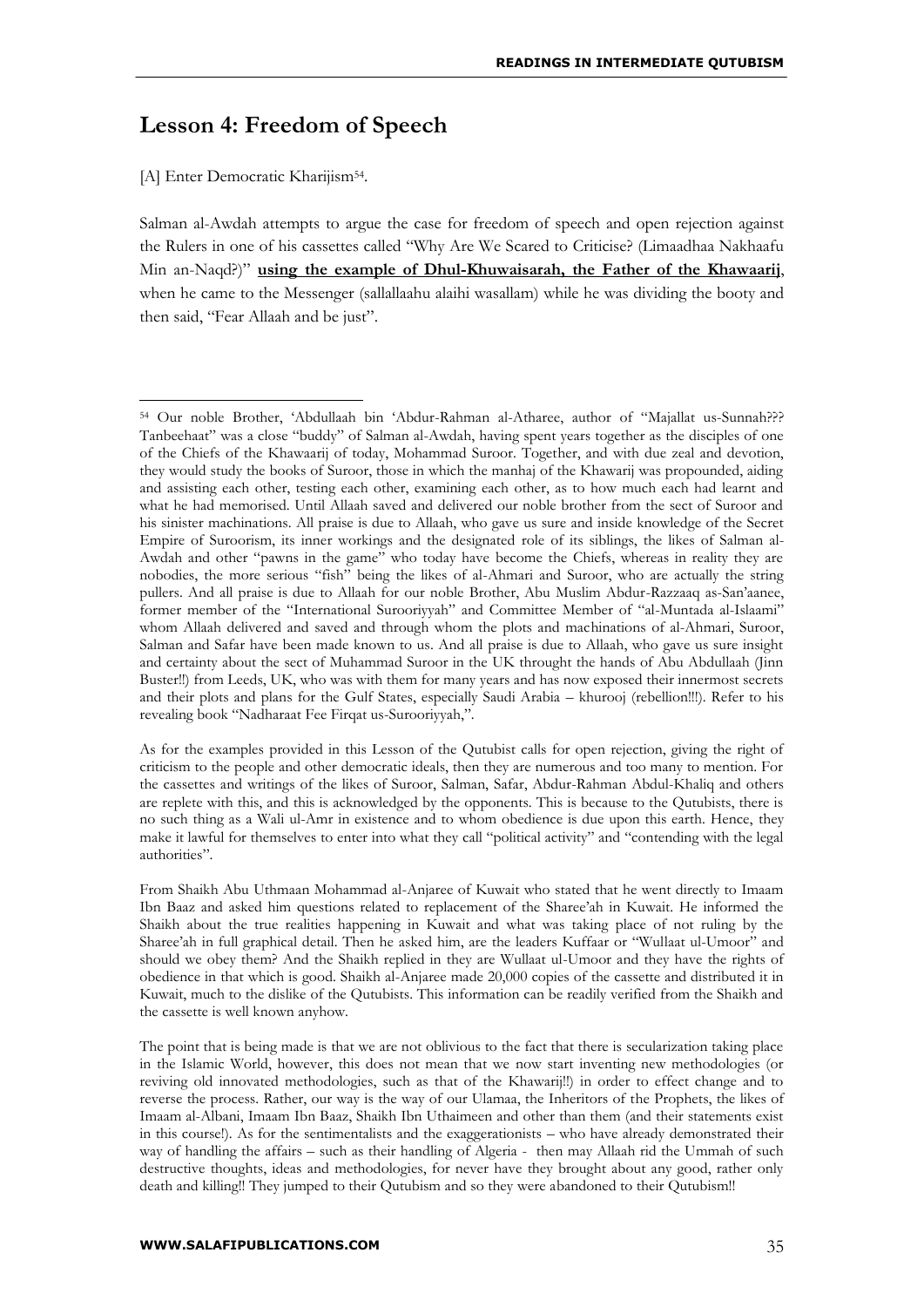## Lesson 4: Freedom of Speech

[A] Enter Democratic Kharijism[54].

Salman al-Awdah attempts to argue the case for freedom of speech and open rejection against the Rulers in one of his cassettes called "Why Are We Scared to Criticise? (Limaadhaa Nakhaafu Min an-Naqd?)" **using the example of Dhul-Khuwaisarah, the Father of the Khawaarij**, when he came to the Messenger (sallallaahu alaihi wasallam) while he was dividing the booty and then said, "Fear Allaah and be just".

As for the examples provided in this Lesson of the Qutubist calls for open rejection, giving the right of criticism to the people and other democratic ideals, then they are numerous and too many to mention. For the cassettes and writings of the likes of Suroor, Salman, Safar, Abdur-Rahman Abdul-Khaliq and others are replete with this, and this is acknowledged by the opponents. This is because to the Qutubists, there is no such thing as a Wali ul-Amr in existence and to whom obedience is due upon this earth. Hence, they make it lawful for themselves to enter into what they call "political activity" and "contending with the legal authorities".

From Shaikh Abu Uthmaan Mohammad al-Anjaree of Kuwait who stated that he went directly to Imaam Ibn Baaz and asked him questions related to replacement of the Sharee'ah in Kuwait. He informed the Shaikh about the true realities happening in Kuwait and what was taking place of not ruling by the Sharee'ah in full graphical detail. Then he asked him, are the leaders Kuffaar or "Wullaat ul-Umoor" and should we obey them? And the Shaikh replied in they are Wullaat ul-Umoor and they have the rights of obedience in that which is good. Shaikh al-Anjaree made 20,000 copies of the cassette and distributed it in Kuwait, much to the dislike of the Qutubists. This information can be readily verified from the Shaikh and the cassette is well known anyhow.

The point that is being made is that we are not oblivious to the fact that there is secularization taking place in the Islamic World, however, this does not mean that we now start inventing new methodologies (or reviving old innovated methodologies, such as that of the Khawarij!!) in order to effect change and to reverse the process. Rather, our way is the way of our Ulamaa, the Inheritors of the Prophets, the likes of Imaam al-Albani, Imaam Ibn Baaz, Shaikh Ibn Uthaimeen and other than them (and their statements exist in this course!). As for the sentimentalists and the exaggerationists – who have already demonstrated their way of handling the affairs – such as their handling of Algeria - then may Allaah rid the Ummah of such destructive thoughts, ideas and methodologies, for never have they brought about any good, rather only death and killing!! They jumped to their Qutubism and so they were abandoned to their Qutubism!!

---

[54] Our noble Brother, 'Abdullaah bin 'Abdur-Rahman al-Atharee, author of "Majallat us-Sunnah??? Tanbeehaat" was a close "buddy" of Salman al-Awdah, having spent years together as the disciples of one of the Chiefs of the Khawaarij of today, Mohammad Suroor. Together, and with due zeal and devotion, they would study the books of Suroor, those in which the manhaj of the Khawarij was propounded, aiding and assisting each other, testing each other, examining each other, as to how much each had learnt and what he had memorised. Until Allaah saved and delivered our noble brother from the sect of Suroor and his sinister machinations. All praise is due to Allaah, who gave us sure and inside knowledge of the Secret Empire of Suroorism, its inner workings and the designated role of its siblings, the likes of Salman al-Awdah and other "pawns in the game" who today have become the Chiefs, whereas in reality they are nobodies, the more serious "fish" being the likes of al-Ahmari and Suroor, who are actually the string pullers. And all praise is due to Allaah for our noble Brother, Abu Muslim Abdur-Razzaaq as-San'aanee, former member of the "International Surooriyyah" and Committee Member of "al-Muntada al-Islaami" whom Allaah delivered and saved and through whom the plots and machinations of al-Ahmari, Suroor, Salman and Safar have been made known to us. And all praise is due to Allaah, who gave us sure insight and certainty about the sect of Muhammad Suroor in the UK throught the hands of Abu Abdullaah (Jinn Buster!!) from Leeds, UK, who was with them for many years and has now exposed their innermost secrets and their plots and plans for the Gulf States, especially Saudi Arabia – khurooj (rebellion!!!). Refer to his revealing book "Nadharaat Fee Firqat us-Surooriyyah,".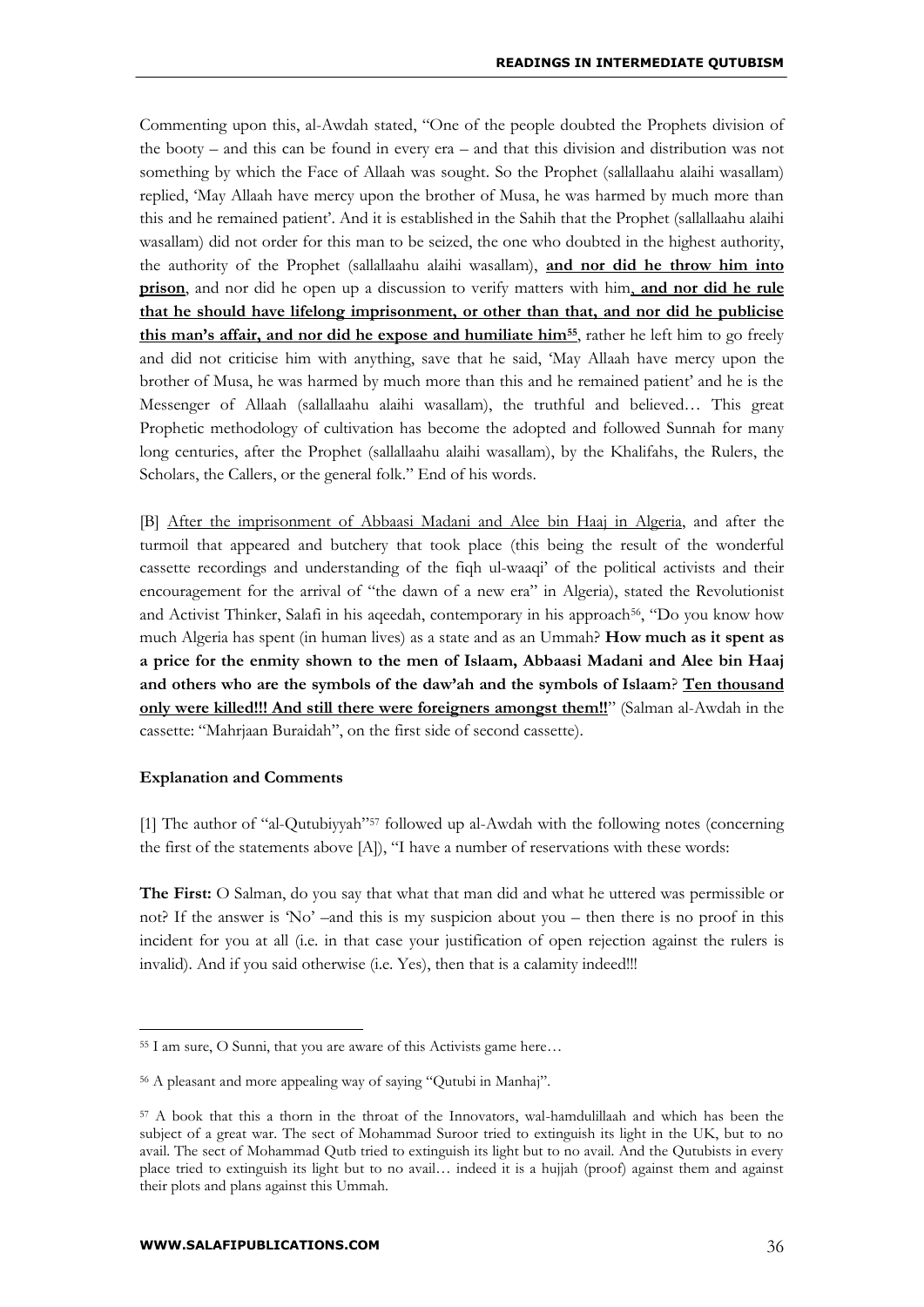Commenting upon this, al-Awdah stated, "One of the people doubted the Prophets division of the booty – and this can be found in every era – and that this division and distribution was not something by which the Face of Allaah was sought. So the Prophet (sallallaahu alaihi wasallam) replied, 'May Allaah have mercy upon the brother of Musa, he was harmed by much more than this and he remained patient'. And it is established in the Sahih that the Prophet (sallallaahu alaihi wasallam) did not order for this man to be seized, the one who doubted in the highest authority, the authority of the Prophet (sallallaahu alaihi wasallam), **and nor did he throw him into prison**, and nor did he open up a discussion to verify matters with him**, and nor did he rule that he should have lifelong imprisonment, or other than that, and nor did he publicise this man's affair, and nor did he expose and humiliate him**[55], rather he left him to go freely and did not criticise him with anything, save that he said, 'May Allaah have mercy upon the brother of Musa, he was harmed by much more than this and he remained patient' and he is the Messenger of Allaah (sallallaahu alaihi wasallam), the truthful and believed… This great Prophetic methodology of cultivation has become the adopted and followed Sunnah for many long centuries, after the Prophet (sallallaahu alaihi wasallam), by the Khalifahs, the Rulers, the Scholars, the Callers, or the general folk." End of his words.

[B] After the imprisonment of Abbaasi Madani and Alee bin Haaj in Algeria, and after the turmoil that appeared and butchery that took place (this being the result of the wonderful cassette recordings and understanding of the fiqh ul-waaqi' of the political activists and their encouragement for the arrival of "the dawn of a new era" in Algeria), stated the Revolutionist and Activist Thinker, Salafi in his aqeedah, contemporary in his approach[56], "Do you know how much Algeria has spent (in human lives) as a state and as an Ummah? **How much as it spent as a price for the enmity shown to the men of Islaam, Abbaasi Madani and Alee bin Haaj and others who are the symbols of the daw'ah and the symbols of Islaam**? **Ten thousand only were killed!!! And still there were foreigners amongst them!!**" (Salman al-Awdah in the cassette: "Mahrjaan Buraidah", on the first side of second cassette).

**Explanation and Comments**

[1] The author of "al-Qutubiyyah"[57] followed up al-Awdah with the following notes (concerning the first of the statements above [A]), "I have a number of reservations with these words:

**The First:** O Salman, do you say that what that man did and what he uttered was permissible or not? If the answer is 'No' –and this is my suspicion about you – then there is no proof in this incident for you at all (i.e. in that case your justification of open rejection against the rulers is invalid). And if you said otherwise (i.e. Yes), then that is a calamity indeed!!!

---

[55] I am sure, O Sunni, that you are aware of this Activists game here…

[56] A pleasant and more appealing way of saying "Qutubi in Manhaj".

[57] A book that this a thorn in the throat of the Innovators, wal-hamdulillaah and which has been the subject of a great war. The sect of Mohammad Suroor tried to extinguish its light in the UK, but to no avail. The sect of Mohammad Qutb tried to extinguish its light but to no avail. And the Qutubists in every place tried to extinguish its light but to no avail… indeed it is a hujjah (proof) against them and against their plots and plans against this Ummah.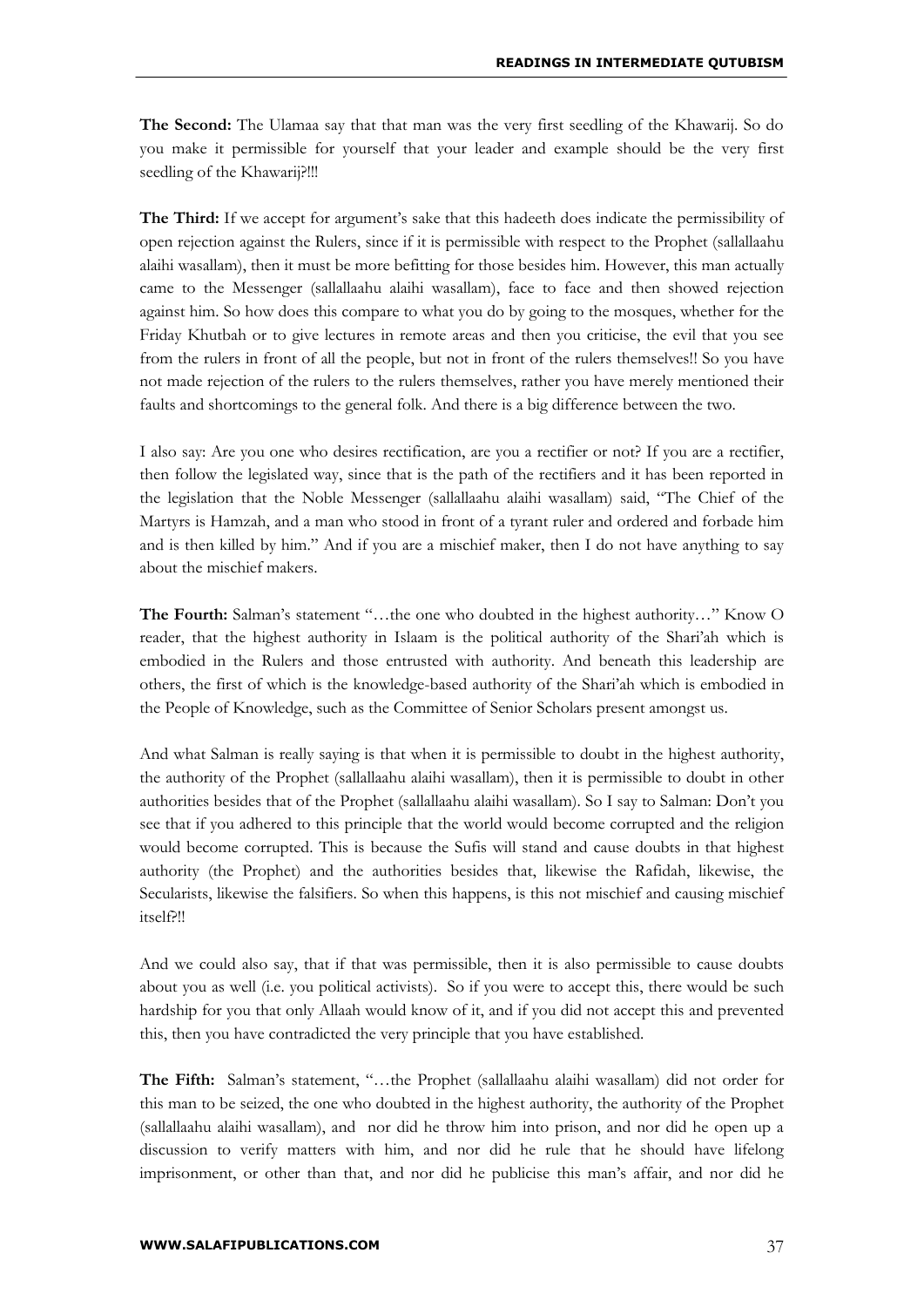**The Second:** The Ulamaa say that that man was the very first seedling of the Khawarij. So do you make it permissible for yourself that your leader and example should be the very first seedling of the Khawarij?!!!

**The Third:** If we accept for argument's sake that this hadeeth does indicate the permissibility of open rejection against the Rulers, since if it is permissible with respect to the Prophet (sallallaahu alaihi wasallam), then it must be more befitting for those besides him. However, this man actually came to the Messenger (sallallaahu alaihi wasallam), face to face and then showed rejection against him. So how does this compare to what you do by going to the mosques, whether for the Friday Khutbah or to give lectures in remote areas and then you criticise, the evil that you see from the rulers in front of all the people, but not in front of the rulers themselves!! So you have not made rejection of the rulers to the rulers themselves, rather you have merely mentioned their faults and shortcomings to the general folk. And there is a big difference between the two.

I also say: Are you one who desires rectification, are you a rectifier or not? If you are a rectifier, then follow the legislated way, since that is the path of the rectifiers and it has been reported in the legislation that the Noble Messenger (sallallaahu alaihi wasallam) said, "The Chief of the Martyrs is Hamzah, and a man who stood in front of a tyrant ruler and ordered and forbade him and is then killed by him." And if you are a mischief maker, then I do not have anything to say about the mischief makers.

**The Fourth:** Salman's statement "…the one who doubted in the highest authority…" Know O reader, that the highest authority in Islaam is the political authority of the Shari'ah which is embodied in the Rulers and those entrusted with authority. And beneath this leadership are others, the first of which is the knowledge-based authority of the Shari'ah which is embodied in the People of Knowledge, such as the Committee of Senior Scholars present amongst us.

And what Salman is really saying is that when it is permissible to doubt in the highest authority, the authority of the Prophet (sallallaahu alaihi wasallam), then it is permissible to doubt in other authorities besides that of the Prophet (sallallaahu alaihi wasallam). So I say to Salman: Don't you see that if you adhered to this principle that the world would become corrupted and the religion would become corrupted. This is because the Sufis will stand and cause doubts in that highest authority (the Prophet) and the authorities besides that, likewise the Rafidah, likewise, the Secularists, likewise the falsifiers. So when this happens, is this not mischief and causing mischief itself?!!

And we could also say, that if that was permissible, then it is also permissible to cause doubts about you as well (i.e. you political activists). So if you were to accept this, there would be such hardship for you that only Allaah would know of it, and if you did not accept this and prevented this, then you have contradicted the very principle that you have established.

**The Fifth:** Salman's statement, "…the Prophet (sallallaahu alaihi wasallam) did not order for this man to be seized, the one who doubted in the highest authority, the authority of the Prophet (sallallaahu alaihi wasallam), and nor did he throw him into prison, and nor did he open up a discussion to verify matters with him, and nor did he rule that he should have lifelong imprisonment, or other than that, and nor did he publicise this man's affair, and nor did he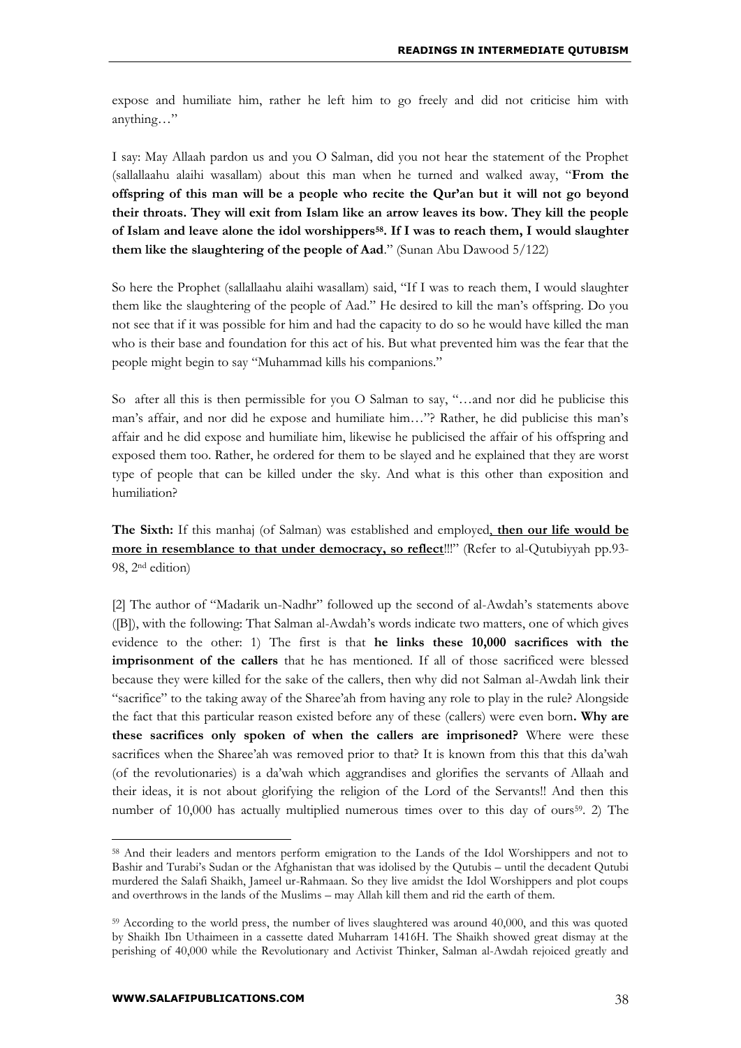expose and humiliate him, rather he left him to go freely and did not criticise him with anything…"

I say: May Allaah pardon us and you O Salman, did you not hear the statement of the Prophet (sallallaahu alaihi wasallam) about this man when he turned and walked away, "**From the offspring of this man will be a people who recite the Qur'an but it will not go beyond their throats. They will exit from Islam like an arrow leaves its bow. They kill the people of Islam and leave alone the idol worshippers[58]. If I was to reach them, I would slaughter them like the slaughtering of the people of Aad**." (Sunan Abu Dawood 5/122)

So here the Prophet (sallallaahu alaihi wasallam) said, "If I was to reach them, I would slaughter them like the slaughtering of the people of Aad." He desired to kill the man's offspring. Do you not see that if it was possible for him and had the capacity to do so he would have killed the man who is their base and foundation for this act of his. But what prevented him was the fear that the people might begin to say "Muhammad kills his companions."

So after all this is then permissible for you O Salman to say, "…and nor did he publicise this man's affair, and nor did he expose and humiliate him…"? Rather, he did publicise this man's affair and he did expose and humiliate him, likewise he publicised the affair of his offspring and exposed them too. Rather, he ordered for them to be slayed and he explained that they are worst type of people that can be killed under the sky. And what is this other than exposition and humiliation?

**The Sixth:** If this manhaj (of Salman) was established and employed, **<u>then our life would be more in resemblance to that under democracy, so reflect</u>**!!!" (Refer to al-Qutubiyyah pp.93-98, 2nd edition)

[2] The author of "Madarik un-Nadhr" followed up the second of al-Awdah's statements above ([B]), with the following: That Salman al-Awdah's words indicate two matters, one of which gives evidence to the other: 1) The first is that **he links these 10,000 sacrifices with the imprisonment of the callers** that he has mentioned. If all of those sacrificed were blessed because they were killed for the sake of the callers, then why did not Salman al-Awdah link their "sacrifice" to the taking away of the Sharee'ah from having any role to play in the rule? Alongside the fact that this particular reason existed before any of these (callers) were even born**. Why are these sacrifices only spoken of when the callers are imprisoned?** Where were these sacrifices when the Sharee'ah was removed prior to that? It is known from this that this da'wah (of the revolutionaries) is a da'wah which aggrandises and glorifies the servants of Allaah and their ideas, it is not about glorifying the religion of the Lord of the Servants!! And then this number of 10,000 has actually multiplied numerous times over to this day of ours[59]. 2) The

---

[58] And their leaders and mentors perform emigration to the Lands of the Idol Worshippers and not to Bashir and Turabi's Sudan or the Afghanistan that was idolised by the Qutubis – until the decadent Qutubi murdered the Salafi Shaikh, Jameel ur-Rahmaan. So they live amidst the Idol Worshippers and plot coups and overthrows in the lands of the Muslims – may Allah kill them and rid the earth of them.

[59] According to the world press, the number of lives slaughtered was around 40,000, and this was quoted by Shaikh Ibn Uthaimeen in a cassette dated Muharram 1416H. The Shaikh showed great dismay at the perishing of 40,000 while the Revolutionary and Activist Thinker, Salman al-Awdah rejoiced greatly and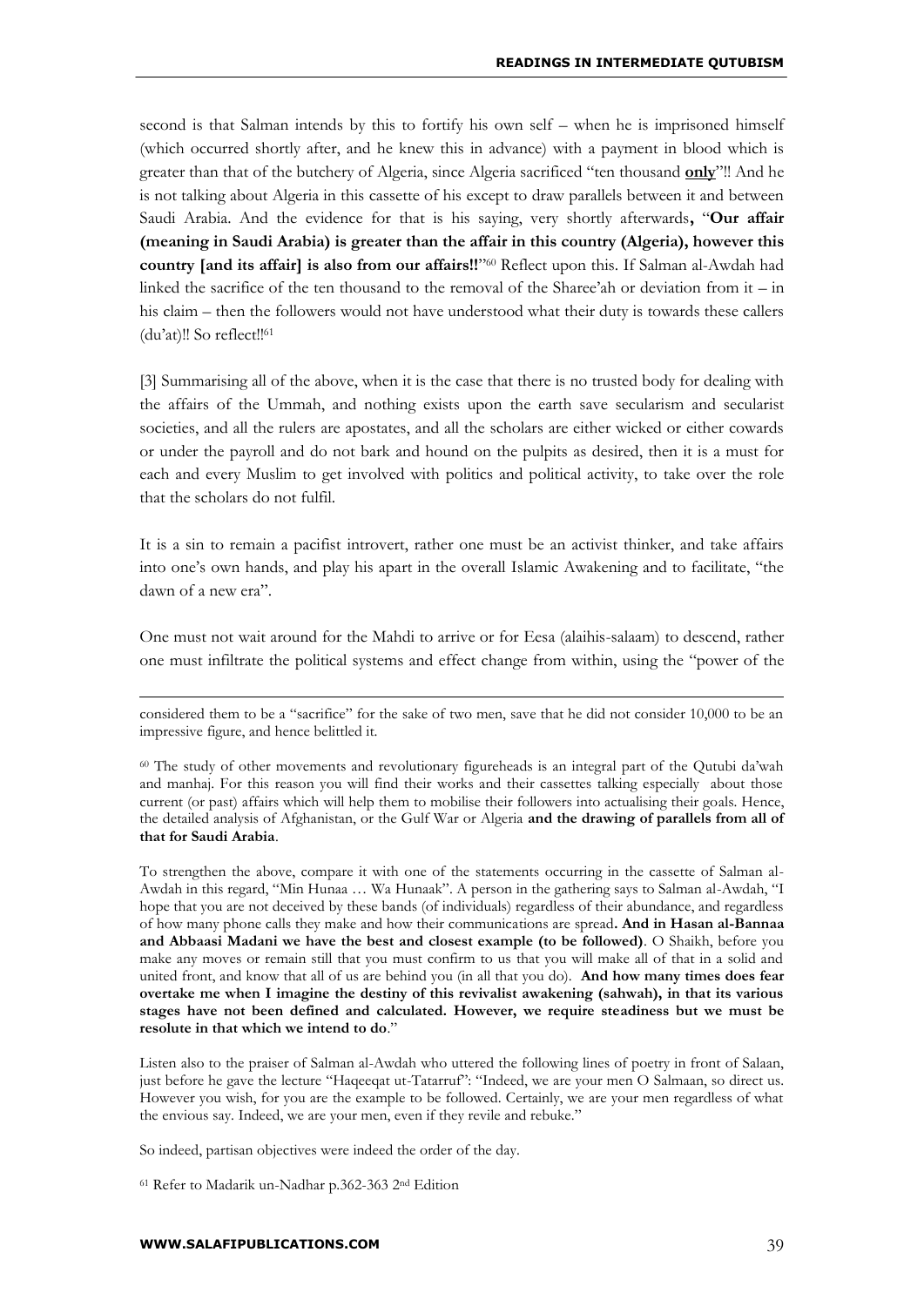second is that Salman intends by this to fortify his own self – when he is imprisoned himself (which occurred shortly after, and he knew this in advance) with a payment in blood which is greater than that of the butchery of Algeria, since Algeria sacrificed "ten thousand **only**"!! And he is not talking about Algeria in this cassette of his except to draw parallels between it and between Saudi Arabia. And the evidence for that is his saying, very shortly afterwards**,** "**Our affair (meaning in Saudi Arabia) is greater than the affair in this country (Algeria), however this country [and its affair] is also from our affairs!!**"[60] Reflect upon this. If Salman al-Awdah had linked the sacrifice of the ten thousand to the removal of the Sharee'ah or deviation from it – in his claim – then the followers would not have understood what their duty is towards these callers (du'at)!! So reflect!![61]

[3] Summarising all of the above, when it is the case that there is no trusted body for dealing with the affairs of the Ummah, and nothing exists upon the earth save secularism and secularist societies, and all the rulers are apostates, and all the scholars are either wicked or either cowards or under the payroll and do not bark and hound on the pulpits as desired, then it is a must for each and every Muslim to get involved with politics and political activity, to take over the role that the scholars do not fulfil.

It is a sin to remain a pacifist introvert, rather one must be an activist thinker, and take affairs into one's own hands, and play his apart in the overall Islamic Awakening and to facilitate, "the dawn of a new era".

One must not wait around for the Mahdi to arrive or for Eesa (alaihis-salaam) to descend, rather one must infiltrate the political systems and effect change from within, using the "power of the

---

considered them to be a "sacrifice" for the sake of two men, save that he did not consider 10,000 to be an impressive figure, and hence belittled it.

[60] The study of other movements and revolutionary figureheads is an integral part of the Qutubi da'wah and manhaj. For this reason you will find their works and their cassettes talking especially about those current (or past) affairs which will help them to mobilise their followers into actualising their goals. Hence, the detailed analysis of Afghanistan, or the Gulf War or Algeria **and the drawing of parallels from all of that for Saudi Arabia**.

To strengthen the above, compare it with one of the statements occurring in the cassette of Salman al-Awdah in this regard, "Min Hunaa … Wa Hunaak". A person in the gathering says to Salman al-Awdah, "I hope that you are not deceived by these bands (of individuals) regardless of their abundance, and regardless of how many phone calls they make and how their communications are spread**. And in Hasan al-Bannaa and Abbaasi Madani we have the best and closest example (to be followed)**. O Shaikh, before you make any moves or remain still that you must confirm to us that you will make all of that in a solid and united front, and know that all of us are behind you (in all that you do). **And how many times does fear overtake me when I imagine the destiny of this revivalist awakening (sahwah), in that its various stages have not been defined and calculated. However, we require steadiness but we must be resolute in that which we intend to do**."

Listen also to the praiser of Salman al-Awdah who uttered the following lines of poetry in front of Salaan, just before he gave the lecture "Haqeeqat ut-Tatarruf": "Indeed, we are your men O Salmaan, so direct us. However you wish, for you are the example to be followed. Certainly, we are your men regardless of what the envious say. Indeed, we are your men, even if they revile and rebuke."

So indeed, partisan objectives were indeed the order of the day.

[61] Refer to Madarik un-Nadhar p.362-363 2nd Edition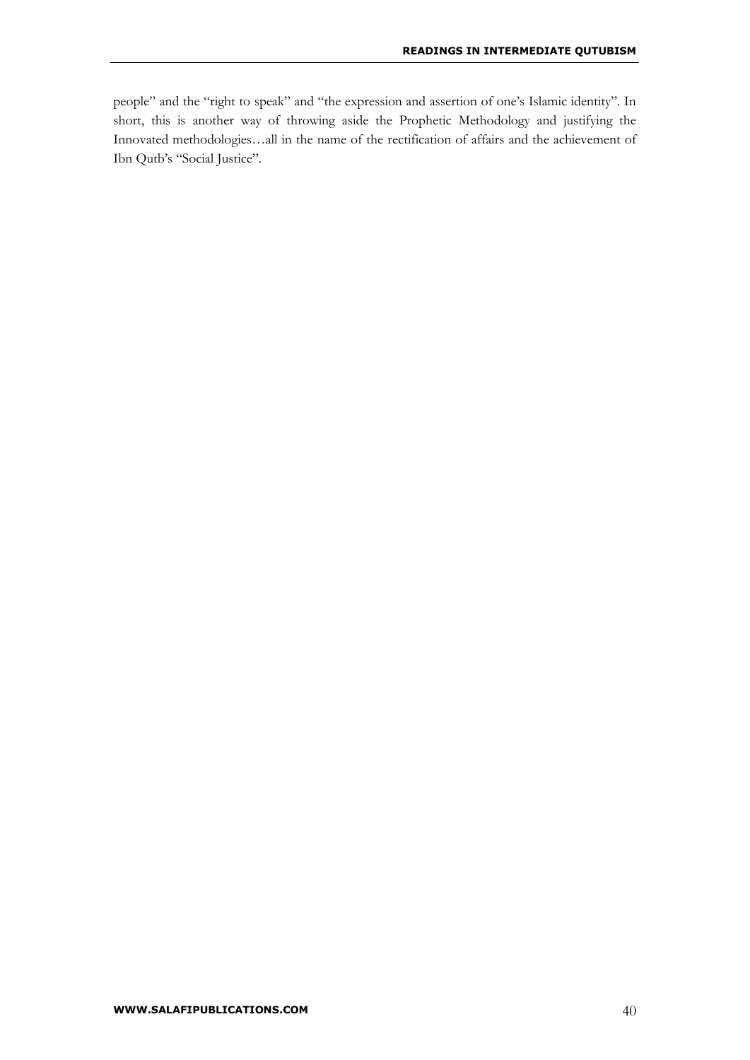people" and the "right to speak" and "the expression and assertion of one's Islamic identity". In short, this is another way of throwing aside the Prophetic Methodology and justifying the Innovated methodologies…all in the name of the rectification of affairs and the achievement of Ibn Qutb's "Social Justice".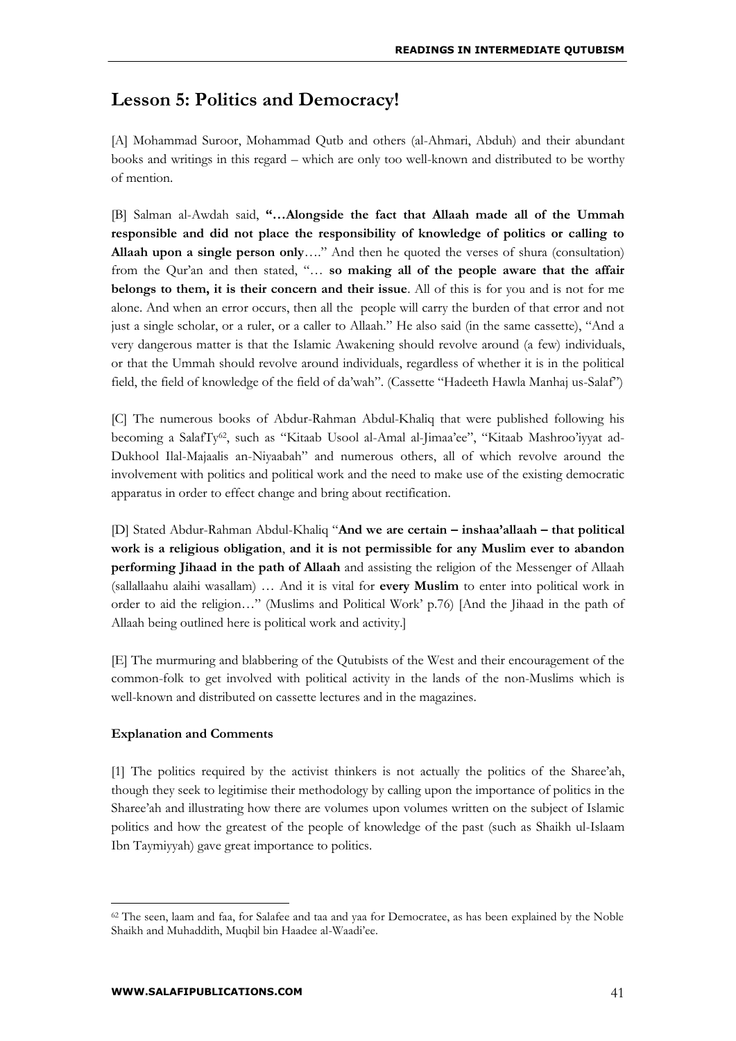## Lesson 5: Politics and Democracy!

[A] Mohammad Suroor, Mohammad Qutb and others (al-Ahmari, Abduh) and their abundant books and writings in this regard – which are only too well-known and distributed to be worthy of mention.

[B] Salman al-Awdah said, **"…Alongside the fact that Allaah made all of the Ummah responsible and did not place the responsibility of knowledge of politics or calling to Allaah upon a single person only**…." And then he quoted the verses of shura (consultation) from the Qur'an and then stated, "… **so making all of the people aware that the affair belongs to them, it is their concern and their issue**. All of this is for you and is not for me alone. And when an error occurs, then all the people will carry the burden of that error and not just a single scholar, or a ruler, or a caller to Allaah." He also said (in the same cassette), "And a very dangerous matter is that the Islamic Awakening should revolve around (a few) individuals, or that the Ummah should revolve around individuals, regardless of whether it is in the political field, the field of knowledge of the field of da'wah". (Cassette "Hadeeth Hawla Manhaj us-Salaf")

[C] The numerous books of Abdur-Rahman Abdul-Khaliq that were published following his becoming a SalafTy[62], such as "Kitaab Usool al-Amal al-Jimaa'ee", "Kitaab Mashroo'iyyat ad-Dukhool Ilal-Majaalis an-Niyaabah" and numerous others, all of which revolve around the involvement with politics and political work and the need to make use of the existing democratic apparatus in order to effect change and bring about rectification.

[D] Stated Abdur-Rahman Abdul-Khaliq "**And we are certain – inshaa'allaah – that political work is a religious obligation**, **and it is not permissible for any Muslim ever to abandon performing Jihaad in the path of Allaah** and assisting the religion of the Messenger of Allaah (sallallaahu alaihi wasallam) … And it is vital for **every Muslim** to enter into political work in order to aid the religion…" (Muslims and Political Work' p.76) [And the Jihaad in the path of Allaah being outlined here is political work and activity.]

[E] The murmuring and blabbering of the Qutubists of the West and their encouragement of the common-folk to get involved with political activity in the lands of the non-Muslims which is well-known and distributed on cassette lectures and in the magazines.

**Explanation and Comments**

[1] The politics required by the activist thinkers is not actually the politics of the Sharee'ah, though they seek to legitimise their methodology by calling upon the importance of politics in the Sharee'ah and illustrating how there are volumes upon volumes written on the subject of Islamic politics and how the greatest of the people of knowledge of the past (such as Shaikh ul-Islaam Ibn Taymiyyah) gave great importance to politics.

---

[62] The seen, laam and faa, for Salafee and taa and yaa for Democratee, as has been explained by the Noble Shaikh and Muhaddith, Muqbil bin Haadee al-Waadi'ee.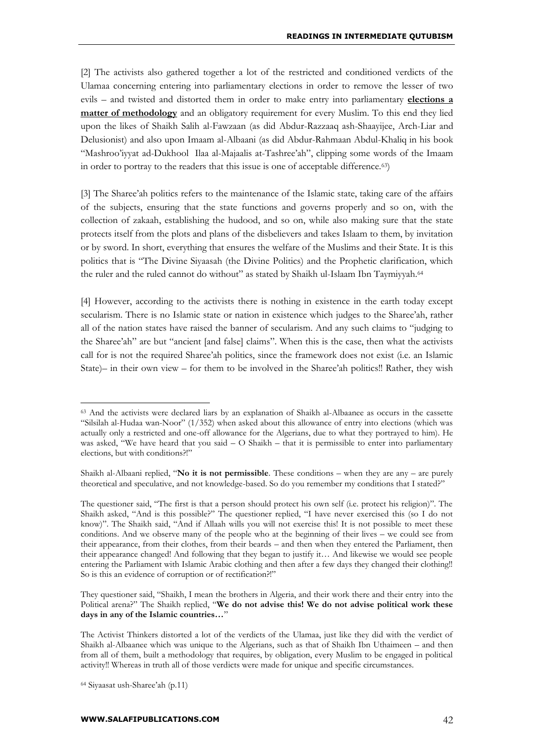[2] The activists also gathered together a lot of the restricted and conditioned verdicts of the Ulamaa concerning entering into parliamentary elections in order to remove the lesser of two evils – and twisted and distorted them in order to make entry into parliamentary **elections a matter of methodology** and an obligatory requirement for every Muslim. To this end they lied upon the likes of Shaikh Salih al-Fawzaan (as did Abdur-Razzaaq ash-Shaayijee, Arch-Liar and Delusionist) and also upon Imaam al-Albaani (as did Abdur-Rahmaan Abdul-Khaliq in his book "Mashroo'iyyat ad-Dukhool Ilaa al-Majaalis at-Tashree'ah", clipping some words of the Imaam in order to portray to the readers that this issue is one of acceptable difference.[63])

[3] The Sharee'ah politics refers to the maintenance of the Islamic state, taking care of the affairs of the subjects, ensuring that the state functions and governs properly and so on, with the collection of zakaah, establishing the hudood, and so on, while also making sure that the state protects itself from the plots and plans of the disbelievers and takes Islaam to them, by invitation or by sword. In short, everything that ensures the welfare of the Muslims and their State. It is this politics that is "The Divine Siyaasah (the Divine Politics) and the Prophetic clarification, which the ruler and the ruled cannot do without" as stated by Shaikh ul-Islaam Ibn Taymiyyah.[64]

[4] However, according to the activists there is nothing in existence in the earth today except secularism. There is no Islamic state or nation in existence which judges to the Sharee'ah, rather all of the nation states have raised the banner of secularism. And any such claims to "judging to the Sharee'ah" are but "ancient [and false] claims". When this is the case, then what the activists call for is not the required Sharee'ah politics, since the framework does not exist (i.e. an Islamic State)– in their own view – for them to be involved in the Sharee'ah politics!! Rather, they wish

---

[63] And the activists were declared liars by an explanation of Shaikh al-Albaanee as occurs in the cassette "Silsilah al-Hudaa wan-Noor" (1/352) when asked about this allowance of entry into elections (which was actually only a restricted and one-off allowance for the Algerians, due to what they portrayed to him). He was asked, "We have heard that you said – O Shaikh – that it is permissible to enter into parliamentary elections, but with conditions?!"

Shaikh al-Albaani replied, "**No it is not permissible**. These conditions – when they are any – are purely theoretical and speculative, and not knowledge-based. So do you remember my conditions that I stated?"

The questioner said, "The first is that a person should protect his own self (i.e. protect his religion)". The Shaikh asked, "And is this possible?" The questioner replied, "I have never exercised this (so I do not know)". The Shaikh said, "And if Allaah wills you will not exercise this! It is not possible to meet these conditions. And we observe many of the people who at the beginning of their lives – we could see from their appearance, from their clothes, from their beards – and then when they entered the Parliament, then their appearance changed! And following that they began to justify it… And likewise we would see people entering the Parliament with Islamic Arabic clothing and then after a few days they changed their clothing!! So is this an evidence of corruption or of rectification?!"

They questioner said, "Shaikh, I mean the brothers in Algeria, and their work there and their entry into the Political arena?" The Shaikh replied, "**We do not advise this! We do not advise political work these days in any of the Islamic countries…**"

The Activist Thinkers distorted a lot of the verdicts of the Ulamaa, just like they did with the verdict of Shaikh al-Albaanee which was unique to the Algerians, such as that of Shaikh Ibn Uthaimeen – and then from all of them, built a methodology that requires, by obligation, every Muslim to be engaged in political activity!! Whereas in truth all of those verdicts were made for unique and specific circumstances.

[64] Siyaasat ush-Sharee'ah (p.11)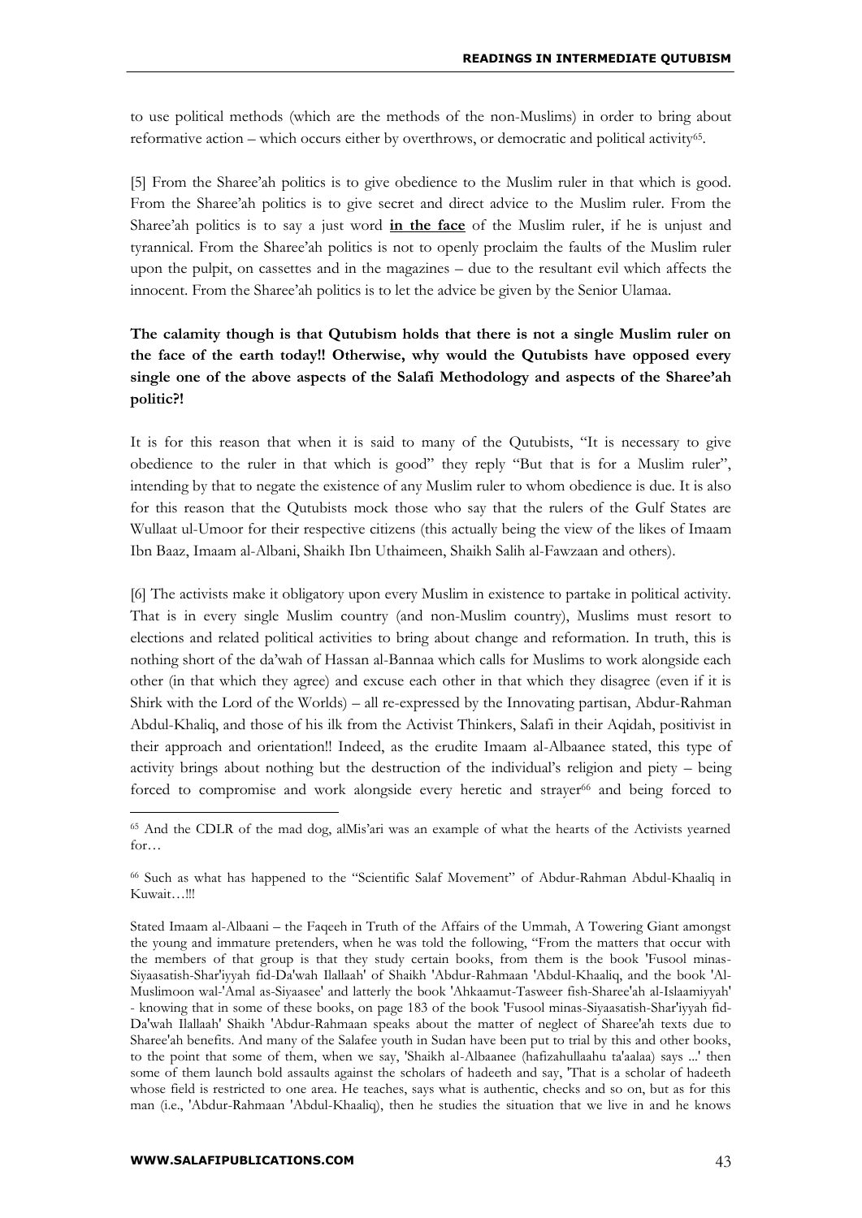to use political methods (which are the methods of the non-Muslims) in order to bring about reformative action – which occurs either by overthrows, or democratic and political activity[65].

[5] From the Sharee'ah politics is to give obedience to the Muslim ruler in that which is good. From the Sharee'ah politics is to give secret and direct advice to the Muslim ruler. From the Sharee'ah politics is to say a just word <u>**in the face**</u> of the Muslim ruler, if he is unjust and tyrannical. From the Sharee'ah politics is not to openly proclaim the faults of the Muslim ruler upon the pulpit, on cassettes and in the magazines – due to the resultant evil which affects the innocent. From the Sharee'ah politics is to let the advice be given by the Senior Ulamaa.

**The calamity though is that Qutubism holds that there is not a single Muslim ruler on the face of the earth today!! Otherwise, why would the Qutubists have opposed every single one of the above aspects of the Salafi Methodology and aspects of the Sharee'ah politic?!**

It is for this reason that when it is said to many of the Qutubists, "It is necessary to give obedience to the ruler in that which is good" they reply "But that is for a Muslim ruler", intending by that to negate the existence of any Muslim ruler to whom obedience is due. It is also for this reason that the Qutubists mock those who say that the rulers of the Gulf States are Wullaat ul-Umoor for their respective citizens (this actually being the view of the likes of Imaam Ibn Baaz, Imaam al-Albani, Shaikh Ibn Uthaimeen, Shaikh Salih al-Fawzaan and others).

[6] The activists make it obligatory upon every Muslim in existence to partake in political activity. That is in every single Muslim country (and non-Muslim country), Muslims must resort to elections and related political activities to bring about change and reformation. In truth, this is nothing short of the da'wah of Hassan al-Bannaa which calls for Muslims to work alongside each other (in that which they agree) and excuse each other in that which they disagree (even if it is Shirk with the Lord of the Worlds) – all re-expressed by the Innovating partisan, Abdur-Rahman Abdul-Khaliq, and those of his ilk from the Activist Thinkers, Salafi in their Aqidah, positivist in their approach and orientation!! Indeed, as the erudite Imaam al-Albaanee stated, this type of activity brings about nothing but the destruction of the individual's religion and piety – being forced to compromise and work alongside every heretic and strayer[66] and being forced to

---

[65] And the CDLR of the mad dog, alMis'ari was an example of what the hearts of the Activists yearned for…

[66] Such as what has happened to the "Scientific Salaf Movement" of Abdur-Rahman Abdul-Khaaliq in Kuwait…!!!

Stated Imaam al-Albaani – the Faqeeh in Truth of the Affairs of the Ummah, A Towering Giant amongst the young and immature pretenders, when he was told the following, "From the matters that occur with the members of that group is that they study certain books, from them is the book 'Fusool minas-Siyaasatish-Shar'iyyah fid-Da'wah Ilallaah' of Shaikh 'Abdur-Rahmaan 'Abdul-Khaaliq, and the book 'Al-Muslimoon wal-'Amal as-Siyaasee' and latterly the book 'Ahkaamut-Tasweer fish-Sharee'ah al-Islaamiyyah' - knowing that in some of these books, on page 183 of the book 'Fusool minas-Siyaasatish-Shar'iyyah fid-Da'wah Ilallaah' Shaikh 'Abdur-Rahmaan speaks about the matter of neglect of Sharee'ah texts due to Sharee'ah benefits. And many of the Salafee youth in Sudan have been put to trial by this and other books, to the point that some of them, when we say, 'Shaikh al-Albaanee (hafizahullaahu ta'aalaa) says ...' then some of them launch bold assaults against the scholars of hadeeth and say, 'That is a scholar of hadeeth whose field is restricted to one area. He teaches, says what is authentic, checks and so on, but as for this man (i.e., 'Abdur-Rahmaan 'Abdul-Khaaliq), then he studies the situation that we live in and he knows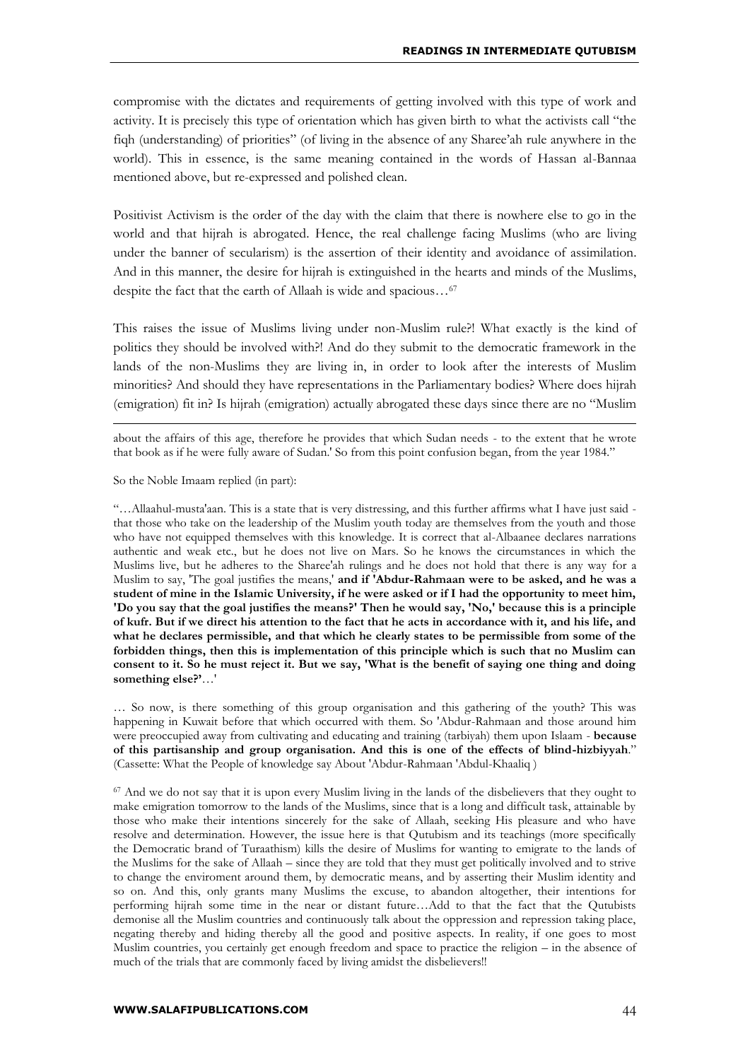compromise with the dictates and requirements of getting involved with this type of work and activity. It is precisely this type of orientation which has given birth to what the activists call "the fiqh (understanding) of priorities" (of living in the absence of any Sharee'ah rule anywhere in the world). This in essence, is the same meaning contained in the words of Hassan al-Bannaa mentioned above, but re-expressed and polished clean.

Positivist Activism is the order of the day with the claim that there is nowhere else to go in the world and that hijrah is abrogated. Hence, the real challenge facing Muslims (who are living under the banner of secularism) is the assertion of their identity and avoidance of assimilation. And in this manner, the desire for hijrah is extinguished in the hearts and minds of the Muslims, despite the fact that the earth of Allaah is wide and spacious…[67]

This raises the issue of Muslims living under non-Muslim rule?! What exactly is the kind of politics they should be involved with?! And do they submit to the democratic framework in the lands of the non-Muslims they are living in, in order to look after the interests of Muslim minorities? And should they have representations in the Parliamentary bodies? Where does hijrah (emigration) fit in? Is hijrah (emigration) actually abrogated these days since there are no "Muslim

---

about the affairs of this age, therefore he provides that which Sudan needs - to the extent that he wrote that book as if he were fully aware of Sudan.' So from this point confusion began, from the year 1984."

So the Noble Imaam replied (in part):

"…Allaahul-musta'aan. This is a state that is very distressing, and this further affirms what I have just said - that those who take on the leadership of the Muslim youth today are themselves from the youth and those who have not equipped themselves with this knowledge. It is correct that al-Albaanee declares narrations authentic and weak etc., but he does not live on Mars. So he knows the circumstances in which the Muslims live, but he adheres to the Sharee'ah rulings and he does not hold that there is any way for a Muslim to say, 'The goal justifies the means,' **and if 'Abdur-Rahmaan were to be asked, and he was a student of mine in the Islamic University, if he were asked or if I had the opportunity to meet him, 'Do you say that the goal justifies the means?' Then he would say, 'No,' because this is a principle of kufr. But if we direct his attention to the fact that he acts in accordance with it, and his life, and what he declares permissible, and that which he clearly states to be permissible from some of the forbidden things, then this is implementation of this principle which is such that no Muslim can consent to it. So he must reject it. But we say, 'What is the benefit of saying one thing and doing something else?'**…'

… So now, is there something of this group organisation and this gathering of the youth? This was happening in Kuwait before that which occurred with them. So 'Abdur-Rahmaan and those around him were preoccupied away from cultivating and educating and training (tarbiyah) them upon Islaam - **because of this partisanship and group organisation. And this is one of the effects of blind-hizbiyyah**." (Cassette: What the People of knowledge say About 'Abdur-Rahmaan 'Abdul-Khaaliq )

[67] And we do not say that it is upon every Muslim living in the lands of the disbelievers that they ought to make emigration tomorrow to the lands of the Muslims, since that is a long and difficult task, attainable by those who make their intentions sincerely for the sake of Allaah, seeking His pleasure and who have resolve and determination. However, the issue here is that Qutubism and its teachings (more specifically the Democratic brand of Turaathism) kills the desire of Muslims for wanting to emigrate to the lands of the Muslims for the sake of Allaah – since they are told that they must get politically involved and to strive to change the enviroment around them, by democratic means, and by asserting their Muslim identity and so on. And this, only grants many Muslims the excuse, to abandon altogether, their intentions for performing hijrah some time in the near or distant future…Add to that the fact that the Qutubists demonise all the Muslim countries and continuously talk about the oppression and repression taking place, negating thereby and hiding thereby all the good and positive aspects. In reality, if one goes to most Muslim countries, you certainly get enough freedom and space to practice the religion – in the absence of much of the trials that are commonly faced by living amidst the disbelievers!!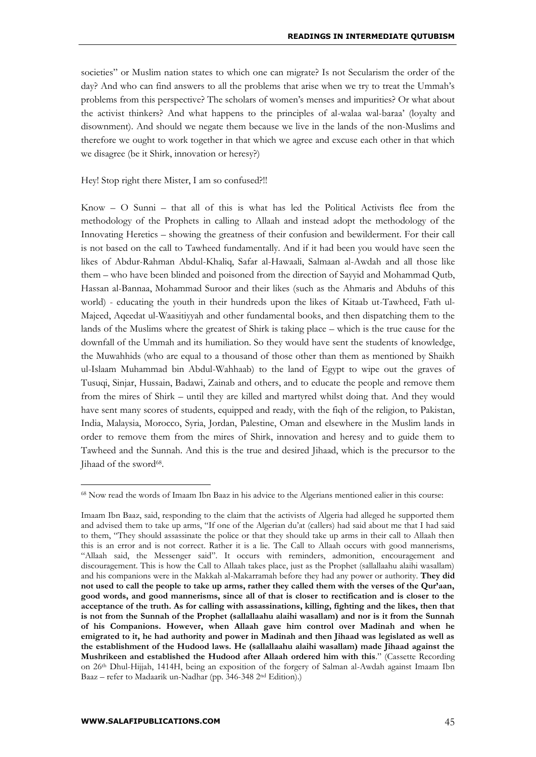societies" or Muslim nation states to which one can migrate? Is not Secularism the order of the day? And who can find answers to all the problems that arise when we try to treat the Ummah's problems from this perspective? The scholars of women's menses and impurities? Or what about the activist thinkers? And what happens to the principles of al-walaa wal-baraa' (loyalty and disownment). And should we negate them because we live in the lands of the non-Muslims and therefore we ought to work together in that which we agree and excuse each other in that which we disagree (be it Shirk, innovation or heresy?)

Hey! Stop right there Mister, I am so confused?!!

Know – O Sunni – that all of this is what has led the Political Activists flee from the methodology of the Prophets in calling to Allaah and instead adopt the methodology of the Innovating Heretics – showing the greatness of their confusion and bewilderment. For their call is not based on the call to Tawheed fundamentally. And if it had been you would have seen the likes of Abdur-Rahman Abdul-Khaliq, Safar al-Hawaali, Salmaan al-Awdah and all those like them – who have been blinded and poisoned from the direction of Sayyid and Mohammad Qutb, Hassan al-Bannaa, Mohammad Suroor and their likes (such as the Ahmaris and Abduhs of this world) - educating the youth in their hundreds upon the likes of Kitaab ut-Tawheed, Fath ul-Majeed, Aqeedat ul-Waasitiyyah and other fundamental books, and then dispatching them to the lands of the Muslims where the greatest of Shirk is taking place – which is the true cause for the downfall of the Ummah and its humiliation. So they would have sent the students of knowledge, the Muwahhids (who are equal to a thousand of those other than them as mentioned by Shaikh ul-Islaam Muhammad bin Abdul-Wahhaab) to the land of Egypt to wipe out the graves of Tusuqi, Sinjar, Hussain, Badawi, Zainab and others, and to educate the people and remove them from the mires of Shirk – until they are killed and martyred whilst doing that. And they would have sent many scores of students, equipped and ready, with the fiqh of the religion, to Pakistan, India, Malaysia, Morocco, Syria, Jordan, Palestine, Oman and elsewhere in the Muslim lands in order to remove them from the mires of Shirk, innovation and heresy and to guide them to Tawheed and the Sunnah. And this is the true and desired Jihaad, which is the precursor to the Jihaad of the sword[68].

---

[68] Now read the words of Imaam Ibn Baaz in his advice to the Algerians mentioned ealier in this course:

Imaam Ibn Baaz, said, responding to the claim that the activists of Algeria had alleged he supported them and advised them to take up arms, "If one of the Algerian du'at (callers) had said about me that I had said to them, "They should assassinate the police or that they should take up arms in their call to Allaah then this is an error and is not correct. Rather it is a lie. The Call to Allaah occurs with good mannerisms, "Allaah said, the Messenger said". It occurs with reminders, admonition, encouragement and discouragement. This is how the Call to Allaah takes place, just as the Prophet (sallallaahu alaihi wasallam) and his companions were in the Makkah al-Makarramah before they had any power or authority. **They did not used to call the people to take up arms, rather they called them with the verses of the Qur'aan, good words, and good mannerisms, since all of that is closer to rectification and is closer to the acceptance of the truth. As for calling with assassinations, killing, fighting and the likes, then that is not from the Sunnah of the Prophet (sallallaahu alaihi wasallam) and nor is it from the Sunnah of his Companions. However, when Allaah gave him control over Madinah and when he emigrated to it, he had authority and power in Madinah and then Jihaad was legislated as well as the establishment of the Hudood laws. He (sallallaahu alaihi wasallam) made Jihaad against the Mushrikeen and established the Hudood after Allaah ordered him with this**." (Cassette Recording on 26th Dhul-Hijjah, 1414H, being an exposition of the forgery of Salman al-Awdah against Imaam Ibn Baaz – refer to Madaarik un-Nadhar (pp. 346-348 2nd Edition).)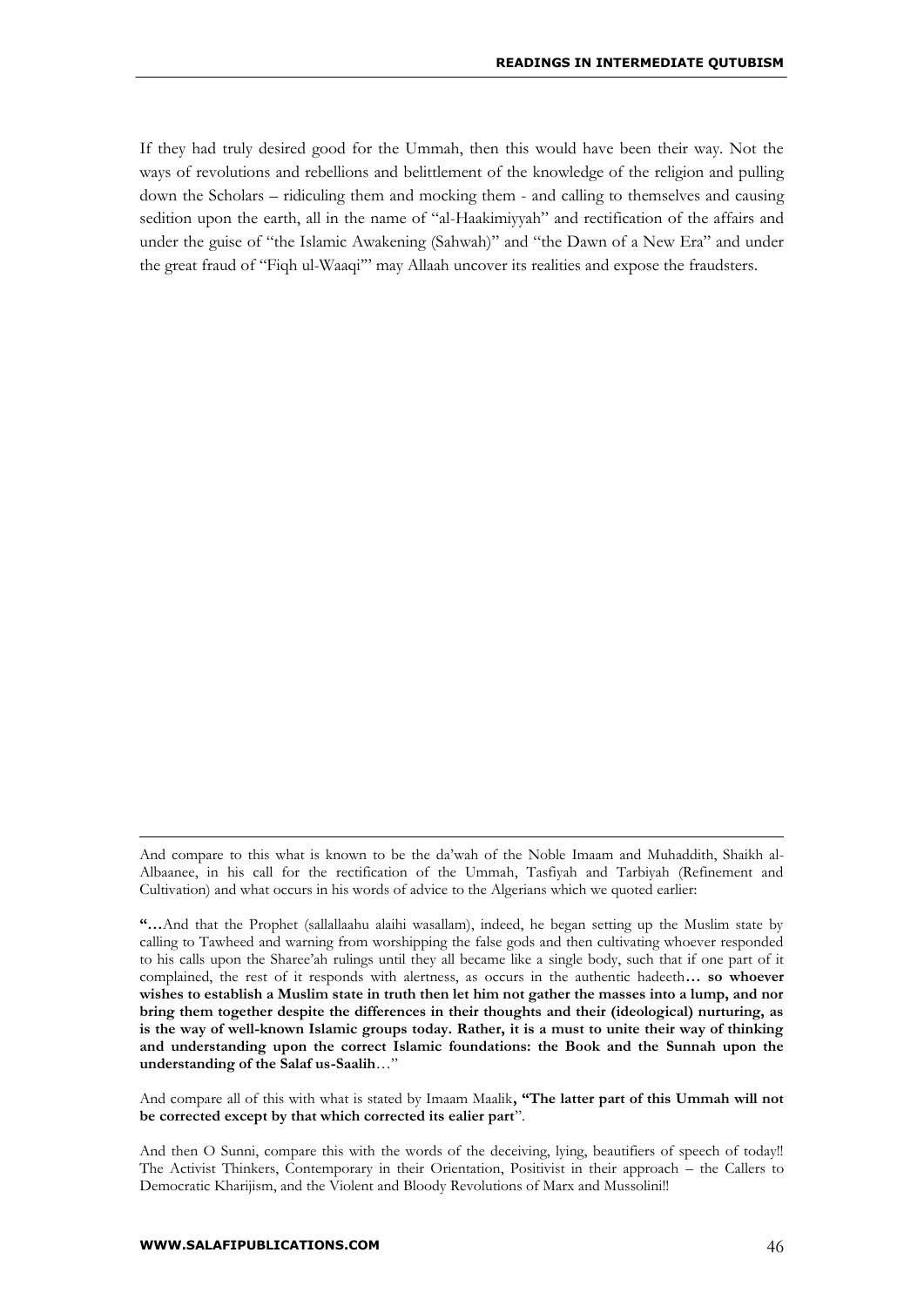If they had truly desired good for the Ummah, then this would have been their way. Not the ways of revolutions and rebellions and belittlement of the knowledge of the religion and pulling down the Scholars – ridiculing them and mocking them - and calling to themselves and causing sedition upon the earth, all in the name of "al-Haakimiyyah" and rectification of the affairs and under the guise of "the Islamic Awakening (Sahwah)" and "the Dawn of a New Era" and under the great fraud of "Fiqh ul-Waaqi'" may Allaah uncover its realities and expose the fraudsters.

---

And compare to this what is known to be the da'wah of the Noble Imaam and Muhaddith, Shaikh al-Albaanee, in his call for the rectification of the Ummah, Tasfiyah and Tarbiyah (Refinement and Cultivation) and what occurs in his words of advice to the Algerians which we quoted earlier:

"…And that the Prophet (sallallaahu alaihi wasallam), indeed, he began setting up the Muslim state by calling to Tawheed and warning from worshipping the false gods and then cultivating whoever responded to his calls upon the Sharee'ah rulings until they all became like a single body, such that if one part of it complained, the rest of it responds with alertness, as occurs in the authentic hadeeth**… so whoever wishes to establish a Muslim state in truth then let him not gather the masses into a lump, and nor bring them together despite the differences in their thoughts and their (ideological) nurturing, as is the way of well-known Islamic groups today. Rather, it is a must to unite their way of thinking and understanding upon the correct Islamic foundations: the Book and the Sunnah upon the understanding of the Salaf us-Saalih**…"

And compare all of this with what is stated by Imaam Maalik**, "The latter part of this Ummah will not be corrected except by that which corrected its ealier part**".

And then O Sunni, compare this with the words of the deceiving, lying, beautifiers of speech of today!! The Activist Thinkers, Contemporary in their Orientation, Positivist in their approach – the Callers to Democratic Kharijism, and the Violent and Bloody Revolutions of Marx and Mussolini!!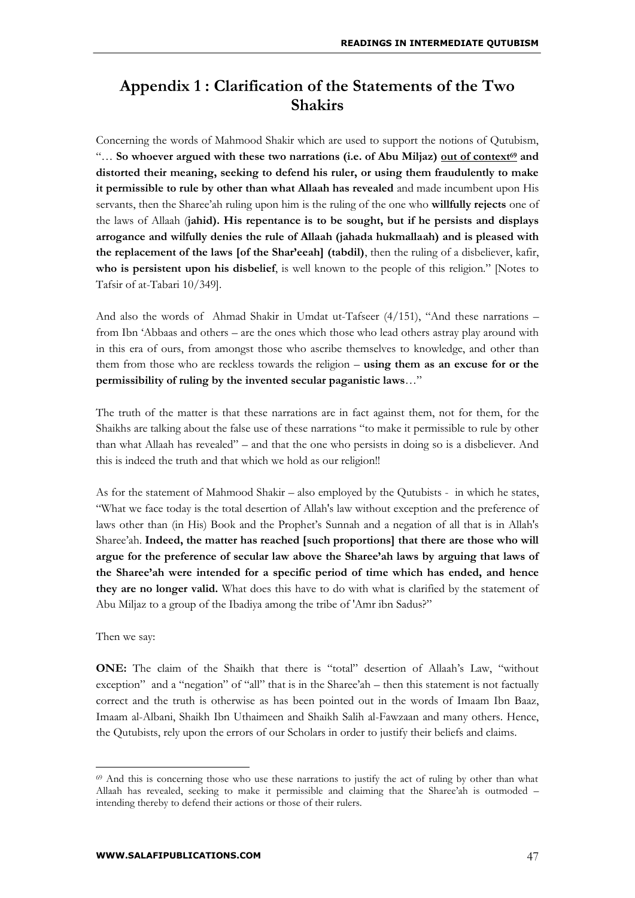## Appendix 1 : Clarification of the Statements of the Two Shakirs

Concerning the words of Mahmood Shakir which are used to support the notions of Qutubism, "… **So whoever argued with these two narrations (i.e. of Abu Miljaz) <u>out of context</u>[69] and distorted their meaning, seeking to defend his ruler, or using them fraudulently to make it permissible to rule by other than what Allaah has revealed** and made incumbent upon His servants, then the Sharee'ah ruling upon him is the ruling of the one who **willfully rejects** one of the laws of Allaah (**jahid). His repentance is to be sought, but if he persists and displays arrogance and wilfully denies the rule of Allaah (jahada hukmallaah) and is pleased with the replacement of the laws [of the Shar'eeah] (tabdil)**, then the ruling of a disbeliever, kafir, **who is persistent upon his disbelief**, is well known to the people of this religion." [Notes to Tafsir of at-Tabari 10/349].

And also the words of Ahmad Shakir in Umdat ut-Tafseer (4/151), "And these narrations – from Ibn 'Abbaas and others – are the ones which those who lead others astray play around with in this era of ours, from amongst those who ascribe themselves to knowledge, and other than them from those who are reckless towards the religion – **using them as an excuse for or the permissibility of ruling by the invented secular paganistic laws**…"

The truth of the matter is that these narrations are in fact against them, not for them, for the Shaikhs are talking about the false use of these narrations "to make it permissible to rule by other than what Allaah has revealed" – and that the one who persists in doing so is a disbeliever. And this is indeed the truth and that which we hold as our religion!!

As for the statement of Mahmood Shakir – also employed by the Qutubists - in which he states, "What we face today is the total desertion of Allah's law without exception and the preference of laws other than (in His) Book and the Prophet's Sunnah and a negation of all that is in Allah's Sharee'ah. **Indeed, the matter has reached [such proportions] that there are those who will argue for the preference of secular law above the Sharee'ah laws by arguing that laws of the Sharee'ah were intended for a specific period of time which has ended, and hence they are no longer valid.** What does this have to do with what is clarified by the statement of Abu Miljaz to a group of the Ibadiya among the tribe of 'Amr ibn Sadus?"

Then we say:

**ONE:** The claim of the Shaikh that there is "total" desertion of Allaah's Law, "without exception" and a "negation" of "all" that is in the Sharee'ah – then this statement is not factually correct and the truth is otherwise as has been pointed out in the words of Imaam Ibn Baaz, Imaam al-Albani, Shaikh Ibn Uthaimeen and Shaikh Salih al-Fawzaan and many others. Hence, the Qutubists, rely upon the errors of our Scholars in order to justify their beliefs and claims.

---

[69] And this is concerning those who use these narrations to justify the act of ruling by other than what Allaah has revealed, seeking to make it permissible and claiming that the Sharee'ah is outmoded – intending thereby to defend their actions or those of their rulers.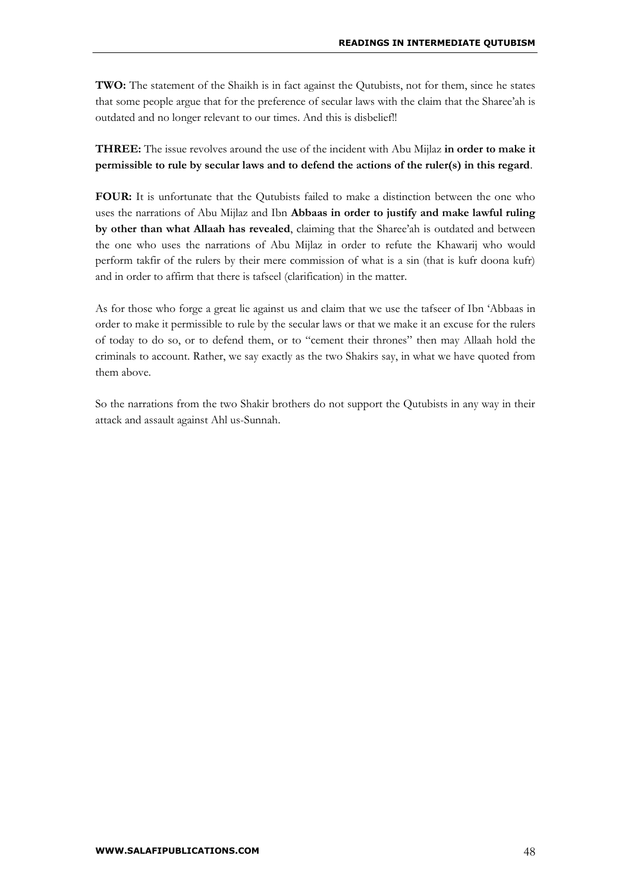**TWO:** The statement of the Shaikh is in fact against the Qutubists, not for them, since he states that some people argue that for the preference of secular laws with the claim that the Sharee'ah is outdated and no longer relevant to our times. And this is disbelief!!

**THREE:** The issue revolves around the use of the incident with Abu Mijlaz **in order to make it permissible to rule by secular laws and to defend the actions of the ruler(s) in this regard**.

**FOUR:** It is unfortunate that the Qutubists failed to make a distinction between the one who uses the narrations of Abu Mijlaz and Ibn **Abbaas in order to justify and make lawful ruling by other than what Allaah has revealed**, claiming that the Sharee'ah is outdated and between the one who uses the narrations of Abu Mijlaz in order to refute the Khawarij who would perform takfir of the rulers by their mere commission of what is a sin (that is kufr doona kufr) and in order to affirm that there is tafseel (clarification) in the matter.

As for those who forge a great lie against us and claim that we use the tafseer of Ibn 'Abbaas in order to make it permissible to rule by the secular laws or that we make it an excuse for the rulers of today to do so, or to defend them, or to "cement their thrones" then may Allaah hold the criminals to account. Rather, we say exactly as the two Shakirs say, in what we have quoted from them above.

So the narrations from the two Shakir brothers do not support the Qutubists in any way in their attack and assault against Ahl us-Sunnah.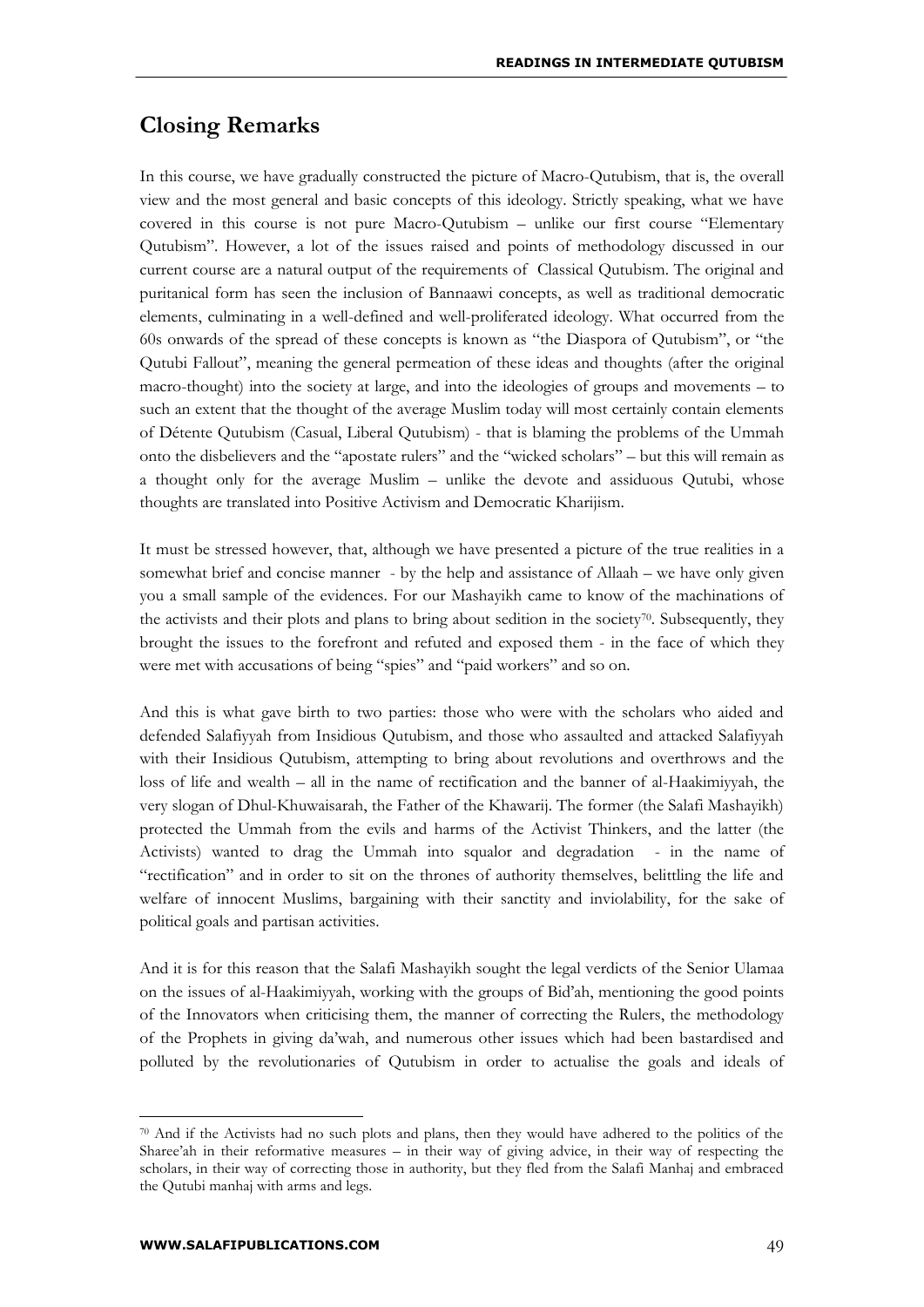## Closing Remarks

In this course, we have gradually constructed the picture of Macro-Qutubism, that is, the overall view and the most general and basic concepts of this ideology. Strictly speaking, what we have covered in this course is not pure Macro-Qutubism – unlike our first course "Elementary Qutubism". However, a lot of the issues raised and points of methodology discussed in our current course are a natural output of the requirements of Classical Qutubism. The original and puritanical form has seen the inclusion of Bannaawi concepts, as well as traditional democratic elements, culminating in a well-defined and well-proliferated ideology. What occurred from the 60s onwards of the spread of these concepts is known as "the Diaspora of Qutubism", or "the Qutubi Fallout", meaning the general permeation of these ideas and thoughts (after the original macro-thought) into the society at large, and into the ideologies of groups and movements – to such an extent that the thought of the average Muslim today will most certainly contain elements of Détente Qutubism (Casual, Liberal Qutubism) - that is blaming the problems of the Ummah onto the disbelievers and the "apostate rulers" and the "wicked scholars" – but this will remain as a thought only for the average Muslim – unlike the devote and assiduous Qutubi, whose thoughts are translated into Positive Activism and Democratic Kharijism.

It must be stressed however, that, although we have presented a picture of the true realities in a somewhat brief and concise manner - by the help and assistance of Allaah – we have only given you a small sample of the evidences. For our Mashayikh came to know of the machinations of the activists and their plots and plans to bring about sedition in the society[70]. Subsequently, they brought the issues to the forefront and refuted and exposed them - in the face of which they were met with accusations of being "spies" and "paid workers" and so on.

And this is what gave birth to two parties: those who were with the scholars who aided and defended Salafiyyah from Insidious Qutubism, and those who assaulted and attacked Salafiyyah with their Insidious Qutubism, attempting to bring about revolutions and overthrows and the loss of life and wealth – all in the name of rectification and the banner of al-Haakimiyyah, the very slogan of Dhul-Khuwaisarah, the Father of the Khawarij. The former (the Salafi Mashayikh) protected the Ummah from the evils and harms of the Activist Thinkers, and the latter (the Activists) wanted to drag the Ummah into squalor and degradation - in the name of "rectification" and in order to sit on the thrones of authority themselves, belittling the life and welfare of innocent Muslims, bargaining with their sanctity and inviolability, for the sake of political goals and partisan activities.

And it is for this reason that the Salafi Mashayikh sought the legal verdicts of the Senior Ulamaa on the issues of al-Haakimiyyah, working with the groups of Bid'ah, mentioning the good points of the Innovators when criticising them, the manner of correcting the Rulers, the methodology of the Prophets in giving da'wah, and numerous other issues which had been bastardised and polluted by the revolutionaries of Qutubism in order to actualise the goals and ideals of

---

[70] And if the Activists had no such plots and plans, then they would have adhered to the politics of the Sharee'ah in their reformative measures – in their way of giving advice, in their way of respecting the scholars, in their way of correcting those in authority, but they fled from the Salafi Manhaj and embraced the Qutubi manhaj with arms and legs.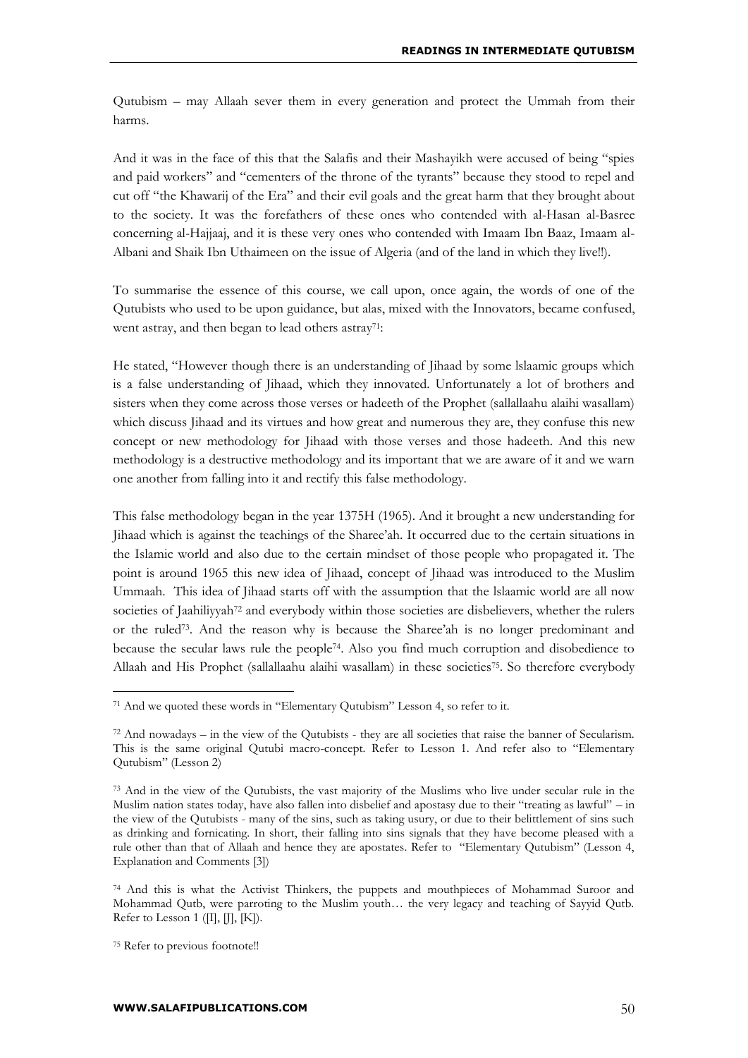Qutubism – may Allaah sever them in every generation and protect the Ummah from their harms.

And it was in the face of this that the Salafis and their Mashayikh were accused of being "spies and paid workers" and "cementers of the throne of the tyrants" because they stood to repel and cut off "the Khawarij of the Era" and their evil goals and the great harm that they brought about to the society. It was the forefathers of these ones who contended with al-Hasan al-Basree concerning al-Hajjaaj, and it is these very ones who contended with Imaam Ibn Baaz, Imaam al-Albani and Shaik Ibn Uthaimeen on the issue of Algeria (and of the land in which they live!!).

To summarise the essence of this course, we call upon, once again, the words of one of the Qutubists who used to be upon guidance, but alas, mixed with the Innovators, became confused, went astray, and then began to lead others astray[71]:

He stated, "However though there is an understanding of Jihaad by some lslaamic groups which is a false understanding of Jihaad, which they innovated. Unfortunately a lot of brothers and sisters when they come across those verses or hadeeth of the Prophet (sallallaahu alaihi wasallam) which discuss Jihaad and its virtues and how great and numerous they are, they confuse this new concept or new methodology for Jihaad with those verses and those hadeeth. And this new methodology is a destructive methodology and its important that we are aware of it and we warn one another from falling into it and rectify this false methodology.

This false methodology began in the year 1375H (1965). And it brought a new understanding for Jihaad which is against the teachings of the Sharee'ah. It occurred due to the certain situations in the Islamic world and also due to the certain mindset of those people who propagated it. The point is around 1965 this new idea of Jihaad, concept of Jihaad was introduced to the Muslim Ummaah. This idea of Jihaad starts off with the assumption that the lslaamic world are all now societies of Jaahiliyyah[72] and everybody within those societies are disbelievers, whether the rulers or the ruled[73]. And the reason why is because the Sharee'ah is no longer predominant and because the secular laws rule the people[74]. Also you find much corruption and disobedience to Allaah and His Prophet (sallallaahu alaihi wasallam) in these societies[75]. So therefore everybody

---

[71] And we quoted these words in "Elementary Qutubism" Lesson 4, so refer to it.

[72] And nowadays – in the view of the Qutubists - they are all societies that raise the banner of Secularism. This is the same original Qutubi macro-concept. Refer to Lesson 1. And refer also to "Elementary Qutubism" (Lesson 2)

[73] And in the view of the Qutubists, the vast majority of the Muslims who live under secular rule in the Muslim nation states today, have also fallen into disbelief and apostasy due to their "treating as lawful" – in the view of the Qutubists - many of the sins, such as taking usury, or due to their belittlement of sins such as drinking and fornicating. In short, their falling into sins signals that they have become pleased with a rule other than that of Allaah and hence they are apostates. Refer to "Elementary Qutubism" (Lesson 4, Explanation and Comments [3])

[74] And this is what the Activist Thinkers, the puppets and mouthpieces of Mohammad Suroor and Mohammad Qutb, were parroting to the Muslim youth… the very legacy and teaching of Sayyid Qutb. Refer to Lesson 1 ([I], [J], [K]).

[75] Refer to previous footnote!!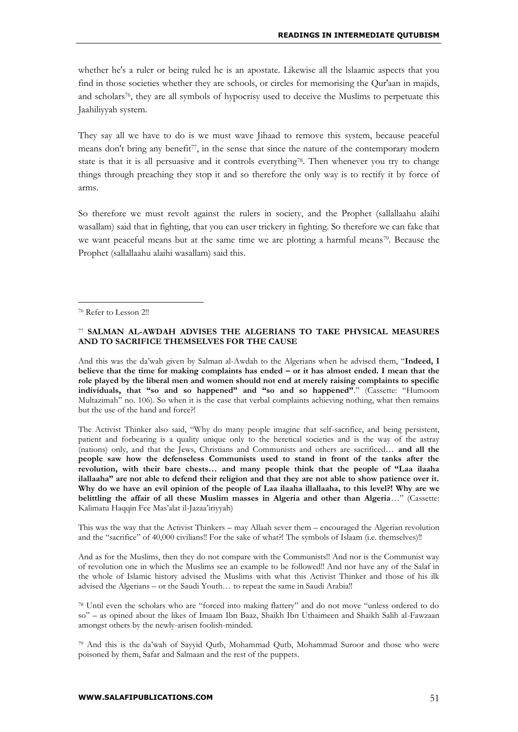whether he's a ruler or being ruled he is an apostate. Likewise all the lslaamic aspects that you find in those societies whether they are schools, or circles for memorising the Qur'aan in majids, and scholars[76], they are all symbols of hypocrisy used to deceive the Muslims to perpetuate this Jaahiliyyah system.

They say all we have to do is we must wave Jihaad to remove this system, because peaceful means don't bring any benefit[77], in the sense that since the nature of the contemporary modern state is that it is all persuasive and it controls everything[78]. Then whenever you try to change things through preaching they stop it and so therefore the only way is to rectify it by force of arms.

So therefore we must revolt against the rulers in society, and the Prophet (sallallaahu alaihi wasallam) said that in fighting, that you can user trickery in fighting. So therefore we can fake that we want peaceful means but at the same time we are plotting a harmful means[79]. Because the Prophet (sallallaahu alaihi wasallam) said this.

---

[76] Refer to Lesson 2!!

[77] **SALMAN AL-AWDAH ADVISES THE ALGERIANS TO TAKE PHYSICAL MEASURES AND TO SACRIFICE THEMSELVES FOR THE CAUSE**

And this was the da'wah given by Salman al-Awdah to the Algerians when he advised them, "**Indeed, I believe that the time for making complaints has ended – or it has almost ended. I mean that the role played by the liberal men and women should not end at merely raising complaints to specific individuals, that "so and so happened" and "so and so happened"**." (Cassette: "Humoom Multazimah" no. 106). So when it is the case that verbal complaints achieving nothing, what then remains but the use of the hand and force?!

The Activist Thinker also said, "Why do many people imagine that self-sacrifice, and being persistent, patient and forbearing is a quality unique only to the heretical societies and is the way of the astray (nations) only, and that the Jews, Christians and Communists and others are sacrificed… **and all the people saw how the defenseless Communists used to stand in front of the tanks after the revolution, with their bare chests… and many people think that the people of "Laa ilaaha ilallaaha" are not able to defend their religion and that they are not able to show patience over it. Why do we have an evil opinion of the people of Laa ilaaha illallaaha, to this level?! Why are we belittling the affair of all these Muslim masses in Algeria and other than Algeria**…" (Cassette: Kalimatu Haqqin Fee Mas'alat il-Jazaa'iriyyah)

This was the way that the Activist Thinkers – may Allaah sever them – encouraged the Algerian revolution and the "sacrifice" of 40,000 civilians!! For the sake of what?! The symbols of Islaam (i.e. themselves)!!

And as for the Muslims, then they do not compare with the Communists!! And nor is the Communist way of revolution one in which the Muslims see an example to be followed!! And nor have any of the Salaf in the whole of Islamic history advised the Muslims with what this Activist Thinker and those of his ilk advised the Algerians – or the Saudi Youth… to repeat the same in Saudi Arabia!!

[78] Until even the scholars who are "forced into making flattery" and do not move "unless ordered to do so" – as opined about the likes of Imaam Ibn Baaz, Shaikh Ibn Uthaimeen and Shaikh Salih al-Fawzaan amongst others by the newly-arisen foolish-minded.

[79] And this is the da'wah of Sayyid Qutb, Mohammad Qutb, Mohammad Suroor and those who were poisoned by them, Safar and Salmaan and the rest of the puppets.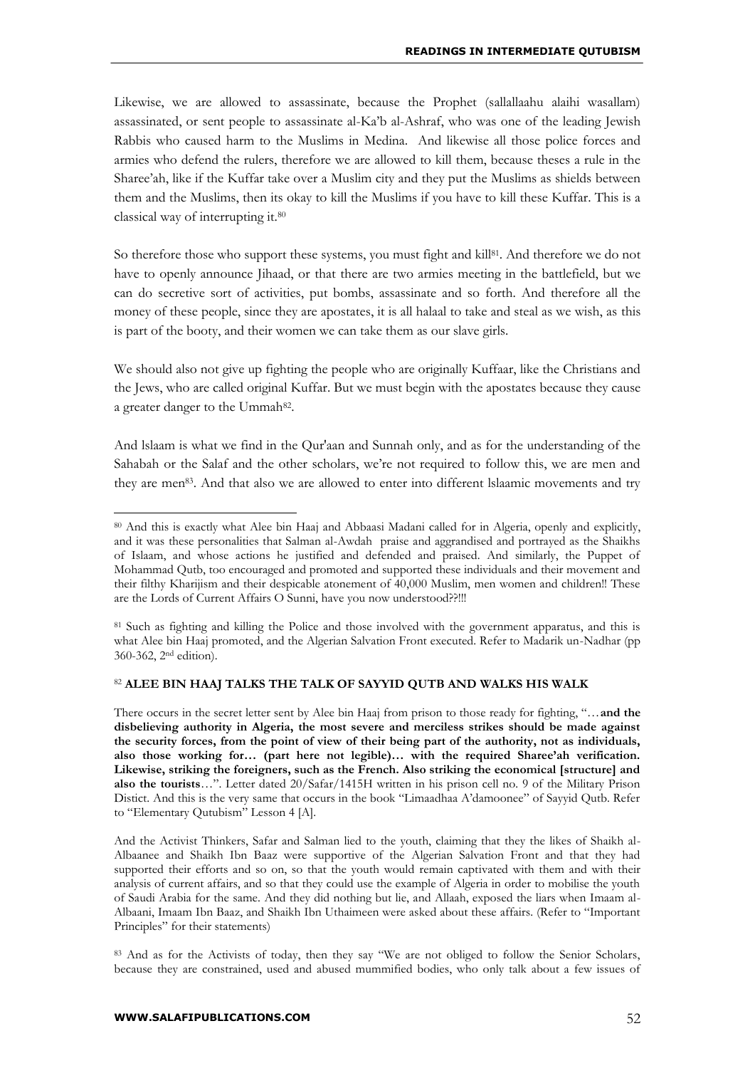Likewise, we are allowed to assassinate, because the Prophet (sallallaahu alaihi wasallam) assassinated, or sent people to assassinate al-Ka'b al-Ashraf, who was one of the leading Jewish Rabbis who caused harm to the Muslims in Medina. And likewise all those police forces and armies who defend the rulers, therefore we are allowed to kill them, because theses a rule in the Sharee'ah, like if the Kuffar take over a Muslim city and they put the Muslims as shields between them and the Muslims, then its okay to kill the Muslims if you have to kill these Kuffar. This is a classical way of interrupting it.[80]

So therefore those who support these systems, you must fight and kill[81]. And therefore we do not have to openly announce Jihaad, or that there are two armies meeting in the battlefield, but we can do secretive sort of activities, put bombs, assassinate and so forth. And therefore all the money of these people, since they are apostates, it is all halaal to take and steal as we wish, as this is part of the booty, and their women we can take them as our slave girls.

We should also not give up fighting the people who are originally Kuffaar, like the Christians and the Jews, who are called original Kuffar. But we must begin with the apostates because they cause a greater danger to the Ummah[82].

And lslaam is what we find in the Qur'aan and Sunnah only, and as for the understanding of the Sahabah or the Salaf and the other scholars, we're not required to follow this, we are men and they are men[83]. And that also we are allowed to enter into different lslaamic movements and try

---

[80] And this is exactly what Alee bin Haaj and Abbaasi Madani called for in Algeria, openly and explicitly, and it was these personalities that Salman al-Awdah praise and aggrandised and portrayed as the Shaikhs of Islaam, and whose actions he justified and defended and praised. And similarly, the Puppet of Mohammad Qutb, too encouraged and promoted and supported these individuals and their movement and their filthy Kharijism and their despicable atonement of 40,000 Muslim, men women and children!! These are the Lords of Current Affairs O Sunni, have you now understood??!!!

[81] Such as fighting and killing the Police and those involved with the government apparatus, and this is what Alee bin Haaj promoted, and the Algerian Salvation Front executed. Refer to Madarik un-Nadhar (pp 360-362, 2nd edition).

[82] **ALEE BIN HAAJ TALKS THE TALK OF SAYYID QUTB AND WALKS HIS WALK**

There occurs in the secret letter sent by Alee bin Haaj from prison to those ready for fighting, "…**and the disbelieving authority in Algeria, the most severe and merciless strikes should be made against the security forces, from the point of view of their being part of the authority, not as individuals, also those working for… (part here not legible)… with the required Sharee'ah verification. Likewise, striking the foreigners, such as the French. Also striking the economical [structure] and also the tourists**…". Letter dated 20/Safar/1415H written in his prison cell no. 9 of the Military Prison Distict. And this is the very same that occurs in the book "Limaadhaa A'damoonee" of Sayyid Qutb. Refer to "Elementary Qutubism" Lesson 4 [A].

And the Activist Thinkers, Safar and Salman lied to the youth, claiming that they the likes of Shaikh al-Albaanee and Shaikh Ibn Baaz were supportive of the Algerian Salvation Front and that they had supported their efforts and so on, so that the youth would remain captivated with them and with their analysis of current affairs, and so that they could use the example of Algeria in order to mobilise the youth of Saudi Arabia for the same. And they did nothing but lie, and Allaah, exposed the liars when Imaam al-Albaani, Imaam Ibn Baaz, and Shaikh Ibn Uthaimeen were asked about these affairs. (Refer to "Important Principles" for their statements)

[83] And as for the Activists of today, then they say "We are not obliged to follow the Senior Scholars, because they are constrained, used and abused mummified bodies, who only talk about a few issues of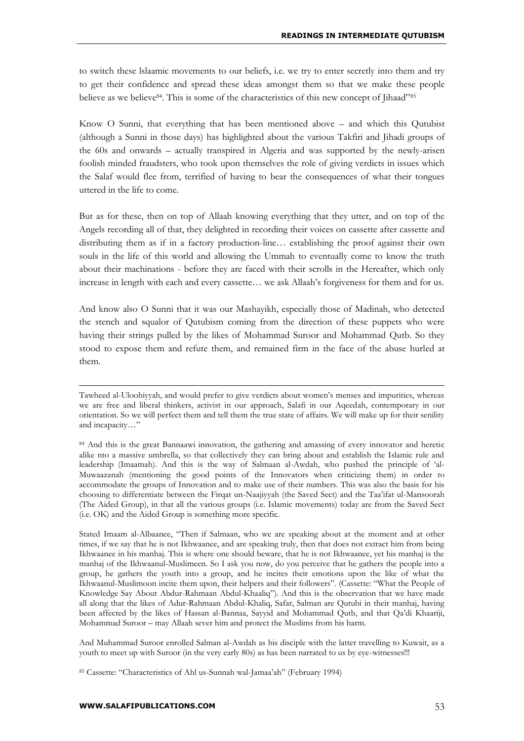to switch these lslaamic movements to our beliefs, i.e. we try to enter secretly into them and try to get their confidence and spread these ideas amongst them so that we make these people believe as we believe[84]. This is some of the characteristics of this new concept of Jihaad"[85]

Know O Sunni, that everything that has been mentioned above – and which this Qutubist (although a Sunni in those days) has highlighted about the various Takfiri and Jihadi groups of the 60s and onwards – actually transpired in Algeria and was supported by the newly-arisen foolish minded fraudsters, who took upon themselves the role of giving verdicts in issues which the Salaf would flee from, terrified of having to bear the consequences of what their tongues uttered in the life to come.

But as for these, then on top of Allaah knowing everything that they utter, and on top of the Angels recording all of that, they delighted in recording their voices on cassette after cassette and distributing them as if in a factory production-line… establishing the proof against their own souls in the life of this world and allowing the Ummah to eventually come to know the truth about their machinations - before they are faced with their scrolls in the Hereafter, which only increase in length with each and every cassette… we ask Allaah's forgiveness for them and for us.

And know also O Sunni that it was our Mashayikh, especially those of Madinah, who detected the stench and squalor of Qutubism coming from the direction of these puppets who were having their strings pulled by the likes of Mohammad Suroor and Mohammad Qutb. So they stood to expose them and refute them, and remained firm in the face of the abuse hurled at them.

---

Tawheed al-Uloohiyyah, and would prefer to give verdicts about women's menses and impurities, whereas we are free and liberal thinkers, activist in our approach, Salafi in our Aqeedah, contemporary in our orientation. So we will perfect them and tell them the true state of affairs. We will make up for their senility and incapacity…"

[84] And this is the great Bannaawi innovation, the gathering and amassing of every innovator and heretic alike nto a massive umbrella, so that collectively they can bring about and establish the Islamic rule and leadership (Imaamah). And this is the way of Salmaan al-Awdah, who pushed the principle of 'al-Muwaazanah (mentioning the good points of the Innovators when criticizing them) in order to accommodate the groups of Innovation and to make use of their numbers. This was also the basis for his choosing to differentiate between the Firqat un-Naajiyyah (the Saved Sect) and the Taa'ifat ul-Mansoorah (The Aided Group), in that all the various groups (i.e. Islamic movements) today are from the Saved Sect (i.e. OK) and the Aided Group is something more specific.

Stated Imaam al-Albaanee, "Then if Salmaan, who we are speaking about at the moment and at other times, if we say that he is not Ikhwaanee, and are speaking truly, then that does not extract him from being Ikhwaanee in his manhaj. This is where one should beware, that he is not Ikhwaanee, yet his manhaj is the manhaj of the Ikhwaanul-Muslimeen. So I ask you now, do you perceive that he gathers the people into a group, he gathers the youth into a group, and he incites their emotions upon the like of what the Ikhwaanul-Muslimoon incite them upon, their helpers and their followers". (Cassette: "What the People of Knowledge Say About Abdur-Rahmaan Abdul-Khaaliq"). And this is the observation that we have made all along that the likes of Adur-Rahmaan Abdul-Khaliq, Safar, Salman are Qutubi in their manhaj, having been affected by the likes of Hassan al-Bannaa, Sayyid and Mohammad Qutb, and that Qa'di Khaariji, Mohammad Suroor – may Allaah sever him and protect the Muslims from his harm.

And Muhammad Suroor enrolled Salman al-Awdah as his disciple with the latter travelling to Kuwait, as a youth to meet up with Suroor (in the very early 80s) as has been narrated to us by eye-witnesses!!!

[85] Cassette: "Characteristics of Ahl us-Sunnah wal-Jamaa'ah" (February 1994)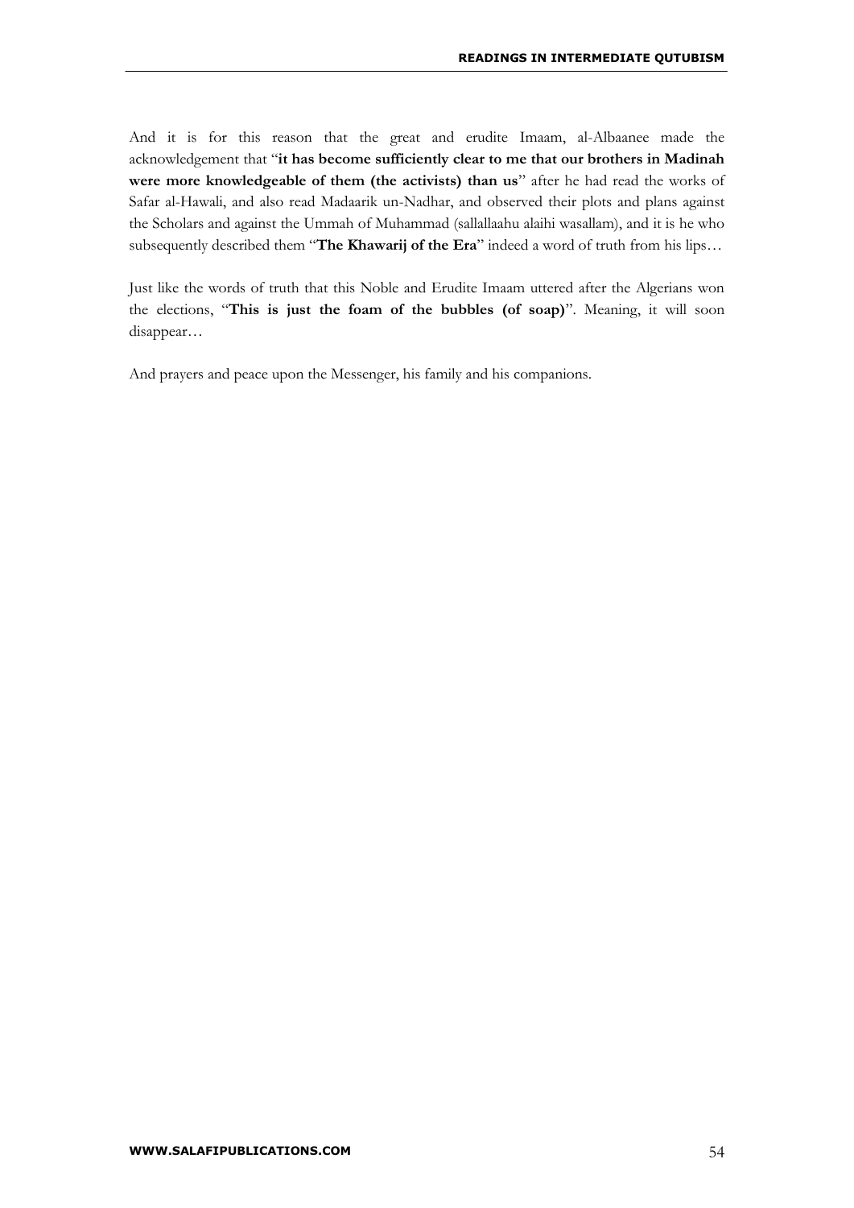And it is for this reason that the great and erudite Imaam, al-Albaanee made the acknowledgement that "**it has become sufficiently clear to me that our brothers in Madinah were more knowledgeable of them (the activists) than us**" after he had read the works of Safar al-Hawali, and also read Madaarik un-Nadhar, and observed their plots and plans against the Scholars and against the Ummah of Muhammad (sallallaahu alaihi wasallam), and it is he who subsequently described them "**The Khawarij of the Era**" indeed a word of truth from his lips…

Just like the words of truth that this Noble and Erudite Imaam uttered after the Algerians won the elections, "**This is just the foam of the bubbles (of soap)**". Meaning, it will soon disappear…

And prayers and peace upon the Messenger, his family and his companions.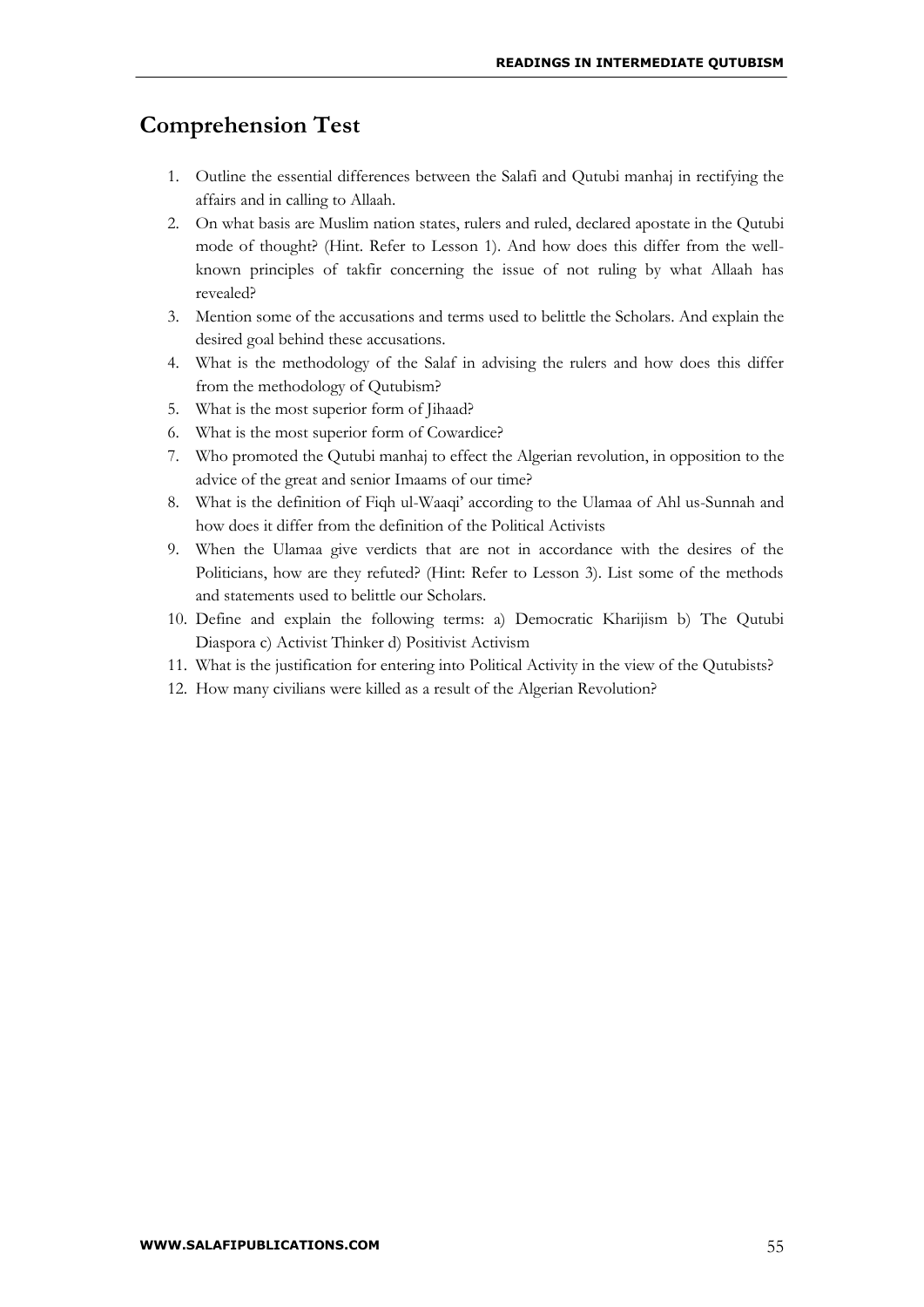## Comprehension Test

1. Outline the essential differences between the Salafi and Qutubi manhaj in rectifying the affairs and in calling to Allaah.
2. On what basis are Muslim nation states, rulers and ruled, declared apostate in the Qutubi mode of thought? (Hint. Refer to Lesson 1). And how does this differ from the well-known principles of takfir concerning the issue of not ruling by what Allaah has revealed?
3. Mention some of the accusations and terms used to belittle the Scholars. And explain the desired goal behind these accusations.
4. What is the methodology of the Salaf in advising the rulers and how does this differ from the methodology of Qutubism?
5. What is the most superior form of Jihaad?
6. What is the most superior form of Cowardice?
7. Who promoted the Qutubi manhaj to effect the Algerian revolution, in opposition to the advice of the great and senior Imaams of our time?
8. What is the definition of Fiqh ul-Waaqi' according to the Ulamaa of Ahl us-Sunnah and how does it differ from the definition of the Political Activists
9. When the Ulamaa give verdicts that are not in accordance with the desires of the Politicians, how are they refuted? (Hint: Refer to Lesson 3). List some of the methods and statements used to belittle our Scholars.
10. Define and explain the following terms: a) Democratic Kharijism b) The Qutubi Diaspora c) Activist Thinker d) Positivist Activism
11. What is the justification for entering into Political Activity in the view of the Qutubists?
12. How many civilians were killed as a result of the Algerian Revolution?